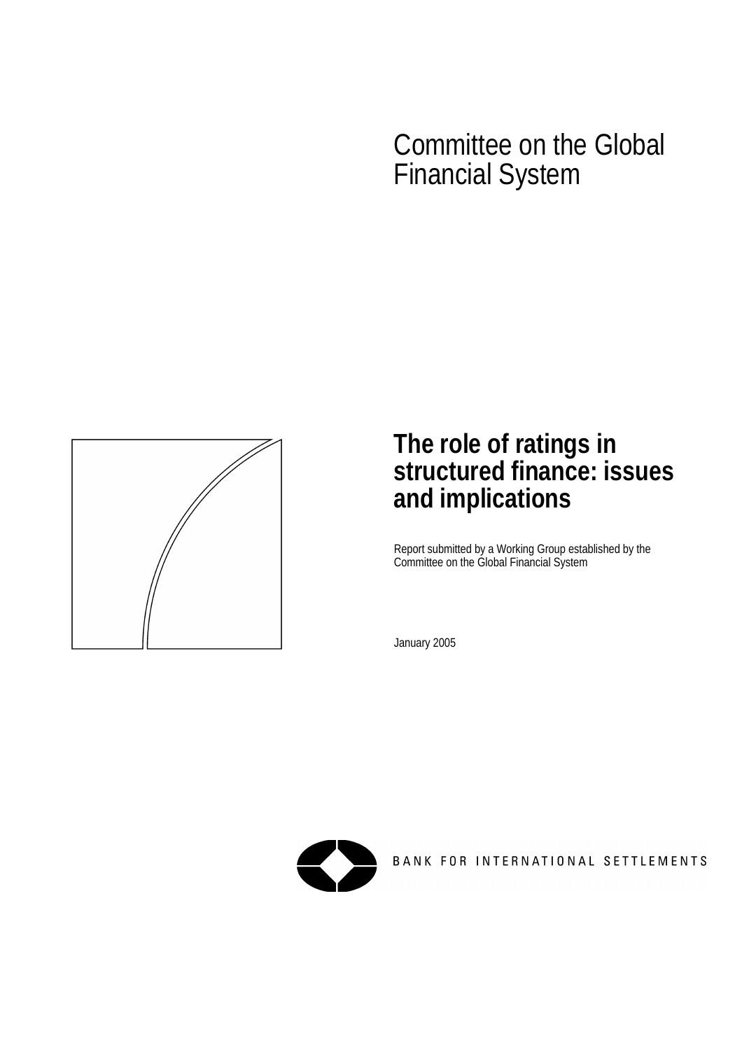Committee on the Global Financial System

# The role of ratings in structured finance: issues and implications

Report submitted by a Working Group established by the Committee on the Global Financial System

January 2005

BANK FOR INTERNATIONAL SETTLEMENTS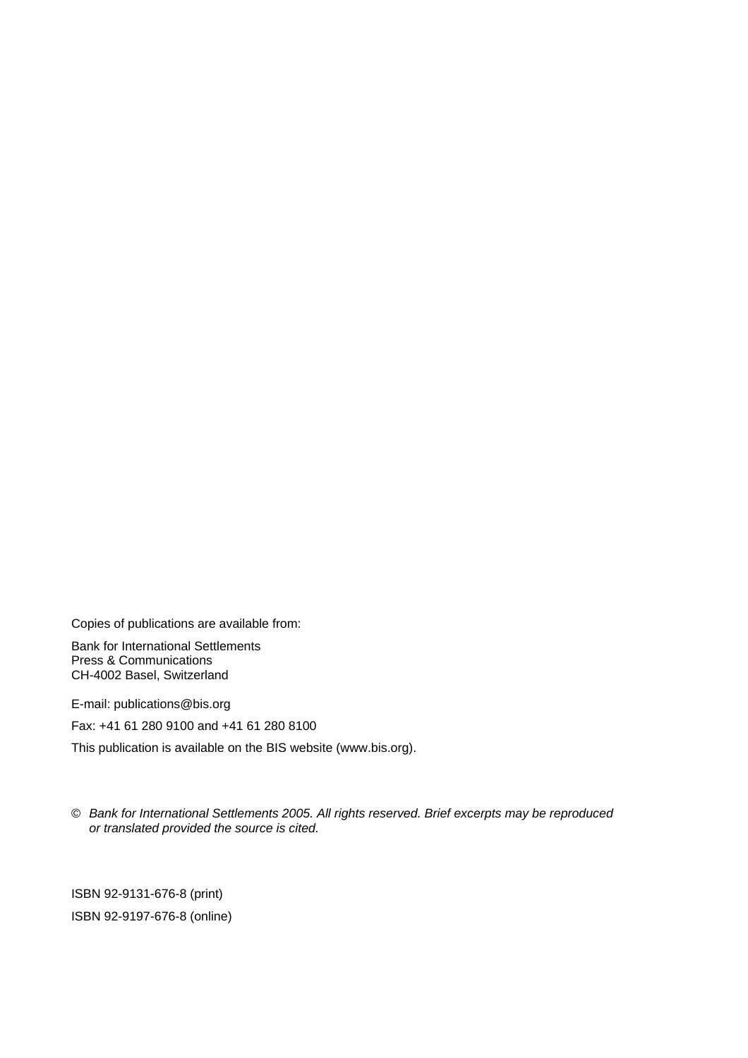Copies of publications are available from:

Bank for International Settlements
Press & Communications
CH-4002 Basel, Switzerland

E-mail: publications@bis.org

Fax: +41 61 280 9100 and +41 61 280 8100

This publication is available on the BIS website (www.bis.org).

© *Bank for International Settlements 2005. All rights reserved. Brief excerpts may be reproduced or translated provided the source is cited.*

ISBN 92-9131-676-8 (print)

ISBN 92-9197-676-8 (online)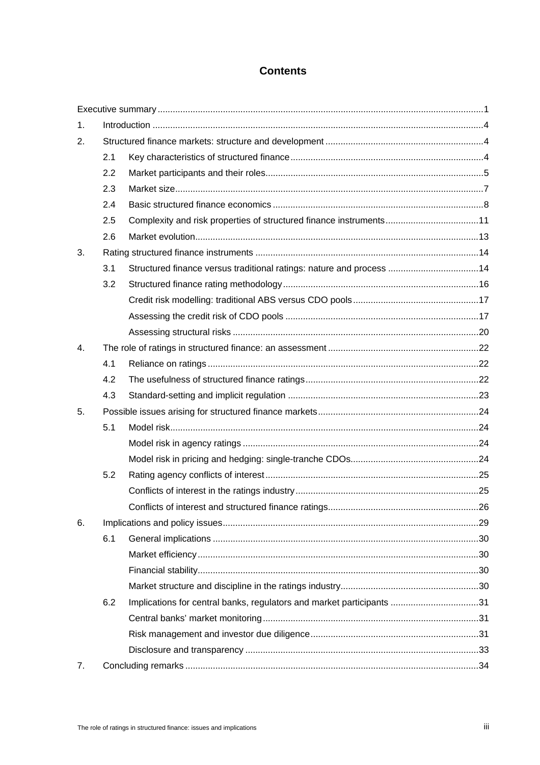# Contents

- Executive summary ... 1
- 1. Introduction ... 4
- 2. Structured finance markets: structure and development ... 4
  - 2.1 Key characteristics of structured finance ... 4
  - 2.2 Market participants and their roles ... 5
  - 2.3 Market size ... 7
  - 2.4 Basic structured finance economics ... 8
  - 2.5 Complexity and risk properties of structured finance instruments ... 11
  - 2.6 Market evolution ... 13
- 3. Rating structured finance instruments ... 14
  - 3.1 Structured finance versus traditional ratings: nature and process ... 14
  - 3.2 Structured finance rating methodology ... 16
    - Credit risk modelling: traditional ABS versus CDO pools ... 17
    - Assessing the credit risk of CDO pools ... 17
    - Assessing structural risks ... 20
- 4. The role of ratings in structured finance: an assessment ... 22
  - 4.1 Reliance on ratings ... 22
  - 4.2 The usefulness of structured finance ratings ... 22
  - 4.3 Standard-setting and implicit regulation ... 23
- 5. Possible issues arising for structured finance markets ... 24
  - 5.1 Model risk ... 24
    - Model risk in agency ratings ... 24
    - Model risk in pricing and hedging: single-tranche CDOs ... 24
  - 5.2 Rating agency conflicts of interest ... 25
    - Conflicts of interest in the ratings industry ... 25
    - Conflicts of interest and structured finance ratings ... 26
- 6. Implications and policy issues ... 29
  - 6.1 General implications ... 30
    - Market efficiency ... 30
    - Financial stability ... 30
    - Market structure and discipline in the ratings industry ... 30
  - 6.2 Implications for central banks, regulators and market participants ... 31
    - Central banks' market monitoring ... 31
    - Risk management and investor due diligence ... 31
    - Disclosure and transparency ... 33
- 7. Concluding remarks ... 34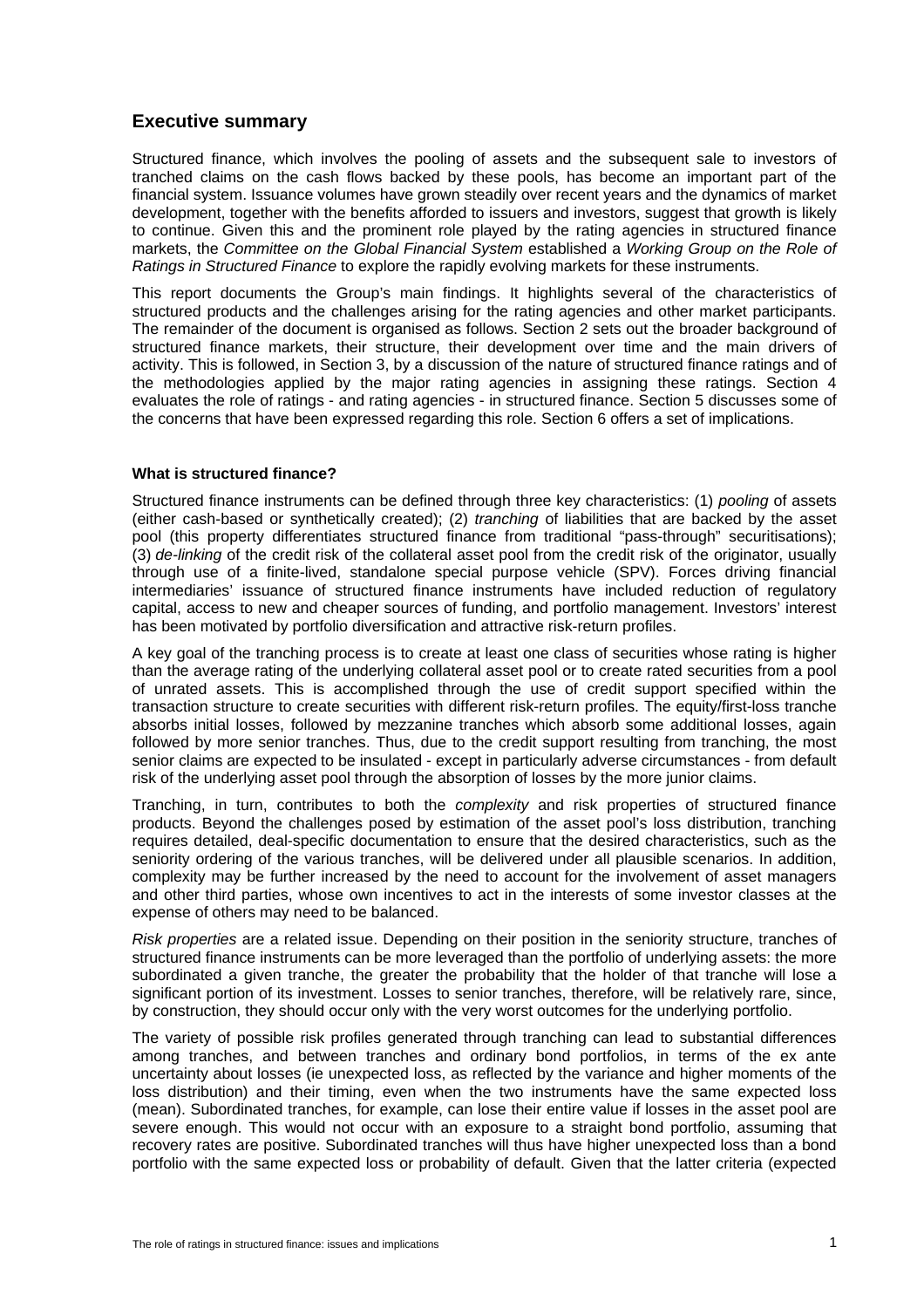## Executive summary

Structured finance, which involves the pooling of assets and the subsequent sale to investors of tranched claims on the cash flows backed by these pools, has become an important part of the financial system. Issuance volumes have grown steadily over recent years and the dynamics of market development, together with the benefits afforded to issuers and investors, suggest that growth is likely to continue. Given this and the prominent role played by the rating agencies in structured finance markets, the *Committee on the Global Financial System* established a *Working Group on the Role of Ratings in Structured Finance* to explore the rapidly evolving markets for these instruments.

This report documents the Group's main findings. It highlights several of the characteristics of structured products and the challenges arising for the rating agencies and other market participants. The remainder of the document is organised as follows. Section 2 sets out the broader background of structured finance markets, their structure, their development over time and the main drivers of activity. This is followed, in Section 3, by a discussion of the nature of structured finance ratings and of the methodologies applied by the major rating agencies in assigning these ratings. Section 4 evaluates the role of ratings - and rating agencies - in structured finance. Section 5 discusses some of the concerns that have been expressed regarding this role. Section 6 offers a set of implications.

**What is structured finance?**

Structured finance instruments can be defined through three key characteristics: (1) *pooling* of assets (either cash-based or synthetically created); (2) *tranching* of liabilities that are backed by the asset pool (this property differentiates structured finance from traditional "pass-through" securitisations); (3) *de-linking* of the credit risk of the collateral asset pool from the credit risk of the originator, usually through use of a finite-lived, standalone special purpose vehicle (SPV). Forces driving financial intermediaries' issuance of structured finance instruments have included reduction of regulatory capital, access to new and cheaper sources of funding, and portfolio management. Investors' interest has been motivated by portfolio diversification and attractive risk-return profiles.

A key goal of the tranching process is to create at least one class of securities whose rating is higher than the average rating of the underlying collateral asset pool or to create rated securities from a pool of unrated assets. This is accomplished through the use of credit support specified within the transaction structure to create securities with different risk-return profiles. The equity/first-loss tranche absorbs initial losses, followed by mezzanine tranches which absorb some additional losses, again followed by more senior tranches. Thus, due to the credit support resulting from tranching, the most senior claims are expected to be insulated - except in particularly adverse circumstances - from default risk of the underlying asset pool through the absorption of losses by the more junior claims.

Tranching, in turn, contributes to both the *complexity* and risk properties of structured finance products. Beyond the challenges posed by estimation of the asset pool's loss distribution, tranching requires detailed, deal-specific documentation to ensure that the desired characteristics, such as the seniority ordering of the various tranches, will be delivered under all plausible scenarios. In addition, complexity may be further increased by the need to account for the involvement of asset managers and other third parties, whose own incentives to act in the interests of some investor classes at the expense of others may need to be balanced.

*Risk properties* are a related issue. Depending on their position in the seniority structure, tranches of structured finance instruments can be more leveraged than the portfolio of underlying assets: the more subordinated a given tranche, the greater the probability that the holder of that tranche will lose a significant portion of its investment. Losses to senior tranches, therefore, will be relatively rare, since, by construction, they should occur only with the very worst outcomes for the underlying portfolio.

The variety of possible risk profiles generated through tranching can lead to substantial differences among tranches, and between tranches and ordinary bond portfolios, in terms of the ex ante uncertainty about losses (ie unexpected loss, as reflected by the variance and higher moments of the loss distribution) and their timing, even when the two instruments have the same expected loss (mean). Subordinated tranches, for example, can lose their entire value if losses in the asset pool are severe enough. This would not occur with an exposure to a straight bond portfolio, assuming that recovery rates are positive. Subordinated tranches will thus have higher unexpected loss than a bond portfolio with the same expected loss or probability of default. Given that the latter criteria (expected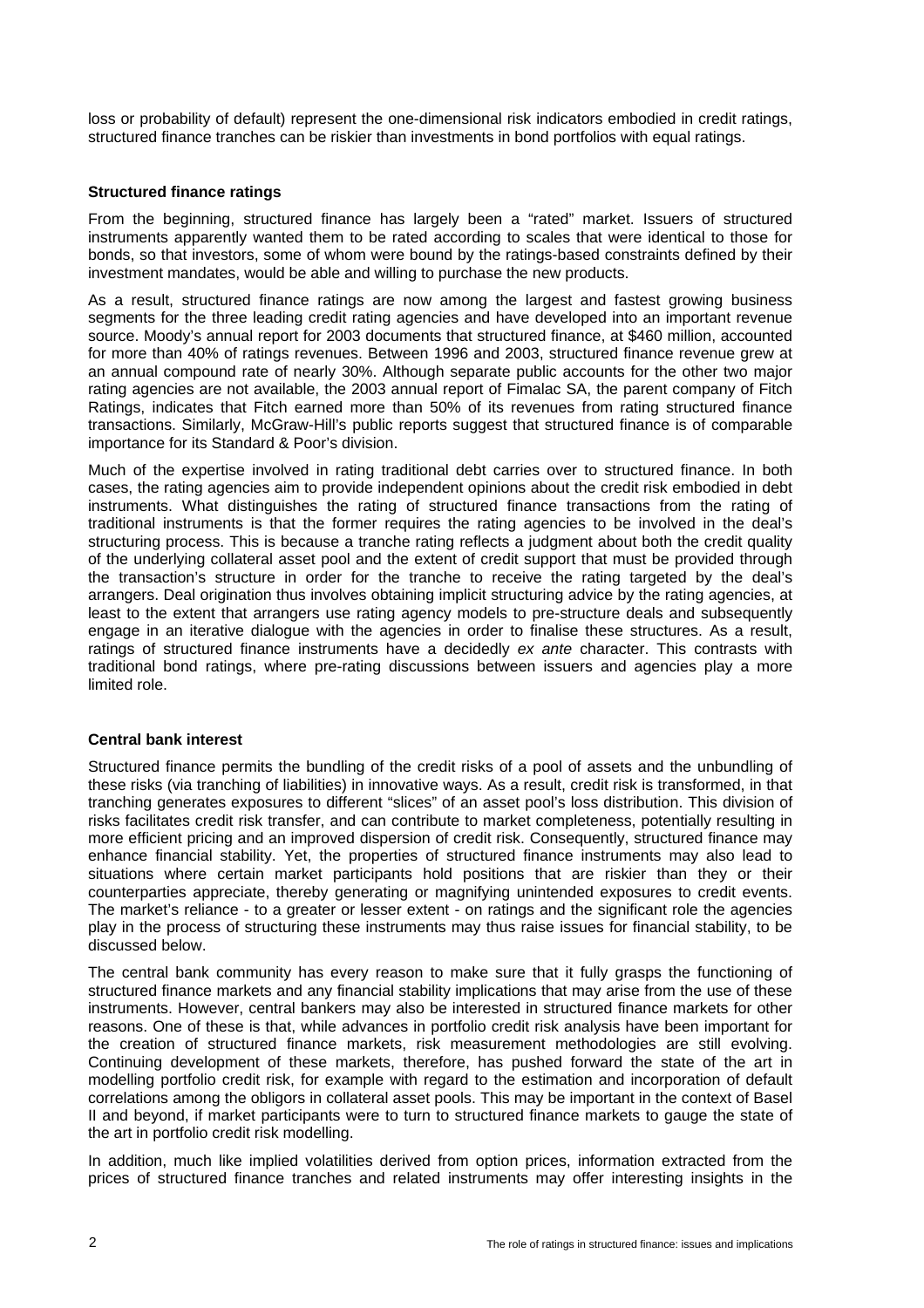loss or probability of default) represent the one-dimensional risk indicators embodied in credit ratings, structured finance tranches can be riskier than investments in bond portfolios with equal ratings.

### Structured finance ratings

From the beginning, structured finance has largely been a "rated" market. Issuers of structured instruments apparently wanted them to be rated according to scales that were identical to those for bonds, so that investors, some of whom were bound by the ratings-based constraints defined by their investment mandates, would be able and willing to purchase the new products.

As a result, structured finance ratings are now among the largest and fastest growing business segments for the three leading credit rating agencies and have developed into an important revenue source. Moody's annual report for 2003 documents that structured finance, at $460 million, accounted for more than 40% of ratings revenues. Between 1996 and 2003, structured finance revenue grew at an annual compound rate of nearly 30%. Although separate public accounts for the other two major rating agencies are not available, the 2003 annual report of Fimalac SA, the parent company of Fitch Ratings, indicates that Fitch earned more than 50% of its revenues from rating structured finance transactions. Similarly, McGraw-Hill's public reports suggest that structured finance is of comparable importance for its Standard & Poor's division.

Much of the expertise involved in rating traditional debt carries over to structured finance. In both cases, the rating agencies aim to provide independent opinions about the credit risk embodied in debt instruments. What distinguishes the rating of structured finance transactions from the rating of traditional instruments is that the former requires the rating agencies to be involved in the deal's structuring process. This is because a tranche rating reflects a judgment about both the credit quality of the underlying collateral asset pool and the extent of credit support that must be provided through the transaction's structure in order for the tranche to receive the rating targeted by the deal's arrangers. Deal origination thus involves obtaining implicit structuring advice by the rating agencies, at least to the extent that arrangers use rating agency models to pre-structure deals and subsequently engage in an iterative dialogue with the agencies in order to finalise these structures. As a result, ratings of structured finance instruments have a decidedly *ex ante* character. This contrasts with traditional bond ratings, where pre-rating discussions between issuers and agencies play a more limited role.

### Central bank interest

Structured finance permits the bundling of the credit risks of a pool of assets and the unbundling of these risks (via tranching of liabilities) in innovative ways. As a result, credit risk is transformed, in that tranching generates exposures to different "slices" of an asset pool's loss distribution. This division of risks facilitates credit risk transfer, and can contribute to market completeness, potentially resulting in more efficient pricing and an improved dispersion of credit risk. Consequently, structured finance may enhance financial stability. Yet, the properties of structured finance instruments may also lead to situations where certain market participants hold positions that are riskier than they or their counterparties appreciate, thereby generating or magnifying unintended exposures to credit events. The market's reliance - to a greater or lesser extent - on ratings and the significant role the agencies play in the process of structuring these instruments may thus raise issues for financial stability, to be discussed below.

The central bank community has every reason to make sure that it fully grasps the functioning of structured finance markets and any financial stability implications that may arise from the use of these instruments. However, central bankers may also be interested in structured finance markets for other reasons. One of these is that, while advances in portfolio credit risk analysis have been important for the creation of structured finance markets, risk measurement methodologies are still evolving. Continuing development of these markets, therefore, has pushed forward the state of the art in modelling portfolio credit risk, for example with regard to the estimation and incorporation of default correlations among the obligors in collateral asset pools. This may be important in the context of Basel II and beyond, if market participants were to turn to structured finance markets to gauge the state of the art in portfolio credit risk modelling.

In addition, much like implied volatilities derived from option prices, information extracted from the prices of structured finance tranches and related instruments may offer interesting insights in the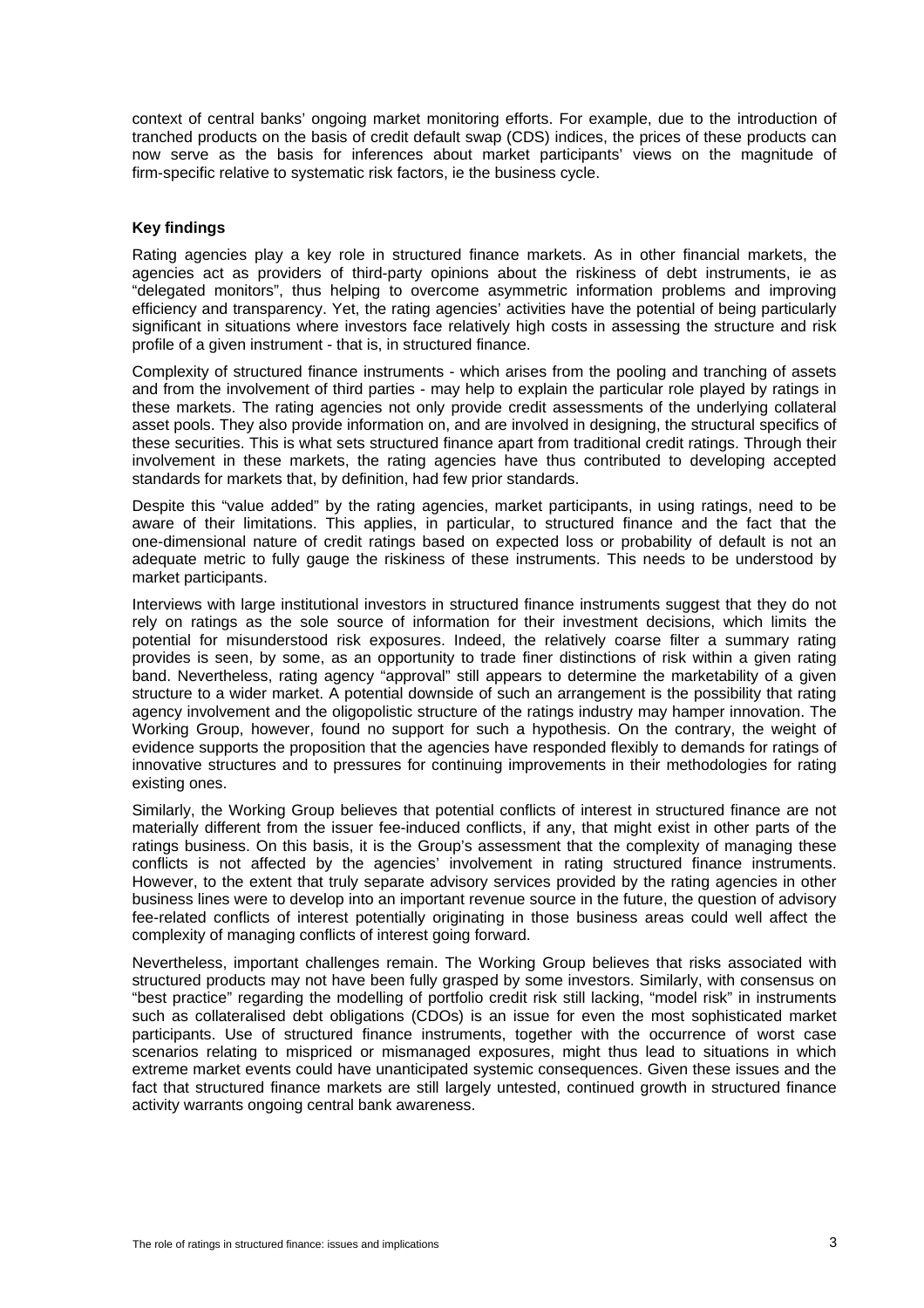context of central banks' ongoing market monitoring efforts. For example, due to the introduction of tranched products on the basis of credit default swap (CDS) indices, the prices of these products can now serve as the basis for inferences about market participants' views on the magnitude of firm-specific relative to systematic risk factors, ie the business cycle.

### Key findings

Rating agencies play a key role in structured finance markets. As in other financial markets, the agencies act as providers of third-party opinions about the riskiness of debt instruments, ie as "delegated monitors", thus helping to overcome asymmetric information problems and improving efficiency and transparency. Yet, the rating agencies' activities have the potential of being particularly significant in situations where investors face relatively high costs in assessing the structure and risk profile of a given instrument - that is, in structured finance.

Complexity of structured finance instruments - which arises from the pooling and tranching of assets and from the involvement of third parties - may help to explain the particular role played by ratings in these markets. The rating agencies not only provide credit assessments of the underlying collateral asset pools. They also provide information on, and are involved in designing, the structural specifics of these securities. This is what sets structured finance apart from traditional credit ratings. Through their involvement in these markets, the rating agencies have thus contributed to developing accepted standards for markets that, by definition, had few prior standards.

Despite this "value added" by the rating agencies, market participants, in using ratings, need to be aware of their limitations. This applies, in particular, to structured finance and the fact that the one-dimensional nature of credit ratings based on expected loss or probability of default is not an adequate metric to fully gauge the riskiness of these instruments. This needs to be understood by market participants.

Interviews with large institutional investors in structured finance instruments suggest that they do not rely on ratings as the sole source of information for their investment decisions, which limits the potential for misunderstood risk exposures. Indeed, the relatively coarse filter a summary rating provides is seen, by some, as an opportunity to trade finer distinctions of risk within a given rating band. Nevertheless, rating agency "approval" still appears to determine the marketability of a given structure to a wider market. A potential downside of such an arrangement is the possibility that rating agency involvement and the oligopolistic structure of the ratings industry may hamper innovation. The Working Group, however, found no support for such a hypothesis. On the contrary, the weight of evidence supports the proposition that the agencies have responded flexibly to demands for ratings of innovative structures and to pressures for continuing improvements in their methodologies for rating existing ones.

Similarly, the Working Group believes that potential conflicts of interest in structured finance are not materially different from the issuer fee-induced conflicts, if any, that might exist in other parts of the ratings business. On this basis, it is the Group's assessment that the complexity of managing these conflicts is not affected by the agencies' involvement in rating structured finance instruments. However, to the extent that truly separate advisory services provided by the rating agencies in other business lines were to develop into an important revenue source in the future, the question of advisory fee-related conflicts of interest potentially originating in those business areas could well affect the complexity of managing conflicts of interest going forward.

Nevertheless, important challenges remain. The Working Group believes that risks associated with structured products may not have been fully grasped by some investors. Similarly, with consensus on "best practice" regarding the modelling of portfolio credit risk still lacking, "model risk" in instruments such as collateralised debt obligations (CDOs) is an issue for even the most sophisticated market participants. Use of structured finance instruments, together with the occurrence of worst case scenarios relating to mispriced or mismanaged exposures, might thus lead to situations in which extreme market events could have unanticipated systemic consequences. Given these issues and the fact that structured finance markets are still largely untested, continued growth in structured finance activity warrants ongoing central bank awareness.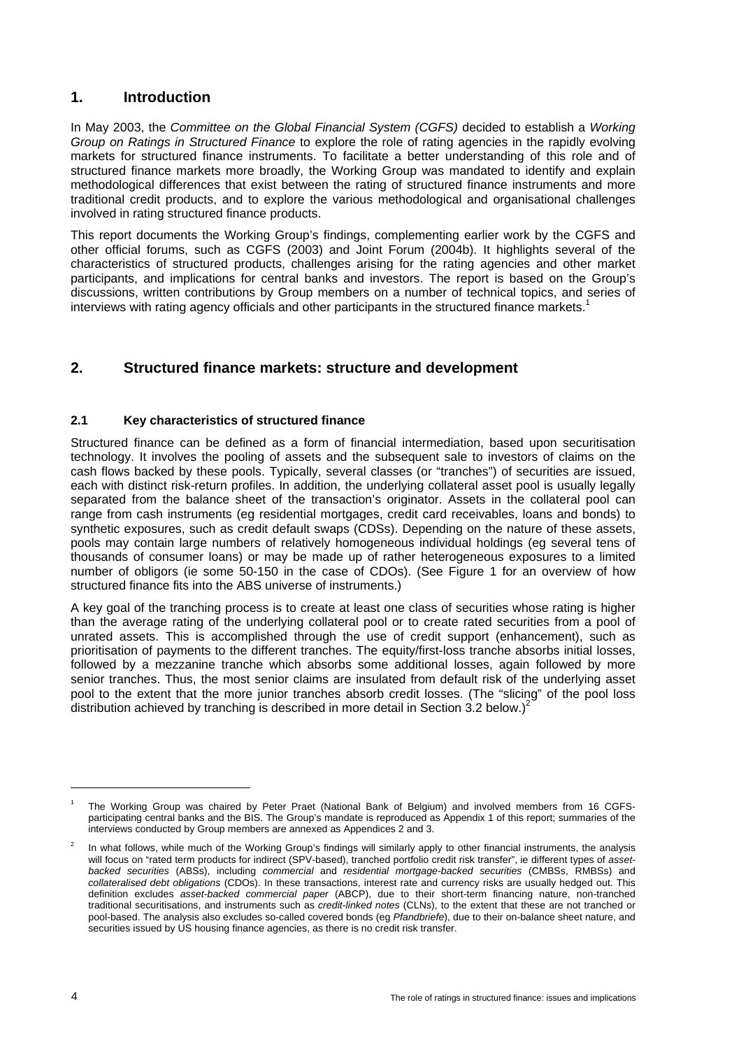## 1. Introduction

In May 2003, the *Committee on the Global Financial System (CGFS)* decided to establish a *Working Group on Ratings in Structured Finance* to explore the role of rating agencies in the rapidly evolving markets for structured finance instruments. To facilitate a better understanding of this role and of structured finance markets more broadly, the Working Group was mandated to identify and explain methodological differences that exist between the rating of structured finance instruments and more traditional credit products, and to explore the various methodological and organisational challenges involved in rating structured finance products.

This report documents the Working Group's findings, complementing earlier work by the CGFS and other official forums, such as CGFS (2003) and Joint Forum (2004b). It highlights several of the characteristics of structured products, challenges arising for the rating agencies and other market participants, and implications for central banks and investors. The report is based on the Group's discussions, written contributions by Group members on a number of technical topics, and series of interviews with rating agency officials and other participants in the structured finance markets.[1]

## 2. Structured finance markets: structure and development

### 2.1 Key characteristics of structured finance

Structured finance can be defined as a form of financial intermediation, based upon securitisation technology. It involves the pooling of assets and the subsequent sale to investors of claims on the cash flows backed by these pools. Typically, several classes (or "tranches") of securities are issued, each with distinct risk-return profiles. In addition, the underlying collateral asset pool is usually legally separated from the balance sheet of the transaction's originator. Assets in the collateral pool can range from cash instruments (eg residential mortgages, credit card receivables, loans and bonds) to synthetic exposures, such as credit default swaps (CDSs). Depending on the nature of these assets, pools may contain large numbers of relatively homogeneous individual holdings (eg several tens of thousands of consumer loans) or may be made up of rather heterogeneous exposures to a limited number of obligors (ie some 50-150 in the case of CDOs). (See Figure 1 for an overview of how structured finance fits into the ABS universe of instruments.)

A key goal of the tranching process is to create at least one class of securities whose rating is higher than the average rating of the underlying collateral pool or to create rated securities from a pool of unrated assets. This is accomplished through the use of credit support (enhancement), such as prioritisation of payments to the different tranches. The equity/first-loss tranche absorbs initial losses, followed by a mezzanine tranche which absorbs some additional losses, again followed by more senior tranches. Thus, the most senior claims are insulated from default risk of the underlying asset pool to the extent that the more junior tranches absorb credit losses. (The "slicing" of the pool loss distribution achieved by tranching is described in more detail in Section 3.2 below.)[2]

---

[1] The Working Group was chaired by Peter Praet (National Bank of Belgium) and involved members from 16 CGFS-participating central banks and the BIS. The Group's mandate is reproduced as Appendix 1 of this report; summaries of the interviews conducted by Group members are annexed as Appendices 2 and 3.

[2] In what follows, while much of the Working Group's findings will similarly apply to other financial instruments, the analysis will focus on "rated term products for indirect (SPV-based), tranched portfolio credit risk transfer", ie different types of *asset-backed securities* (ABSs), including *commercial* and *residential mortgage-backed securities* (CMBSs, RMBSs) and *collateralised debt obligations* (CDOs). In these transactions, interest rate and currency risks are usually hedged out. This definition excludes *asset-backed commercial paper* (ABCP), due to their short-term financing nature, non-tranched traditional securitisations, and instruments such as *credit-linked notes* (CLNs), to the extent that these are not tranched or pool-based. The analysis also excludes so-called covered bonds (eg *Pfandbriefe*), due to their on-balance sheet nature, and securities issued by US housing finance agencies, as there is no credit risk transfer.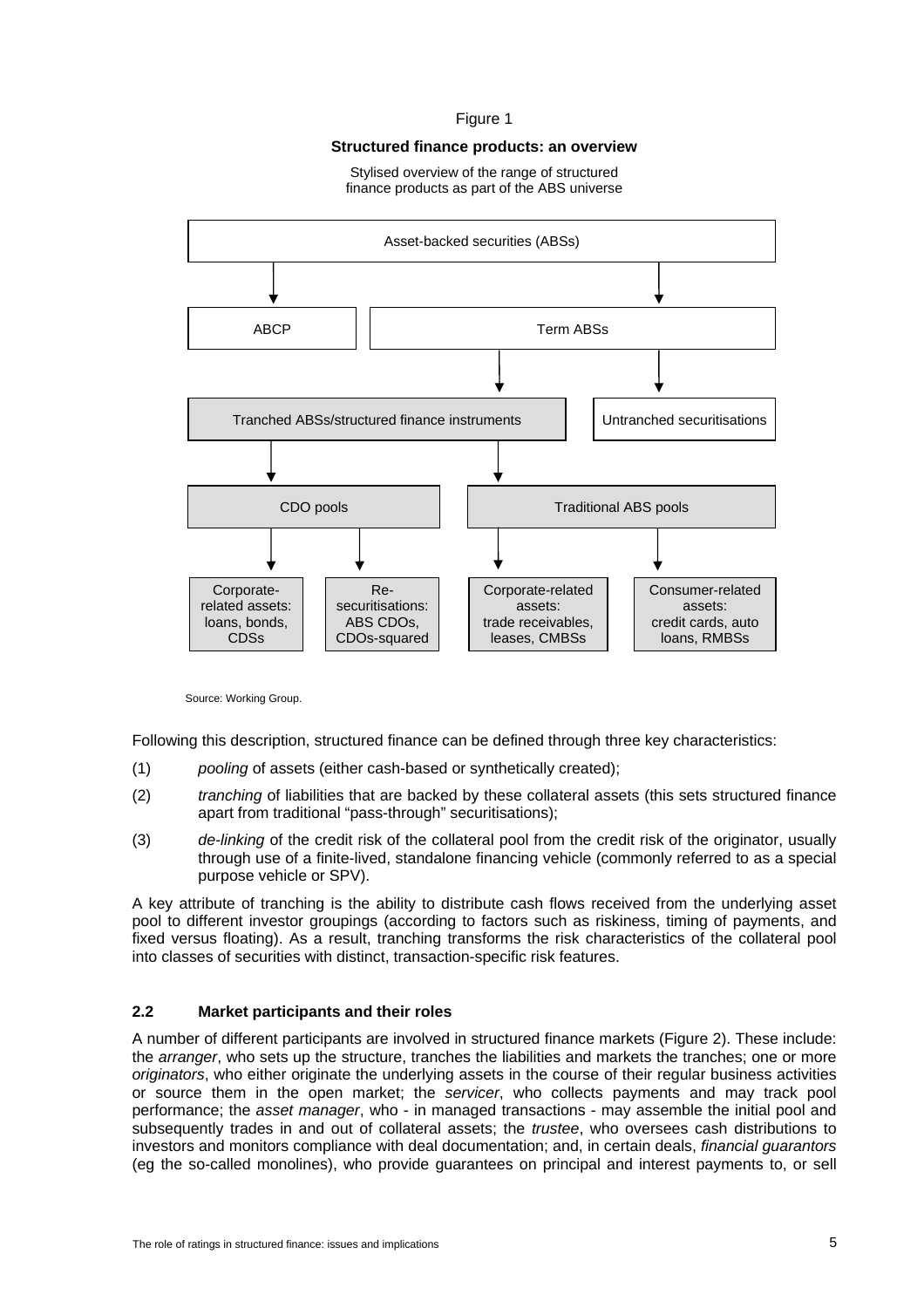Figure 1

**Structured finance products: an overview**

Stylised overview of the range of structured finance products as part of the ABS universe

- Asset-backed securities (ABSs)
  - ABCP
  - Term ABSs
    - Tranched ABSs/structured finance instruments
      - CDO pools
        - Corporate-related assets: loans, bonds, CDSs
        - Re-securitisations: ABS CDOs, CDOs-squared
      - Traditional ABS pools
        - Corporate-related assets: trade receivables, leases, CMBSs
        - Consumer-related assets: credit cards, auto loans, RMBSs
    - Untranched securitisations

Source: Working Group.

Following this description, structured finance can be defined through three key characteristics:

(1) *pooling* of assets (either cash-based or synthetically created);

(2) *tranching* of liabilities that are backed by these collateral assets (this sets structured finance apart from traditional "pass-through" securitisations);

(3) *de-linking* of the credit risk of the collateral pool from the credit risk of the originator, usually through use of a finite-lived, standalone financing vehicle (commonly referred to as a special purpose vehicle or SPV).

A key attribute of tranching is the ability to distribute cash flows received from the underlying asset pool to different investor groupings (according to factors such as riskiness, timing of payments, and fixed versus floating). As a result, tranching transforms the risk characteristics of the collateral pool into classes of securities with distinct, transaction-specific risk features.

## 2.2 Market participants and their roles

A number of different participants are involved in structured finance markets (Figure 2). These include: the *arranger*, who sets up the structure, tranches the liabilities and markets the tranches; one or more *originators*, who either originate the underlying assets in the course of their regular business activities or source them in the open market; the *servicer*, who collects payments and may track pool performance; the *asset manager*, who - in managed transactions - may assemble the initial pool and subsequently trades in and out of collateral assets; the *trustee*, who oversees cash distributions to investors and monitors compliance with deal documentation; and, in certain deals, *financial guarantors* (eg the so-called monolines), who provide guarantees on principal and interest payments to, or sell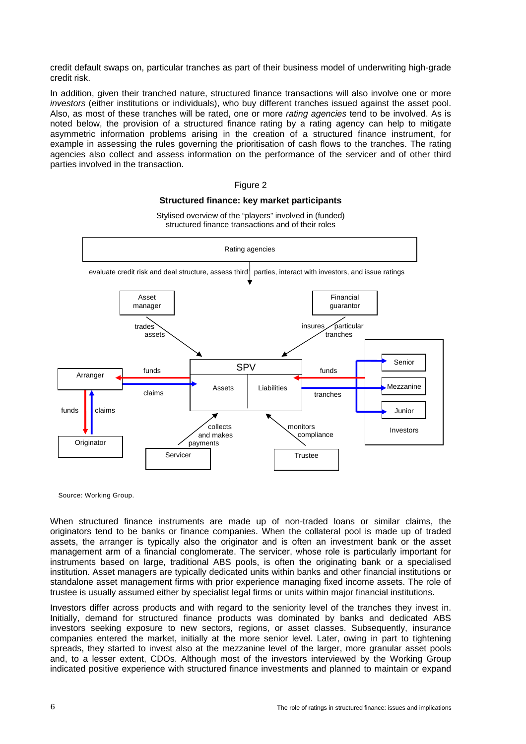credit default swaps on, particular tranches as part of their business model of underwriting high-grade credit risk.

In addition, given their tranched nature, structured finance transactions will also involve one or more *investors* (either institutions or individuals), who buy different tranches issued against the asset pool. Also, as most of these tranches will be rated, one or more *rating agencies* tend to be involved. As is noted below, the provision of a structured finance rating by a rating agency can help to mitigate asymmetric information problems arising in the creation of a structured finance instrument, for example in assessing the rules governing the prioritisation of cash flows to the tranches. The rating agencies also collect and assess information on the performance of the servicer and of other third parties involved in the transaction.

Figure 2

**Structured finance: key market participants**

Stylised overview of the "players" involved in (funded) structured finance transactions and of their roles

Rating agencies

evaluate credit risk and deal structure, assess third parties, interact with investors, and issue ratings

Asset manager — trades assets → SPV

Financial guarantor — insures particular tranches → SPV

SPV: Assets | Liabilities

Arranger ← funds — SPV Assets; Arranger — claims → SPV Assets

Originator ← funds — Arranger; Originator — claims → Arranger

SPV Liabilities ← funds — Investors; SPV Liabilities — tranches → Investors (Senior, Mezzanine, Junior)

Servicer — collects and makes payments → SPV

Trustee — monitors compliance → SPV

Source: Working Group.

When structured finance instruments are made up of non-traded loans or similar claims, the originators tend to be banks or finance companies. When the collateral pool is made up of traded assets, the arranger is typically also the originator and is often an investment bank or the asset management arm of a financial conglomerate. The servicer, whose role is particularly important for instruments based on large, traditional ABS pools, is often the originating bank or a specialised institution. Asset managers are typically dedicated units within banks and other financial institutions or standalone asset management firms with prior experience managing fixed income assets. The role of trustee is usually assumed either by specialist legal firms or units within major financial institutions.

Investors differ across products and with regard to the seniority level of the tranches they invest in. Initially, demand for structured finance products was dominated by banks and dedicated ABS investors seeking exposure to new sectors, regions, or asset classes. Subsequently, insurance companies entered the market, initially at the more senior level. Later, owing in part to tightening spreads, they started to invest also at the mezzanine level of the larger, more granular asset pools and, to a lesser extent, CDOs. Although most of the investors interviewed by the Working Group indicated positive experience with structured finance investments and planned to maintain or expand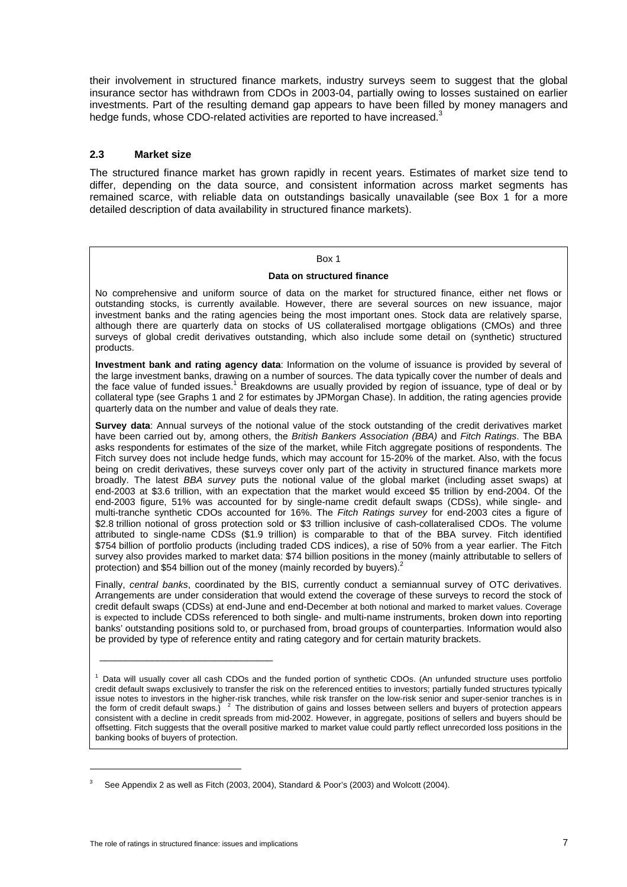their involvement in structured finance markets, industry surveys seem to suggest that the global insurance sector has withdrawn from CDOs in 2003-04, partially owing to losses sustained on earlier investments. Part of the resulting demand gap appears to have been filled by money managers and hedge funds, whose CDO-related activities are reported to have increased.[3]

### 2.3 Market size

The structured finance market has grown rapidly in recent years. Estimates of market size tend to differ, depending on the data source, and consistent information across market segments has remained scarce, with reliable data on outstandings basically unavailable (see Box 1 for a more detailed description of data availability in structured finance markets).

---

Box 1

**Data on structured finance**

No comprehensive and uniform source of data on the market for structured finance, either net flows or outstanding stocks, is currently available. However, there are several sources on new issuance, major investment banks and the rating agencies being the most important ones. Stock data are relatively sparse, although there are quarterly data on stocks of US collateralised mortgage obligations (CMOs) and three surveys of global credit derivatives outstanding, which also include some detail on (synthetic) structured products.

**Investment bank and rating agency data**: Information on the volume of issuance is provided by several of the large investment banks, drawing on a number of sources. The data typically cover the number of deals and the face value of funded issues.[1] Breakdowns are usually provided by region of issuance, type of deal or by collateral type (see Graphs 1 and 2 for estimates by JPMorgan Chase). In addition, the rating agencies provide quarterly data on the number and value of deals they rate.

**Survey data**: Annual surveys of the notional value of the stock outstanding of the credit derivatives market have been carried out by, among others, the *British Bankers Association (BBA)* and *Fitch Ratings*. The BBA asks respondents for estimates of the size of the market, while Fitch aggregate positions of respondents. The Fitch survey does not include hedge funds, which may account for 15-20% of the market. Also, with the focus being on credit derivatives, these surveys cover only part of the activity in structured finance markets more broadly. The latest *BBA survey* puts the notional value of the global market (including asset swaps) at end-2003 at \$3.6 trillion, with an expectation that the market would exceed \$5 trillion by end-2004. Of the end-2003 figure, 51% was accounted for by single-name credit default swaps (CDSs), while single- and multi-tranche synthetic CDOs accounted for 16%. The *Fitch Ratings survey* for end-2003 cites a figure of \$2.8 trillion notional of gross protection sold or \$3 trillion inclusive of cash-collateralised CDOs. The volume attributed to single-name CDSs (\$1.9 trillion) is comparable to that of the BBA survey. Fitch identified \$754 billion of portfolio products (including traded CDS indices), a rise of 50% from a year earlier. The Fitch survey also provides marked to market data: \$74 billion positions in the money (mainly attributable to sellers of protection) and \$54 billion out of the money (mainly recorded by buyers).[2]

Finally, *central banks*, coordinated by the BIS, currently conduct a semiannual survey of OTC derivatives. Arrangements are under consideration that would extend the coverage of these surveys to record the stock of credit default swaps (CDSs) at end-June and end-December at both notional and marked to market values. Coverage is expected to include CDSs referenced to both single- and multi-name instruments, broken down into reporting banks' outstanding positions sold to, or purchased from, broad groups of counterparties. Information would also be provided by type of reference entity and rating category and for certain maturity brackets.

[1] Data will usually cover all cash CDOs and the funded portion of synthetic CDOs. (An unfunded structure uses portfolio credit default swaps exclusively to transfer the risk on the referenced entities to investors; partially funded structures typically issue notes to investors in the higher-risk tranches, while risk transfer on the low-risk senior and super-senior tranches is in the form of credit default swaps.) [2] The distribution of gains and losses between sellers and buyers of protection appears consistent with a decline in credit spreads from mid-2002. However, in aggregate, positions of sellers and buyers should be offsetting. Fitch suggests that the overall positive marked to market value could partly reflect unrecorded loss positions in the banking books of buyers of protection.

---

[3] See Appendix 2 as well as Fitch (2003, 2004), Standard & Poor's (2003) and Wolcott (2004).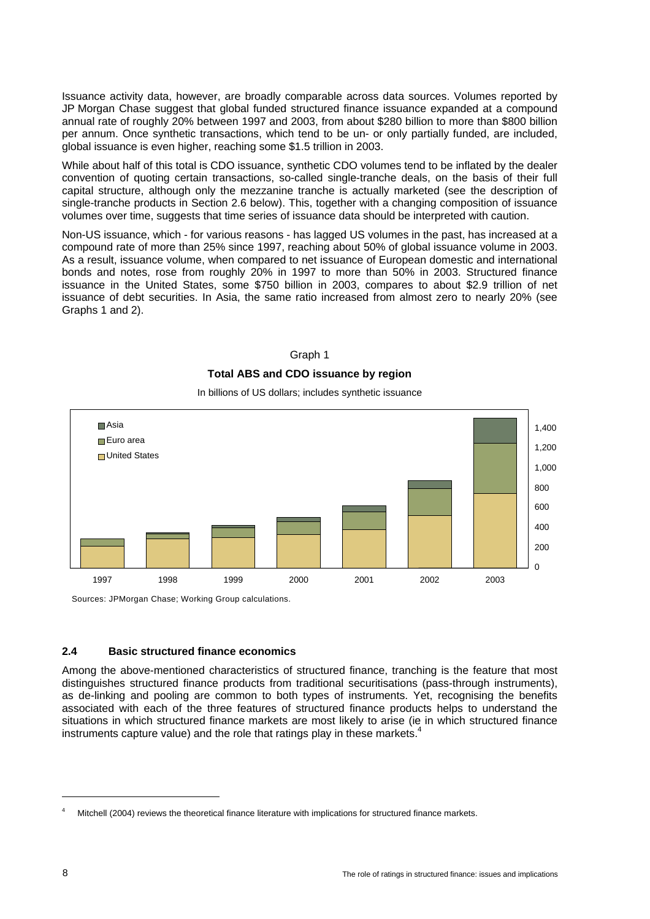Issuance activity data, however, are broadly comparable across data sources. Volumes reported by JP Morgan Chase suggest that global funded structured finance issuance expanded at a compound annual rate of roughly 20% between 1997 and 2003, from about \$280 billion to more than \$800 billion per annum. Once synthetic transactions, which tend to be un- or only partially funded, are included, global issuance is even higher, reaching some \$1.5 trillion in 2003.

While about half of this total is CDO issuance, synthetic CDO volumes tend to be inflated by the dealer convention of quoting certain transactions, so-called single-tranche deals, on the basis of their full capital structure, although only the mezzanine tranche is actually marketed (see the description of single-tranche products in Section 2.6 below). This, together with a changing composition of issuance volumes over time, suggests that time series of issuance data should be interpreted with caution.

Non-US issuance, which - for various reasons - has lagged US volumes in the past, has increased at a compound rate of more than 25% since 1997, reaching about 50% of global issuance volume in 2003. As a result, issuance volume, when compared to net issuance of European domestic and international bonds and notes, rose from roughly 20% in 1997 to more than 50% in 2003. Structured finance issuance in the United States, some \$750 billion in 2003, compares to about \$2.9 trillion of net issuance of debt securities. In Asia, the same ratio increased from almost zero to nearly 20% (see Graphs 1 and 2).

Graph 1

**Total ABS and CDO issuance by region**

In billions of US dollars; includes synthetic issuance

Sources: JPMorgan Chase; Working Group calculations.

## 2.4 Basic structured finance economics

Among the above-mentioned characteristics of structured finance, tranching is the feature that most distinguishes structured finance products from traditional securitisations (pass-through instruments), as de-linking and pooling are common to both types of instruments. Yet, recognising the benefits associated with each of the three features of structured finance products helps to understand the situations in which structured finance markets are most likely to arise (ie in which structured finance instruments capture value) and the role that ratings play in these markets.[4]

[4] Mitchell (2004) reviews the theoretical finance literature with implications for structured finance markets.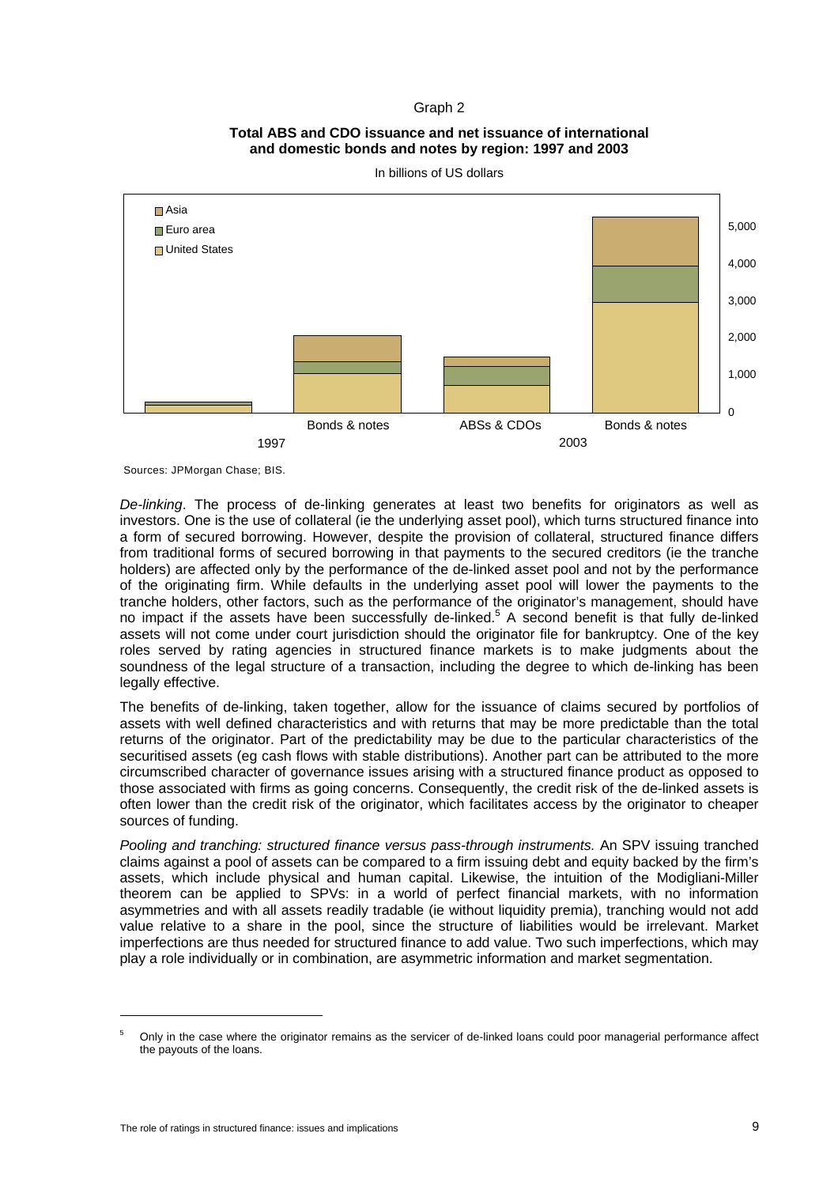Graph 2

**Total ABS and CDO issuance and net issuance of international and domestic bonds and notes by region: 1997 and 2003**

In billions of US dollars

Sources: JPMorgan Chase; BIS.

*De-linking*. The process of de-linking generates at least two benefits for originators as well as investors. One is the use of collateral (ie the underlying asset pool), which turns structured finance into a form of secured borrowing. However, despite the provision of collateral, structured finance differs from traditional forms of secured borrowing in that payments to the secured creditors (ie the tranche holders) are affected only by the performance of the de-linked asset pool and not by the performance of the originating firm. While defaults in the underlying asset pool will lower the payments to the tranche holders, other factors, such as the performance of the originator's management, should have no impact if the assets have been successfully de-linked.[5] A second benefit is that fully de-linked assets will not come under court jurisdiction should the originator file for bankruptcy. One of the key roles served by rating agencies in structured finance markets is to make judgments about the soundness of the legal structure of a transaction, including the degree to which de-linking has been legally effective.

The benefits of de-linking, taken together, allow for the issuance of claims secured by portfolios of assets with well defined characteristics and with returns that may be more predictable than the total returns of the originator. Part of the predictability may be due to the particular characteristics of the securitised assets (eg cash flows with stable distributions). Another part can be attributed to the more circumscribed character of governance issues arising with a structured finance product as opposed to those associated with firms as going concerns. Consequently, the credit risk of the de-linked assets is often lower than the credit risk of the originator, which facilitates access by the originator to cheaper sources of funding.

*Pooling and tranching: structured finance versus pass-through instruments.* An SPV issuing tranched claims against a pool of assets can be compared to a firm issuing debt and equity backed by the firm's assets, which include physical and human capital. Likewise, the intuition of the Modigliani-Miller theorem can be applied to SPVs: in a world of perfect financial markets, with no information asymmetries and with all assets readily tradable (ie without liquidity premia), tranching would not add value relative to a share in the pool, since the structure of liabilities would be irrelevant. Market imperfections are thus needed for structured finance to add value. Two such imperfections, which may play a role individually or in combination, are asymmetric information and market segmentation.

---

[5] Only in the case where the originator remains as the servicer of de-linked loans could poor managerial performance affect the payouts of the loans.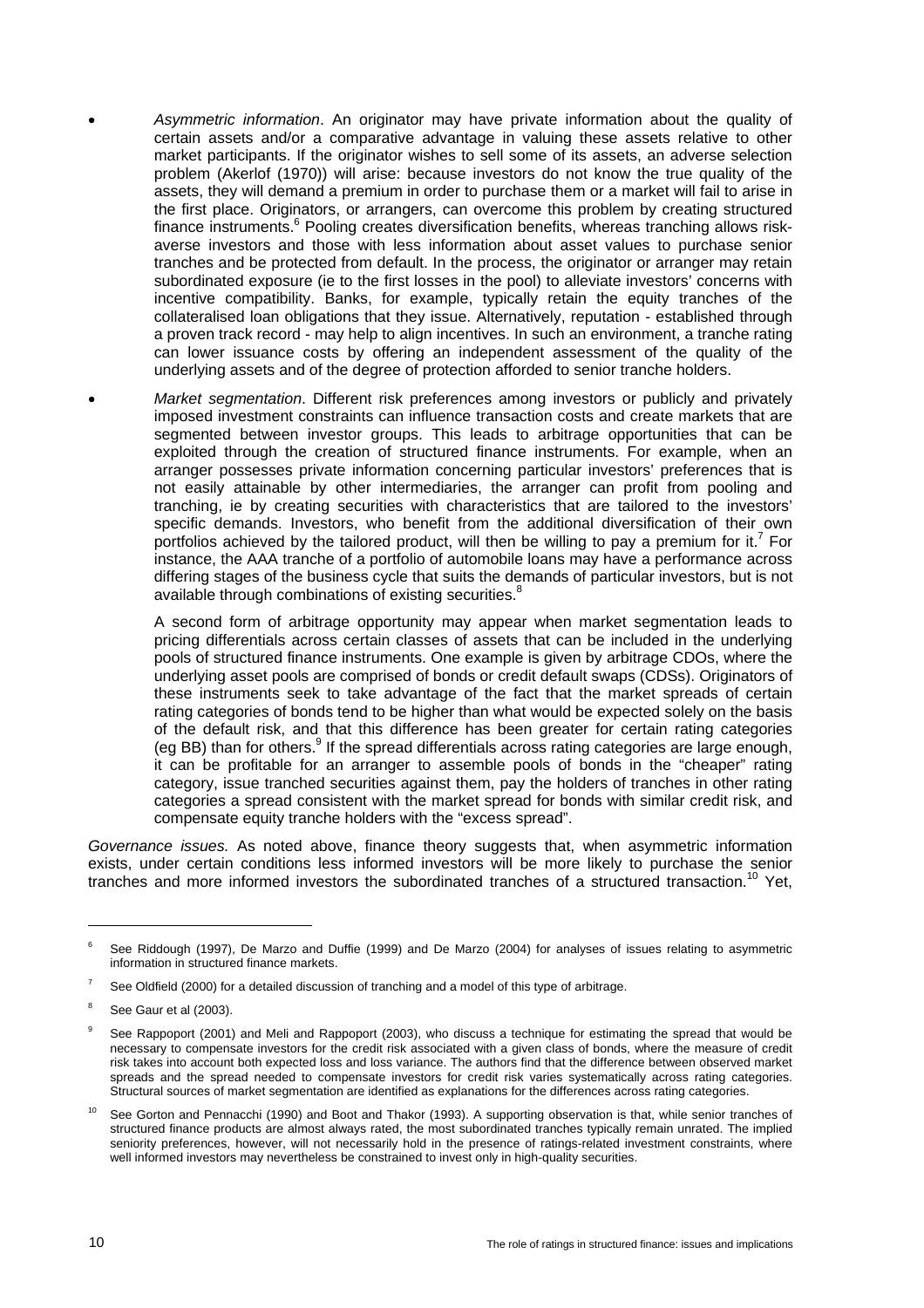- *Asymmetric information*. An originator may have private information about the quality of certain assets and/or a comparative advantage in valuing these assets relative to other market participants. If the originator wishes to sell some of its assets, an adverse selection problem (Akerlof (1970)) will arise: because investors do not know the true quality of the assets, they will demand a premium in order to purchase them or a market will fail to arise in the first place. Originators, or arrangers, can overcome this problem by creating structured finance instruments.[6] Pooling creates diversification benefits, whereas tranching allows risk-averse investors and those with less information about asset values to purchase senior tranches and be protected from default. In the process, the originator or arranger may retain subordinated exposure (ie to the first losses in the pool) to alleviate investors' concerns with incentive compatibility. Banks, for example, typically retain the equity tranches of the collateralised loan obligations that they issue. Alternatively, reputation - established through a proven track record - may help to align incentives. In such an environment, a tranche rating can lower issuance costs by offering an independent assessment of the quality of the underlying assets and of the degree of protection afforded to senior tranche holders.

- *Market segmentation*. Different risk preferences among investors or publicly and privately imposed investment constraints can influence transaction costs and create markets that are segmented between investor groups. This leads to arbitrage opportunities that can be exploited through the creation of structured finance instruments. For example, when an arranger possesses private information concerning particular investors' preferences that is not easily attainable by other intermediaries, the arranger can profit from pooling and tranching, ie by creating securities with characteristics that are tailored to the investors' specific demands. Investors, who benefit from the additional diversification of their own portfolios achieved by the tailored product, will then be willing to pay a premium for it.[7] For instance, the AAA tranche of a portfolio of automobile loans may have a performance across differing stages of the business cycle that suits the demands of particular investors, but is not available through combinations of existing securities.[8]

  A second form of arbitrage opportunity may appear when market segmentation leads to pricing differentials across certain classes of assets that can be included in the underlying pools of structured finance instruments. One example is given by arbitrage CDOs, where the underlying asset pools are comprised of bonds or credit default swaps (CDSs). Originators of these instruments seek to take advantage of the fact that the market spreads of certain rating categories of bonds tend to be higher than what would be expected solely on the basis of the default risk, and that this difference has been greater for certain rating categories (eg BB) than for others.[9] If the spread differentials across rating categories are large enough, it can be profitable for an arranger to assemble pools of bonds in the "cheaper" rating category, issue tranched securities against them, pay the holders of tranches in other rating categories a spread consistent with the market spread for bonds with similar credit risk, and compensate equity tranche holders with the "excess spread".

*Governance issues.* As noted above, finance theory suggests that, when asymmetric information exists, under certain conditions less informed investors will be more likely to purchase the senior tranches and more informed investors the subordinated tranches of a structured transaction.[10] Yet,

---

[6] See Riddough (1997), De Marzo and Duffie (1999) and De Marzo (2004) for analyses of issues relating to asymmetric information in structured finance markets.

[7] See Oldfield (2000) for a detailed discussion of tranching and a model of this type of arbitrage.

[8] See Gaur et al (2003).

[9] See Rappoport (2001) and Meli and Rappoport (2003), who discuss a technique for estimating the spread that would be necessary to compensate investors for the credit risk associated with a given class of bonds, where the measure of credit risk takes into account both expected loss and loss variance. The authors find that the difference between observed market spreads and the spread needed to compensate investors for credit risk varies systematically across rating categories. Structural sources of market segmentation are identified as explanations for the differences across rating categories.

[10] See Gorton and Pennacchi (1990) and Boot and Thakor (1993). A supporting observation is that, while senior tranches of structured finance products are almost always rated, the most subordinated tranches typically remain unrated. The implied seniority preferences, however, will not necessarily hold in the presence of ratings-related investment constraints, where well informed investors may nevertheless be constrained to invest only in high-quality securities.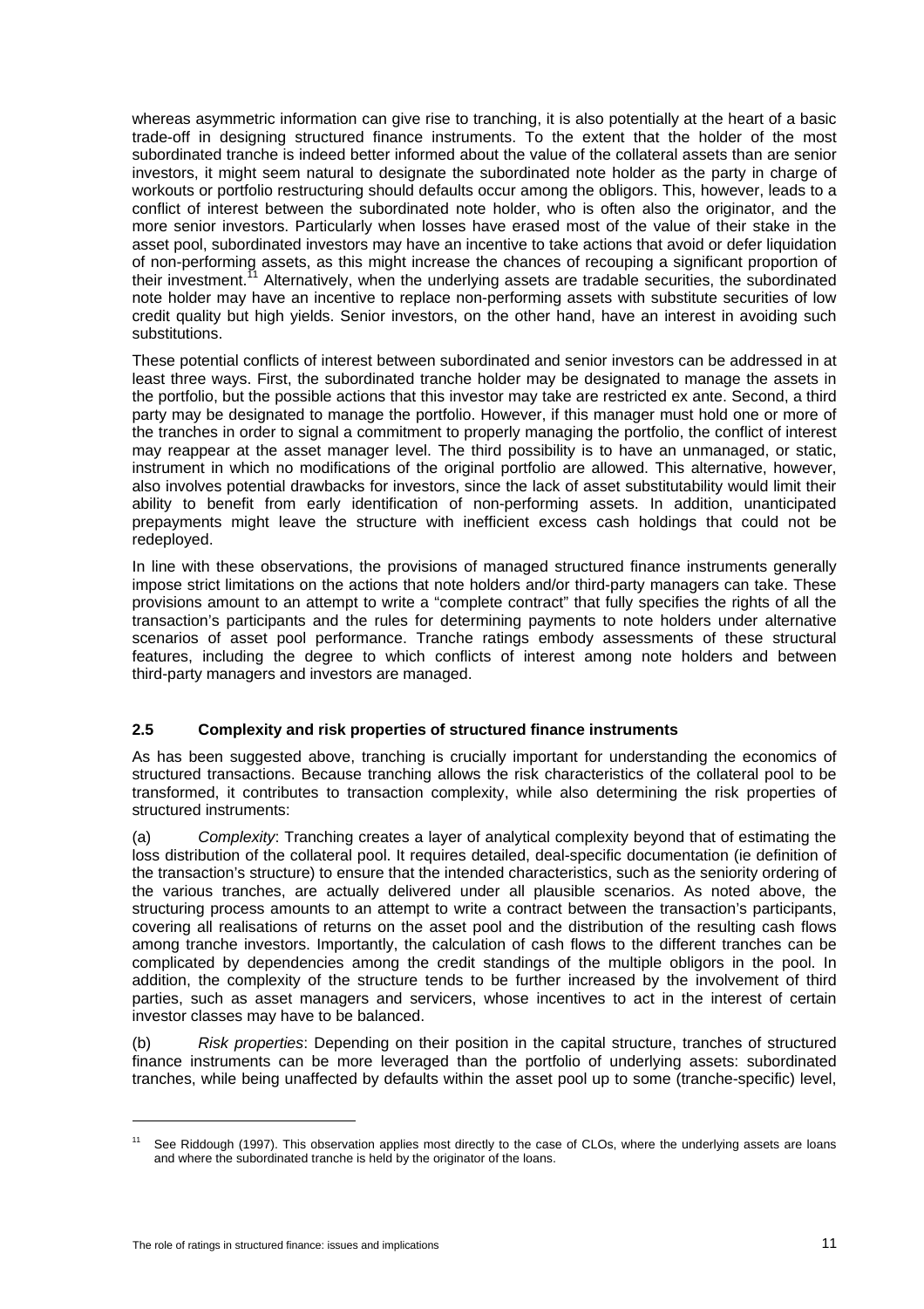whereas asymmetric information can give rise to tranching, it is also potentially at the heart of a basic trade-off in designing structured finance instruments. To the extent that the holder of the most subordinated tranche is indeed better informed about the value of the collateral assets than are senior investors, it might seem natural to designate the subordinated note holder as the party in charge of workouts or portfolio restructuring should defaults occur among the obligors. This, however, leads to a conflict of interest between the subordinated note holder, who is often also the originator, and the more senior investors. Particularly when losses have erased most of the value of their stake in the asset pool, subordinated investors may have an incentive to take actions that avoid or defer liquidation of non-performing assets, as this might increase the chances of recouping a significant proportion of their investment.[11] Alternatively, when the underlying assets are tradable securities, the subordinated note holder may have an incentive to replace non-performing assets with substitute securities of low credit quality but high yields. Senior investors, on the other hand, have an interest in avoiding such substitutions.

These potential conflicts of interest between subordinated and senior investors can be addressed in at least three ways. First, the subordinated tranche holder may be designated to manage the assets in the portfolio, but the possible actions that this investor may take are restricted ex ante. Second, a third party may be designated to manage the portfolio. However, if this manager must hold one or more of the tranches in order to signal a commitment to properly managing the portfolio, the conflict of interest may reappear at the asset manager level. The third possibility is to have an unmanaged, or static, instrument in which no modifications of the original portfolio are allowed. This alternative, however, also involves potential drawbacks for investors, since the lack of asset substitutability would limit their ability to benefit from early identification of non-performing assets. In addition, unanticipated prepayments might leave the structure with inefficient excess cash holdings that could not be redeployed.

In line with these observations, the provisions of managed structured finance instruments generally impose strict limitations on the actions that note holders and/or third-party managers can take. These provisions amount to an attempt to write a "complete contract" that fully specifies the rights of all the transaction's participants and the rules for determining payments to note holders under alternative scenarios of asset pool performance. Tranche ratings embody assessments of these structural features, including the degree to which conflicts of interest among note holders and between third-party managers and investors are managed.

## 2.5 Complexity and risk properties of structured finance instruments

As has been suggested above, tranching is crucially important for understanding the economics of structured transactions. Because tranching allows the risk characteristics of the collateral pool to be transformed, it contributes to transaction complexity, while also determining the risk properties of structured instruments:

(a) *Complexity*: Tranching creates a layer of analytical complexity beyond that of estimating the loss distribution of the collateral pool. It requires detailed, deal-specific documentation (ie definition of the transaction's structure) to ensure that the intended characteristics, such as the seniority ordering of the various tranches, are actually delivered under all plausible scenarios. As noted above, the structuring process amounts to an attempt to write a contract between the transaction's participants, covering all realisations of returns on the asset pool and the distribution of the resulting cash flows among tranche investors. Importantly, the calculation of cash flows to the different tranches can be complicated by dependencies among the credit standings of the multiple obligors in the pool. In addition, the complexity of the structure tends to be further increased by the involvement of third parties, such as asset managers and servicers, whose incentives to act in the interest of certain investor classes may have to be balanced.

(b) *Risk properties*: Depending on their position in the capital structure, tranches of structured finance instruments can be more leveraged than the portfolio of underlying assets: subordinated tranches, while being unaffected by defaults within the asset pool up to some (tranche-specific) level,

---

[11] See Riddough (1997). This observation applies most directly to the case of CLOs, where the underlying assets are loans and where the subordinated tranche is held by the originator of the loans.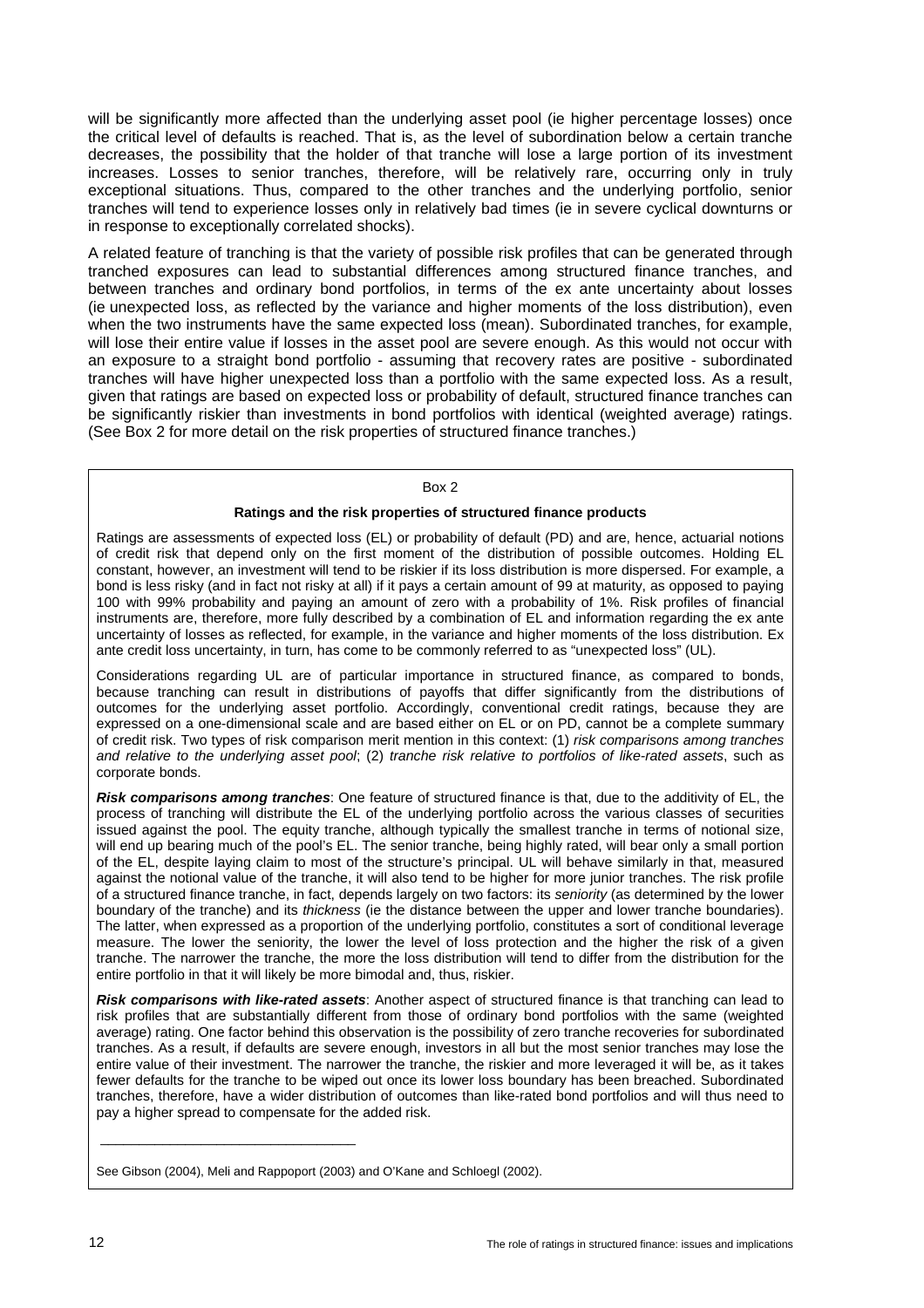will be significantly more affected than the underlying asset pool (ie higher percentage losses) once the critical level of defaults is reached. That is, as the level of subordination below a certain tranche decreases, the possibility that the holder of that tranche will lose a large portion of its investment increases. Losses to senior tranches, therefore, will be relatively rare, occurring only in truly exceptional situations. Thus, compared to the other tranches and the underlying portfolio, senior tranches will tend to experience losses only in relatively bad times (ie in severe cyclical downturns or in response to exceptionally correlated shocks).

A related feature of tranching is that the variety of possible risk profiles that can be generated through tranched exposures can lead to substantial differences among structured finance tranches, and between tranches and ordinary bond portfolios, in terms of the ex ante uncertainty about losses (ie unexpected loss, as reflected by the variance and higher moments of the loss distribution), even when the two instruments have the same expected loss (mean). Subordinated tranches, for example, will lose their entire value if losses in the asset pool are severe enough. As this would not occur with an exposure to a straight bond portfolio - assuming that recovery rates are positive - subordinated tranches will have higher unexpected loss than a portfolio with the same expected loss. As a result, given that ratings are based on expected loss or probability of default, structured finance tranches can be significantly riskier than investments in bond portfolios with identical (weighted average) ratings. (See Box 2 for more detail on the risk properties of structured finance tranches.)

Box 2

**Ratings and the risk properties of structured finance products**

Ratings are assessments of expected loss (EL) or probability of default (PD) and are, hence, actuarial notions of credit risk that depend only on the first moment of the distribution of possible outcomes. Holding EL constant, however, an investment will tend to be riskier if its loss distribution is more dispersed. For example, a bond is less risky (and in fact not risky at all) if it pays a certain amount of 99 at maturity, as opposed to paying 100 with 99% probability and paying an amount of zero with a probability of 1%. Risk profiles of financial instruments are, therefore, more fully described by a combination of EL and information regarding the ex ante uncertainty of losses as reflected, for example, in the variance and higher moments of the loss distribution. Ex ante credit loss uncertainty, in turn, has come to be commonly referred to as "unexpected loss" (UL).

Considerations regarding UL are of particular importance in structured finance, as compared to bonds, because tranching can result in distributions of payoffs that differ significantly from the distributions of outcomes for the underlying asset portfolio. Accordingly, conventional credit ratings, because they are expressed on a one-dimensional scale and are based either on EL or on PD, cannot be a complete summary of credit risk. Two types of risk comparison merit mention in this context: (1) *risk comparisons among tranches and relative to the underlying asset pool*; (2) *tranche risk relative to portfolios of like-rated assets*, such as corporate bonds.

***Risk comparisons among tranches***: One feature of structured finance is that, due to the additivity of EL, the process of tranching will distribute the EL of the underlying portfolio across the various classes of securities issued against the pool. The equity tranche, although typically the smallest tranche in terms of notional size, will end up bearing much of the pool's EL. The senior tranche, being highly rated, will bear only a small portion of the EL, despite laying claim to most of the structure's principal. UL will behave similarly in that, measured against the notional value of the tranche, it will also tend to be higher for more junior tranches. The risk profile of a structured finance tranche, in fact, depends largely on two factors: its *seniority* (as determined by the lower boundary of the tranche) and its *thickness* (ie the distance between the upper and lower tranche boundaries). The latter, when expressed as a proportion of the underlying portfolio, constitutes a sort of conditional leverage measure. The lower the seniority, the lower the level of loss protection and the higher the risk of a given tranche. The narrower the tranche, the more the loss distribution will tend to differ from the distribution for the entire portfolio in that it will likely be more bimodal and, thus, riskier.

***Risk comparisons with like-rated assets***: Another aspect of structured finance is that tranching can lead to risk profiles that are substantially different from those of ordinary bond portfolios with the same (weighted average) rating. One factor behind this observation is the possibility of zero tranche recoveries for subordinated tranches. As a result, if defaults are severe enough, investors in all but the most senior tranches may lose the entire value of their investment. The narrower the tranche, the riskier and more leveraged it will be, as it takes fewer defaults for the tranche to be wiped out once its lower loss boundary has been breached. Subordinated tranches, therefore, have a wider distribution of outcomes than like-rated bond portfolios and will thus need to pay a higher spread to compensate for the added risk.

---

See Gibson (2004), Meli and Rappoport (2003) and O'Kane and Schloegl (2002).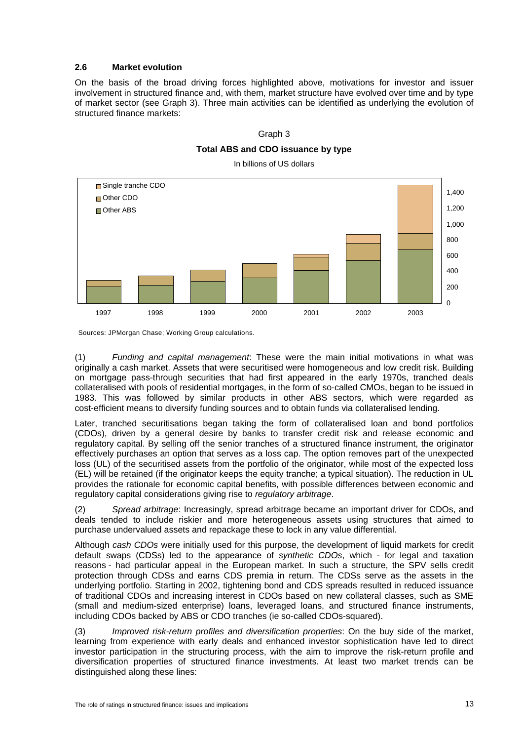### 2.6 Market evolution

On the basis of the broad driving forces highlighted above, motivations for investor and issuer involvement in structured finance and, with them, market structure have evolved over time and by type of market sector (see Graph 3). Three main activities can be identified as underlying the evolution of structured finance markets:

Graph 3

**Total ABS and CDO issuance by type**

In billions of US dollars

Sources: JPMorgan Chase; Working Group calculations.

(1) *Funding and capital management*: These were the main initial motivations in what was originally a cash market. Assets that were securitised were homogeneous and low credit risk. Building on mortgage pass-through securities that had first appeared in the early 1970s, tranched deals collateralised with pools of residential mortgages, in the form of so-called CMOs, began to be issued in 1983. This was followed by similar products in other ABS sectors, which were regarded as cost-efficient means to diversify funding sources and to obtain funds via collateralised lending.

Later, tranched securitisations began taking the form of collateralised loan and bond portfolios (CDOs), driven by a general desire by banks to transfer credit risk and release economic and regulatory capital. By selling off the senior tranches of a structured finance instrument, the originator effectively purchases an option that serves as a loss cap. The option removes part of the unexpected loss (UL) of the securitised assets from the portfolio of the originator, while most of the expected loss (EL) will be retained (if the originator keeps the equity tranche; a typical situation). The reduction in UL provides the rationale for economic capital benefits, with possible differences between economic and regulatory capital considerations giving rise to *regulatory arbitrage*.

(2) *Spread arbitrage*: Increasingly, spread arbitrage became an important driver for CDOs, and deals tended to include riskier and more heterogeneous assets using structures that aimed to purchase undervalued assets and repackage these to lock in any value differential.

Although *cash CDOs* were initially used for this purpose, the development of liquid markets for credit default swaps (CDSs) led to the appearance of *synthetic CDOs*, which - for legal and taxation reasons - had particular appeal in the European market. In such a structure, the SPV sells credit protection through CDSs and earns CDS premia in return. The CDSs serve as the assets in the underlying portfolio. Starting in 2002, tightening bond and CDS spreads resulted in reduced issuance of traditional CDOs and increasing interest in CDOs based on new collateral classes, such as SME (small and medium-sized enterprise) loans, leveraged loans, and structured finance instruments, including CDOs backed by ABS or CDO tranches (ie so-called CDOs-squared).

(3) *Improved risk-return profiles and diversification properties*: On the buy side of the market, learning from experience with early deals and enhanced investor sophistication have led to direct investor participation in the structuring process, with the aim to improve the risk-return profile and diversification properties of structured finance investments. At least two market trends can be distinguished along these lines: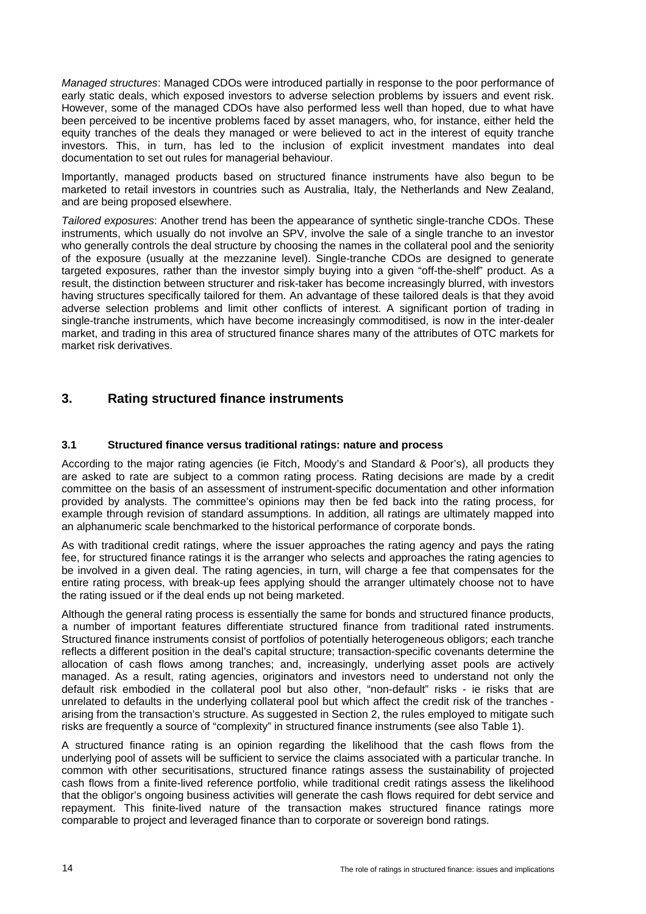*Managed structures*: Managed CDOs were introduced partially in response to the poor performance of early static deals, which exposed investors to adverse selection problems by issuers and event risk. However, some of the managed CDOs have also performed less well than hoped, due to what have been perceived to be incentive problems faced by asset managers, who, for instance, either held the equity tranches of the deals they managed or were believed to act in the interest of equity tranche investors. This, in turn, has led to the inclusion of explicit investment mandates into deal documentation to set out rules for managerial behaviour.

Importantly, managed products based on structured finance instruments have also begun to be marketed to retail investors in countries such as Australia, Italy, the Netherlands and New Zealand, and are being proposed elsewhere.

*Tailored exposures*: Another trend has been the appearance of synthetic single-tranche CDOs. These instruments, which usually do not involve an SPV, involve the sale of a single tranche to an investor who generally controls the deal structure by choosing the names in the collateral pool and the seniority of the exposure (usually at the mezzanine level). Single-tranche CDOs are designed to generate targeted exposures, rather than the investor simply buying into a given "off-the-shelf" product. As a result, the distinction between structurer and risk-taker has become increasingly blurred, with investors having structures specifically tailored for them. An advantage of these tailored deals is that they avoid adverse selection problems and limit other conflicts of interest. A significant portion of trading in single-tranche instruments, which have become increasingly commoditised, is now in the inter-dealer market, and trading in this area of structured finance shares many of the attributes of OTC markets for market risk derivatives.

## 3. Rating structured finance instruments

### 3.1 Structured finance versus traditional ratings: nature and process

According to the major rating agencies (ie Fitch, Moody's and Standard & Poor's), all products they are asked to rate are subject to a common rating process. Rating decisions are made by a credit committee on the basis of an assessment of instrument-specific documentation and other information provided by analysts. The committee's opinions may then be fed back into the rating process, for example through revision of standard assumptions. In addition, all ratings are ultimately mapped into an alphanumeric scale benchmarked to the historical performance of corporate bonds.

As with traditional credit ratings, where the issuer approaches the rating agency and pays the rating fee, for structured finance ratings it is the arranger who selects and approaches the rating agencies to be involved in a given deal. The rating agencies, in turn, will charge a fee that compensates for the entire rating process, with break-up fees applying should the arranger ultimately choose not to have the rating issued or if the deal ends up not being marketed.

Although the general rating process is essentially the same for bonds and structured finance products, a number of important features differentiate structured finance from traditional rated instruments. Structured finance instruments consist of portfolios of potentially heterogeneous obligors; each tranche reflects a different position in the deal's capital structure; transaction-specific covenants determine the allocation of cash flows among tranches; and, increasingly, underlying asset pools are actively managed. As a result, rating agencies, originators and investors need to understand not only the default risk embodied in the collateral pool but also other, "non-default" risks - ie risks that are unrelated to defaults in the underlying collateral pool but which affect the credit risk of the tranches - arising from the transaction's structure. As suggested in Section 2, the rules employed to mitigate such risks are frequently a source of "complexity" in structured finance instruments (see also Table 1).

A structured finance rating is an opinion regarding the likelihood that the cash flows from the underlying pool of assets will be sufficient to service the claims associated with a particular tranche. In common with other securitisations, structured finance ratings assess the sustainability of projected cash flows from a finite-lived reference portfolio, while traditional credit ratings assess the likelihood that the obligor's ongoing business activities will generate the cash flows required for debt service and repayment. This finite-lived nature of the transaction makes structured finance ratings more comparable to project and leveraged finance than to corporate or sovereign bond ratings.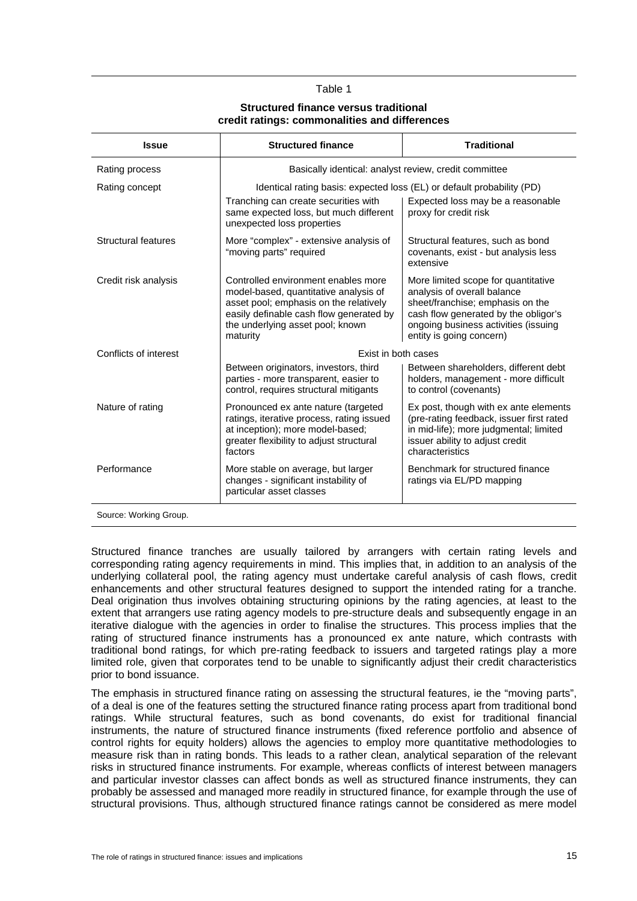Table 1

**Structured finance versus traditional credit ratings: commonalities and differences**

| Issue | Structured finance | Traditional |
|---|---|---|
| Rating process | Basically identical: analyst review, credit committee | |
| Rating concept | Identical rating basis: expected loss (EL) or default probability (PD) | |
| | Tranching can create securities with same expected loss, but much different unexpected loss properties | Expected loss may be a reasonable proxy for credit risk |
| Structural features | More "complex" - extensive analysis of "moving parts" required | Structural features, such as bond covenants, exist - but analysis less extensive |
| Credit risk analysis | Controlled environment enables more model-based, quantitative analysis of asset pool; emphasis on the relatively easily definable cash flow generated by the underlying asset pool; known maturity | More limited scope for quantitative analysis of overall balance sheet/franchise; emphasis on the cash flow generated by the obligor's ongoing business activities (issuing entity is going concern) |
| Conflicts of interest | Exist in both cases | |
| | Between originators, investors, third parties - more transparent, easier to control, requires structural mitigants | Between shareholders, different debt holders, management - more difficult to control (covenants) |
| Nature of rating | Pronounced ex ante nature (targeted ratings, iterative process, rating issued at inception); more model-based; greater flexibility to adjust structural factors | Ex post, though with ex ante elements (pre-rating feedback, issuer first rated in mid-life); more judgmental; limited issuer ability to adjust credit characteristics |
| Performance | More stable on average, but larger changes - significant instability of particular asset classes | Benchmark for structured finance ratings via EL/PD mapping |

Source: Working Group.

Structured finance tranches are usually tailored by arrangers with certain rating levels and corresponding rating agency requirements in mind. This implies that, in addition to an analysis of the underlying collateral pool, the rating agency must undertake careful analysis of cash flows, credit enhancements and other structural features designed to support the intended rating for a tranche. Deal origination thus involves obtaining structuring opinions by the rating agencies, at least to the extent that arrangers use rating agency models to pre-structure deals and subsequently engage in an iterative dialogue with the agencies in order to finalise the structures. This process implies that the rating of structured finance instruments has a pronounced ex ante nature, which contrasts with traditional bond ratings, for which pre-rating feedback to issuers and targeted ratings play a more limited role, given that corporates tend to be unable to significantly adjust their credit characteristics prior to bond issuance.

The emphasis in structured finance rating on assessing the structural features, ie the "moving parts", of a deal is one of the features setting the structured finance rating process apart from traditional bond ratings. While structural features, such as bond covenants, do exist for traditional financial instruments, the nature of structured finance instruments (fixed reference portfolio and absence of control rights for equity holders) allows the agencies to employ more quantitative methodologies to measure risk than in rating bonds. This leads to a rather clean, analytical separation of the relevant risks in structured finance instruments. For example, whereas conflicts of interest between managers and particular investor classes can affect bonds as well as structured finance instruments, they can probably be assessed and managed more readily in structured finance, for example through the use of structural provisions. Thus, although structured finance ratings cannot be considered as mere model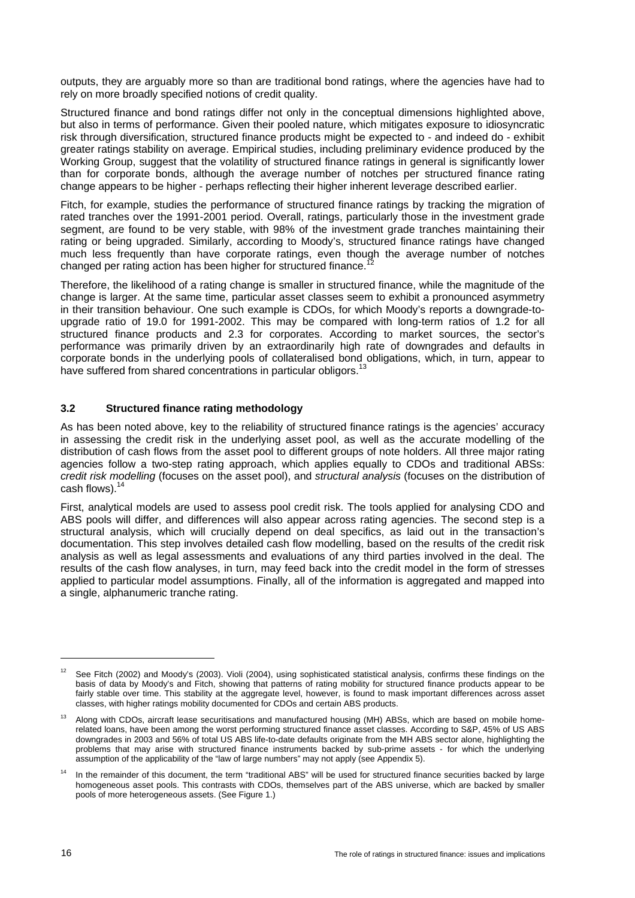outputs, they are arguably more so than are traditional bond ratings, where the agencies have had to rely on more broadly specified notions of credit quality.

Structured finance and bond ratings differ not only in the conceptual dimensions highlighted above, but also in terms of performance. Given their pooled nature, which mitigates exposure to idiosyncratic risk through diversification, structured finance products might be expected to - and indeed do - exhibit greater ratings stability on average. Empirical studies, including preliminary evidence produced by the Working Group, suggest that the volatility of structured finance ratings in general is significantly lower than for corporate bonds, although the average number of notches per structured finance rating change appears to be higher - perhaps reflecting their higher inherent leverage described earlier.

Fitch, for example, studies the performance of structured finance ratings by tracking the migration of rated tranches over the 1991-2001 period. Overall, ratings, particularly those in the investment grade segment, are found to be very stable, with 98% of the investment grade tranches maintaining their rating or being upgraded. Similarly, according to Moody's, structured finance ratings have changed much less frequently than have corporate ratings, even though the average number of notches changed per rating action has been higher for structured finance.[12]

Therefore, the likelihood of a rating change is smaller in structured finance, while the magnitude of the change is larger. At the same time, particular asset classes seem to exhibit a pronounced asymmetry in their transition behaviour. One such example is CDOs, for which Moody's reports a downgrade-to-upgrade ratio of 19.0 for 1991-2002. This may be compared with long-term ratios of 1.2 for all structured finance products and 2.3 for corporates. According to market sources, the sector's performance was primarily driven by an extraordinarily high rate of downgrades and defaults in corporate bonds in the underlying pools of collateralised bond obligations, which, in turn, appear to have suffered from shared concentrations in particular obligors.[13]

### 3.2 Structured finance rating methodology

As has been noted above, key to the reliability of structured finance ratings is the agencies' accuracy in assessing the credit risk in the underlying asset pool, as well as the accurate modelling of the distribution of cash flows from the asset pool to different groups of note holders. All three major rating agencies follow a two-step rating approach, which applies equally to CDOs and traditional ABSs: *credit risk modelling* (focuses on the asset pool), and *structural analysis* (focuses on the distribution of cash flows).[14]

First, analytical models are used to assess pool credit risk. The tools applied for analysing CDO and ABS pools will differ, and differences will also appear across rating agencies. The second step is a structural analysis, which will crucially depend on deal specifics, as laid out in the transaction's documentation. This step involves detailed cash flow modelling, based on the results of the credit risk analysis as well as legal assessments and evaluations of any third parties involved in the deal. The results of the cash flow analyses, in turn, may feed back into the credit model in the form of stresses applied to particular model assumptions. Finally, all of the information is aggregated and mapped into a single, alphanumeric tranche rating.

---

[12] See Fitch (2002) and Moody's (2003). Violi (2004), using sophisticated statistical analysis, confirms these findings on the basis of data by Moody's and Fitch, showing that patterns of rating mobility for structured finance products appear to be fairly stable over time. This stability at the aggregate level, however, is found to mask important differences across asset classes, with higher ratings mobility documented for CDOs and certain ABS products.

[13] Along with CDOs, aircraft lease securitisations and manufactured housing (MH) ABSs, which are based on mobile home-related loans, have been among the worst performing structured finance asset classes. According to S&P, 45% of US ABS downgrades in 2003 and 56% of total US ABS life-to-date defaults originate from the MH ABS sector alone, highlighting the problems that may arise with structured finance instruments backed by sub-prime assets - for which the underlying assumption of the applicability of the "law of large numbers" may not apply (see Appendix 5).

[14] In the remainder of this document, the term "traditional ABS" will be used for structured finance securities backed by large homogeneous asset pools. This contrasts with CDOs, themselves part of the ABS universe, which are backed by smaller pools of more heterogeneous assets. (See Figure 1.)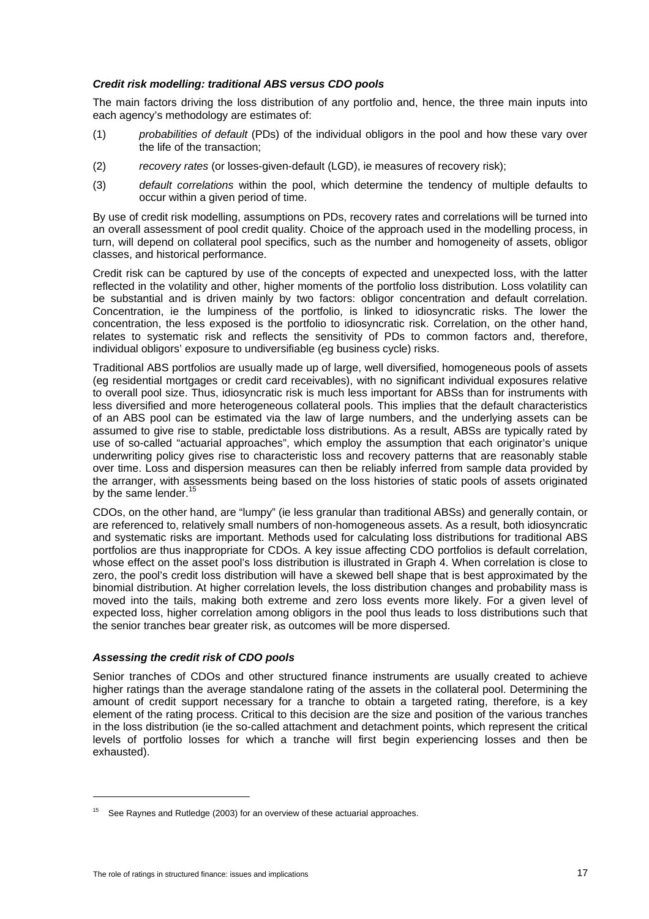### *Credit risk modelling: traditional ABS versus CDO pools*

The main factors driving the loss distribution of any portfolio and, hence, the three main inputs into each agency's methodology are estimates of:

(1) *probabilities of default* (PDs) of the individual obligors in the pool and how these vary over the life of the transaction;

(2) *recovery rates* (or losses-given-default (LGD), ie measures of recovery risk);

(3) *default correlations* within the pool, which determine the tendency of multiple defaults to occur within a given period of time.

By use of credit risk modelling, assumptions on PDs, recovery rates and correlations will be turned into an overall assessment of pool credit quality. Choice of the approach used in the modelling process, in turn, will depend on collateral pool specifics, such as the number and homogeneity of assets, obligor classes, and historical performance.

Credit risk can be captured by use of the concepts of expected and unexpected loss, with the latter reflected in the volatility and other, higher moments of the portfolio loss distribution. Loss volatility can be substantial and is driven mainly by two factors: obligor concentration and default correlation. Concentration, ie the lumpiness of the portfolio, is linked to idiosyncratic risks. The lower the concentration, the less exposed is the portfolio to idiosyncratic risk. Correlation, on the other hand, relates to systematic risk and reflects the sensitivity of PDs to common factors and, therefore, individual obligors' exposure to undiversifiable (eg business cycle) risks.

Traditional ABS portfolios are usually made up of large, well diversified, homogeneous pools of assets (eg residential mortgages or credit card receivables), with no significant individual exposures relative to overall pool size. Thus, idiosyncratic risk is much less important for ABSs than for instruments with less diversified and more heterogeneous collateral pools. This implies that the default characteristics of an ABS pool can be estimated via the law of large numbers, and the underlying assets can be assumed to give rise to stable, predictable loss distributions. As a result, ABSs are typically rated by use of so-called "actuarial approaches", which employ the assumption that each originator's unique underwriting policy gives rise to characteristic loss and recovery patterns that are reasonably stable over time. Loss and dispersion measures can then be reliably inferred from sample data provided by the arranger, with assessments being based on the loss histories of static pools of assets originated by the same lender.[15]

CDOs, on the other hand, are "lumpy" (ie less granular than traditional ABSs) and generally contain, or are referenced to, relatively small numbers of non-homogeneous assets. As a result, both idiosyncratic and systematic risks are important. Methods used for calculating loss distributions for traditional ABS portfolios are thus inappropriate for CDOs. A key issue affecting CDO portfolios is default correlation, whose effect on the asset pool's loss distribution is illustrated in Graph 4. When correlation is close to zero, the pool's credit loss distribution will have a skewed bell shape that is best approximated by the binomial distribution. At higher correlation levels, the loss distribution changes and probability mass is moved into the tails, making both extreme and zero loss events more likely. For a given level of expected loss, higher correlation among obligors in the pool thus leads to loss distributions such that the senior tranches bear greater risk, as outcomes will be more dispersed.

### *Assessing the credit risk of CDO pools*

Senior tranches of CDOs and other structured finance instruments are usually created to achieve higher ratings than the average standalone rating of the assets in the collateral pool. Determining the amount of credit support necessary for a tranche to obtain a targeted rating, therefore, is a key element of the rating process. Critical to this decision are the size and position of the various tranches in the loss distribution (ie the so-called attachment and detachment points, which represent the critical levels of portfolio losses for which a tranche will first begin experiencing losses and then be exhausted).

---

[15] See Raynes and Rutledge (2003) for an overview of these actuarial approaches.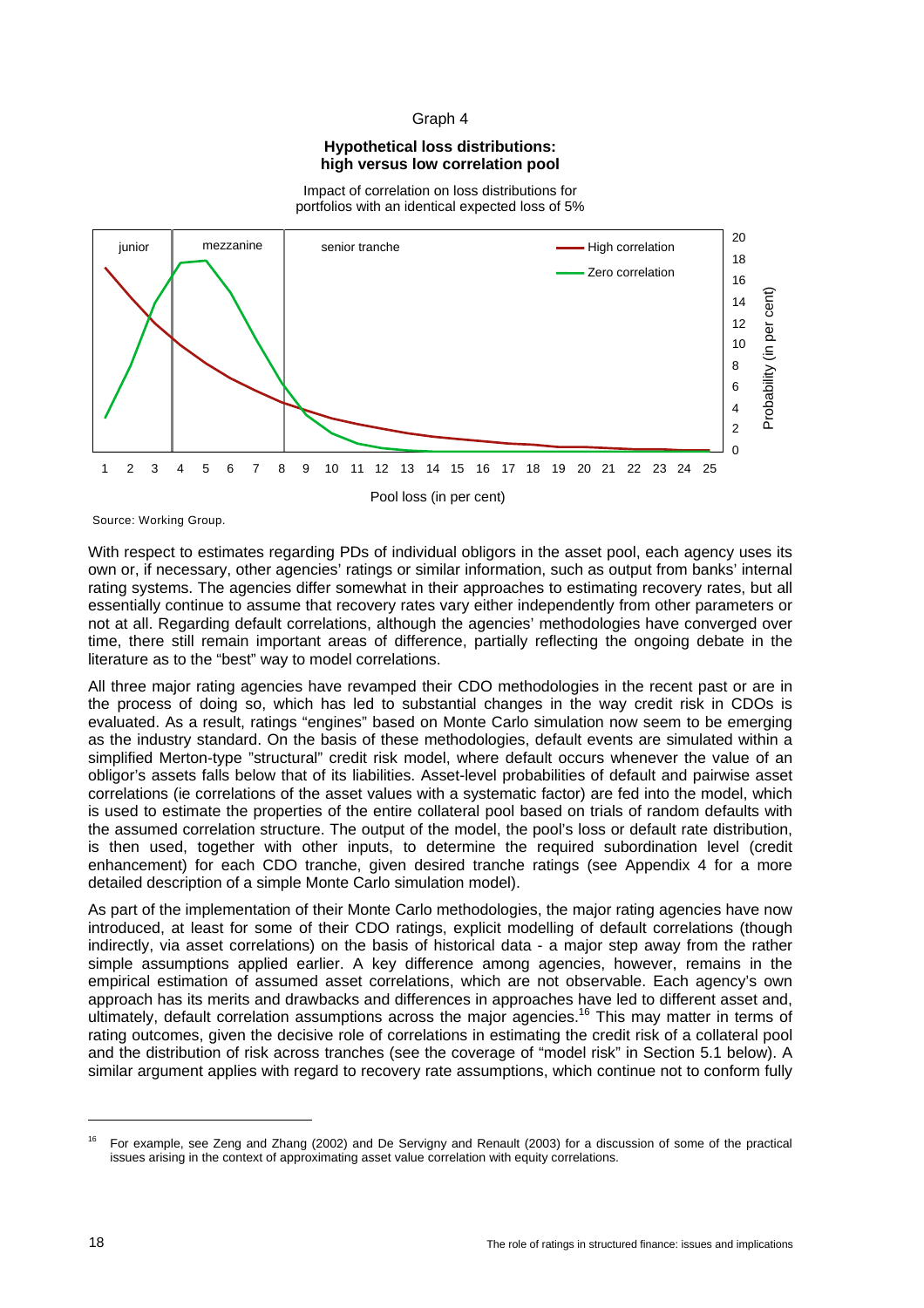Graph 4

**Hypothetical loss distributions: high versus low correlation pool**

Impact of correlation on loss distributions for portfolios with an identical expected loss of 5%

Source: Working Group.

With respect to estimates regarding PDs of individual obligors in the asset pool, each agency uses its own or, if necessary, other agencies' ratings or similar information, such as output from banks' internal rating systems. The agencies differ somewhat in their approaches to estimating recovery rates, but all essentially continue to assume that recovery rates vary either independently from other parameters or not at all. Regarding default correlations, although the agencies' methodologies have converged over time, there still remain important areas of difference, partially reflecting the ongoing debate in the literature as to the "best" way to model correlations.

All three major rating agencies have revamped their CDO methodologies in the recent past or are in the process of doing so, which has led to substantial changes in the way credit risk in CDOs is evaluated. As a result, ratings "engines" based on Monte Carlo simulation now seem to be emerging as the industry standard. On the basis of these methodologies, default events are simulated within a simplified Merton-type "structural" credit risk model, where default occurs whenever the value of an obligor's assets falls below that of its liabilities. Asset-level probabilities of default and pairwise asset correlations (ie correlations of the asset values with a systematic factor) are fed into the model, which is used to estimate the properties of the entire collateral pool based on trials of random defaults with the assumed correlation structure. The output of the model, the pool's loss or default rate distribution, is then used, together with other inputs, to determine the required subordination level (credit enhancement) for each CDO tranche, given desired tranche ratings (see Appendix 4 for a more detailed description of a simple Monte Carlo simulation model).

As part of the implementation of their Monte Carlo methodologies, the major rating agencies have now introduced, at least for some of their CDO ratings, explicit modelling of default correlations (though indirectly, via asset correlations) on the basis of historical data - a major step away from the rather simple assumptions applied earlier. A key difference among agencies, however, remains in the empirical estimation of assumed asset correlations, which are not observable. Each agency's own approach has its merits and drawbacks and differences in approaches have led to different asset and, ultimately, default correlation assumptions across the major agencies.[16] This may matter in terms of rating outcomes, given the decisive role of correlations in estimating the credit risk of a collateral pool and the distribution of risk across tranches (see the coverage of "model risk" in Section 5.1 below). A similar argument applies with regard to recovery rate assumptions, which continue not to conform fully

[16] For example, see Zeng and Zhang (2002) and De Servigny and Renault (2003) for a discussion of some of the practical issues arising in the context of approximating asset value correlation with equity correlations.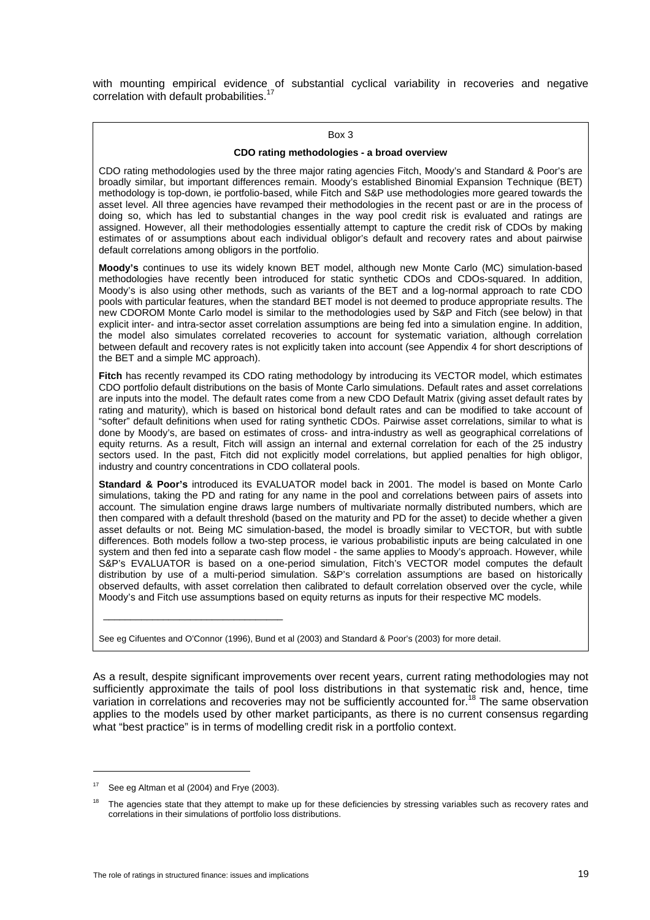with mounting empirical evidence of substantial cyclical variability in recoveries and negative correlation with default probabilities.[17]

Box 3

**CDO rating methodologies - a broad overview**

CDO rating methodologies used by the three major rating agencies Fitch, Moody's and Standard & Poor's are broadly similar, but important differences remain. Moody's established Binomial Expansion Technique (BET) methodology is top-down, ie portfolio-based, while Fitch and S&P use methodologies more geared towards the asset level. All three agencies have revamped their methodologies in the recent past or are in the process of doing so, which has led to substantial changes in the way pool credit risk is evaluated and ratings are assigned. However, all their methodologies essentially attempt to capture the credit risk of CDOs by making estimates of or assumptions about each individual obligor's default and recovery rates and about pairwise default correlations among obligors in the portfolio.

**Moody's** continues to use its widely known BET model, although new Monte Carlo (MC) simulation-based methodologies have recently been introduced for static synthetic CDOs and CDOs-squared. In addition, Moody's is also using other methods, such as variants of the BET and a log-normal approach to rate CDO pools with particular features, when the standard BET model is not deemed to produce appropriate results. The new CDOROM Monte Carlo model is similar to the methodologies used by S&P and Fitch (see below) in that explicit inter- and intra-sector asset correlation assumptions are being fed into a simulation engine. In addition, the model also simulates correlated recoveries to account for systematic variation, although correlation between default and recovery rates is not explicitly taken into account (see Appendix 4 for short descriptions of the BET and a simple MC approach).

**Fitch** has recently revamped its CDO rating methodology by introducing its VECTOR model, which estimates CDO portfolio default distributions on the basis of Monte Carlo simulations. Default rates and asset correlations are inputs into the model. The default rates come from a new CDO Default Matrix (giving asset default rates by rating and maturity), which is based on historical bond default rates and can be modified to take account of "softer" default definitions when used for rating synthetic CDOs. Pairwise asset correlations, similar to what is done by Moody's, are based on estimates of cross- and intra-industry as well as geographical correlations of equity returns. As a result, Fitch will assign an internal and external correlation for each of the 25 industry sectors used. In the past, Fitch did not explicitly model correlations, but applied penalties for high obligor, industry and country concentrations in CDO collateral pools.

**Standard & Poor's** introduced its EVALUATOR model back in 2001. The model is based on Monte Carlo simulations, taking the PD and rating for any name in the pool and correlations between pairs of assets into account. The simulation engine draws large numbers of multivariate normally distributed numbers, which are then compared with a default threshold (based on the maturity and PD for the asset) to decide whether a given asset defaults or not. Being MC simulation-based, the model is broadly similar to VECTOR, but with subtle differences. Both models follow a two-step process, ie various probabilistic inputs are being calculated in one system and then fed into a separate cash flow model - the same applies to Moody's approach. However, while S&P's EVALUATOR is based on a one-period simulation, Fitch's VECTOR model computes the default distribution by use of a multi-period simulation. S&P's correlation assumptions are based on historically observed defaults, with asset correlation then calibrated to default correlation observed over the cycle, while Moody's and Fitch use assumptions based on equity returns as inputs for their respective MC models.

See eg Cifuentes and O'Connor (1996), Bund et al (2003) and Standard & Poor's (2003) for more detail.

As a result, despite significant improvements over recent years, current rating methodologies may not sufficiently approximate the tails of pool loss distributions in that systematic risk and, hence, time variation in correlations and recoveries may not be sufficiently accounted for.[18] The same observation applies to the models used by other market participants, as there is no current consensus regarding what "best practice" is in terms of modelling credit risk in a portfolio context.

[17] See eg Altman et al (2004) and Frye (2003).

[18] The agencies state that they attempt to make up for these deficiencies by stressing variables such as recovery rates and correlations in their simulations of portfolio loss distributions.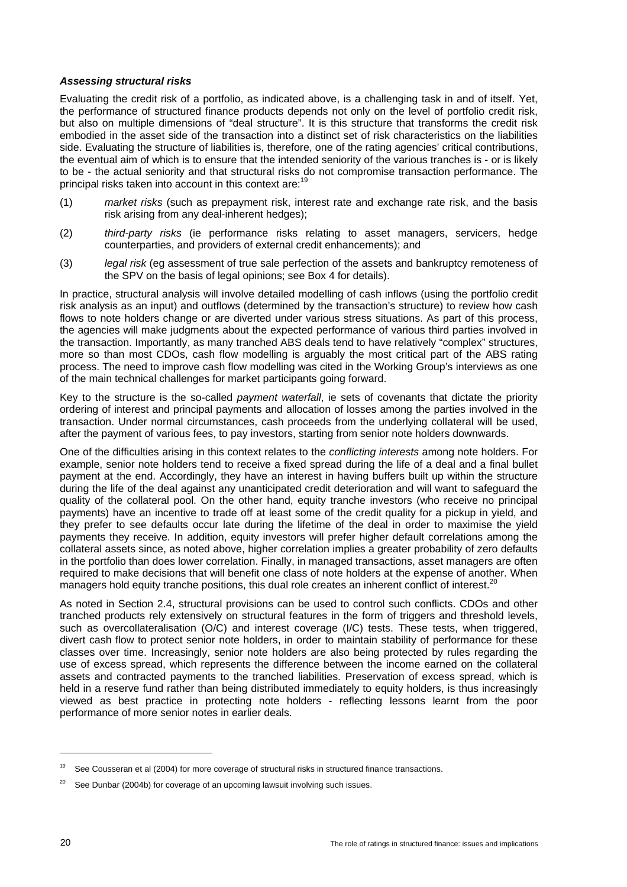#### *Assessing structural risks*

Evaluating the credit risk of a portfolio, as indicated above, is a challenging task in and of itself. Yet, the performance of structured finance products depends not only on the level of portfolio credit risk, but also on multiple dimensions of "deal structure". It is this structure that transforms the credit risk embodied in the asset side of the transaction into a distinct set of risk characteristics on the liabilities side. Evaluating the structure of liabilities is, therefore, one of the rating agencies' critical contributions, the eventual aim of which is to ensure that the intended seniority of the various tranches is - or is likely to be - the actual seniority and that structural risks do not compromise transaction performance. The principal risks taken into account in this context are:[19]

(1) *market risks* (such as prepayment risk, interest rate and exchange rate risk, and the basis risk arising from any deal-inherent hedges);

(2) *third-party risks* (ie performance risks relating to asset managers, servicers, hedge counterparties, and providers of external credit enhancements); and

(3) *legal risk* (eg assessment of true sale perfection of the assets and bankruptcy remoteness of the SPV on the basis of legal opinions; see Box 4 for details).

In practice, structural analysis will involve detailed modelling of cash inflows (using the portfolio credit risk analysis as an input) and outflows (determined by the transaction's structure) to review how cash flows to note holders change or are diverted under various stress situations. As part of this process, the agencies will make judgments about the expected performance of various third parties involved in the transaction. Importantly, as many tranched ABS deals tend to have relatively "complex" structures, more so than most CDOs, cash flow modelling is arguably the most critical part of the ABS rating process. The need to improve cash flow modelling was cited in the Working Group's interviews as one of the main technical challenges for market participants going forward.

Key to the structure is the so-called *payment waterfall*, ie sets of covenants that dictate the priority ordering of interest and principal payments and allocation of losses among the parties involved in the transaction. Under normal circumstances, cash proceeds from the underlying collateral will be used, after the payment of various fees, to pay investors, starting from senior note holders downwards.

One of the difficulties arising in this context relates to the *conflicting interests* among note holders. For example, senior note holders tend to receive a fixed spread during the life of a deal and a final bullet payment at the end. Accordingly, they have an interest in having buffers built up within the structure during the life of the deal against any unanticipated credit deterioration and will want to safeguard the quality of the collateral pool. On the other hand, equity tranche investors (who receive no principal payments) have an incentive to trade off at least some of the credit quality for a pickup in yield, and they prefer to see defaults occur late during the lifetime of the deal in order to maximise the yield payments they receive. In addition, equity investors will prefer higher default correlations among the collateral assets since, as noted above, higher correlation implies a greater probability of zero defaults in the portfolio than does lower correlation. Finally, in managed transactions, asset managers are often required to make decisions that will benefit one class of note holders at the expense of another. When managers hold equity tranche positions, this dual role creates an inherent conflict of interest.[20]

As noted in Section 2.4, structural provisions can be used to control such conflicts. CDOs and other tranched products rely extensively on structural features in the form of triggers and threshold levels, such as overcollateralisation (O/C) and interest coverage (I/C) tests. These tests, when triggered, divert cash flow to protect senior note holders, in order to maintain stability of performance for these classes over time. Increasingly, senior note holders are also being protected by rules regarding the use of excess spread, which represents the difference between the income earned on the collateral assets and contracted payments to the tranched liabilities. Preservation of excess spread, which is held in a reserve fund rather than being distributed immediately to equity holders, is thus increasingly viewed as best practice in protecting note holders - reflecting lessons learnt from the poor performance of more senior notes in earlier deals.

---

[19] See Cousseran et al (2004) for more coverage of structural risks in structured finance transactions.

[20] See Dunbar (2004b) for coverage of an upcoming lawsuit involving such issues.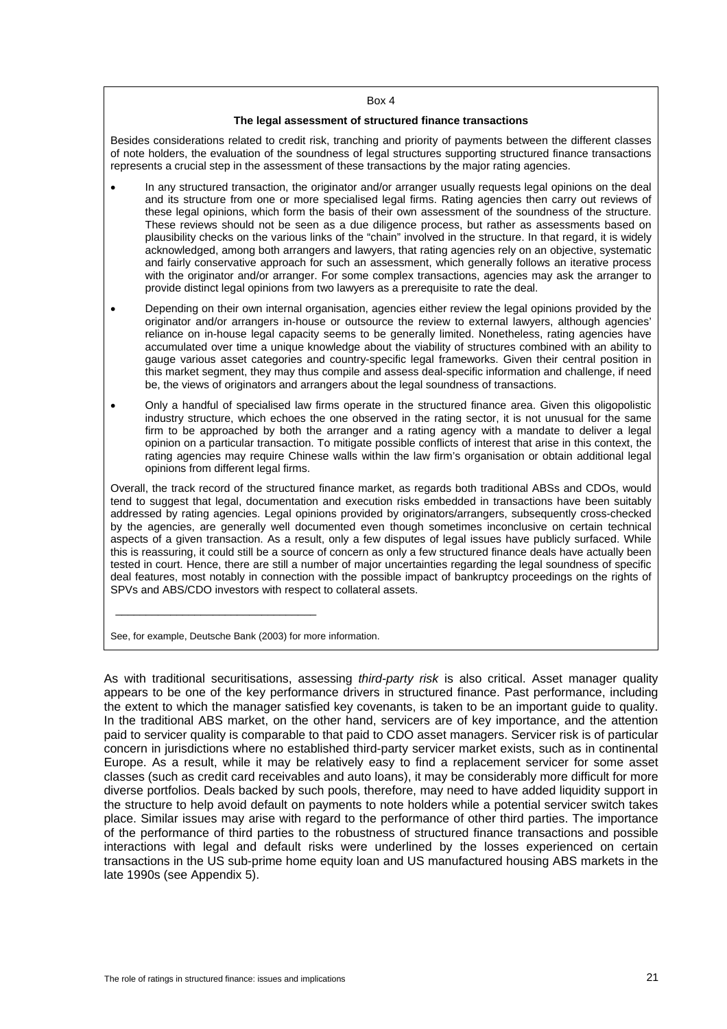Box 4

**The legal assessment of structured finance transactions**

Besides considerations related to credit risk, tranching and priority of payments between the different classes of note holders, the evaluation of the soundness of legal structures supporting structured finance transactions represents a crucial step in the assessment of these transactions by the major rating agencies.

- In any structured transaction, the originator and/or arranger usually requests legal opinions on the deal and its structure from one or more specialised legal firms. Rating agencies then carry out reviews of these legal opinions, which form the basis of their own assessment of the soundness of the structure. These reviews should not be seen as a due diligence process, but rather as assessments based on plausibility checks on the various links of the "chain" involved in the structure. In that regard, it is widely acknowledged, among both arrangers and lawyers, that rating agencies rely on an objective, systematic and fairly conservative approach for such an assessment, which generally follows an iterative process with the originator and/or arranger. For some complex transactions, agencies may ask the arranger to provide distinct legal opinions from two lawyers as a prerequisite to rate the deal.
- Depending on their own internal organisation, agencies either review the legal opinions provided by the originator and/or arrangers in-house or outsource the review to external lawyers, although agencies' reliance on in-house legal capacity seems to be generally limited. Nonetheless, rating agencies have accumulated over time a unique knowledge about the viability of structures combined with an ability to gauge various asset categories and country-specific legal frameworks. Given their central position in this market segment, they may thus compile and assess deal-specific information and challenge, if need be, the views of originators and arrangers about the legal soundness of transactions.
- Only a handful of specialised law firms operate in the structured finance area. Given this oligopolistic industry structure, which echoes the one observed in the rating sector, it is not unusual for the same firm to be approached by both the arranger and a rating agency with a mandate to deliver a legal opinion on a particular transaction. To mitigate possible conflicts of interest that arise in this context, the rating agencies may require Chinese walls within the law firm's organisation or obtain additional legal opinions from different legal firms.

Overall, the track record of the structured finance market, as regards both traditional ABSs and CDOs, would tend to suggest that legal, documentation and execution risks embedded in transactions have been suitably addressed by rating agencies. Legal opinions provided by originators/arrangers, subsequently cross-checked by the agencies, are generally well documented even though sometimes inconclusive on certain technical aspects of a given transaction. As a result, only a few disputes of legal issues have publicly surfaced. While this is reassuring, it could still be a source of concern as only a few structured finance deals have actually been tested in court. Hence, there are still a number of major uncertainties regarding the legal soundness of specific deal features, most notably in connection with the possible impact of bankruptcy proceedings on the rights of SPVs and ABS/CDO investors with respect to collateral assets.

\_\_\_\_\_\_\_\_\_\_\_\_\_\_\_\_\_\_\_\_\_\_\_\_\_\_\_\_\_\_\_\_

See, for example, Deutsche Bank (2003) for more information.

As with traditional securitisations, assessing *third-party risk* is also critical. Asset manager quality appears to be one of the key performance drivers in structured finance. Past performance, including the extent to which the manager satisfied key covenants, is taken to be an important guide to quality. In the traditional ABS market, on the other hand, servicers are of key importance, and the attention paid to servicer quality is comparable to that paid to CDO asset managers. Servicer risk is of particular concern in jurisdictions where no established third-party servicer market exists, such as in continental Europe. As a result, while it may be relatively easy to find a replacement servicer for some asset classes (such as credit card receivables and auto loans), it may be considerably more difficult for more diverse portfolios. Deals backed by such pools, therefore, may need to have added liquidity support in the structure to help avoid default on payments to note holders while a potential servicer switch takes place. Similar issues may arise with regard to the performance of other third parties. The importance of the performance of third parties to the robustness of structured finance transactions and possible interactions with legal and default risks were underlined by the losses experienced on certain transactions in the US sub-prime home equity loan and US manufactured housing ABS markets in the late 1990s (see Appendix 5).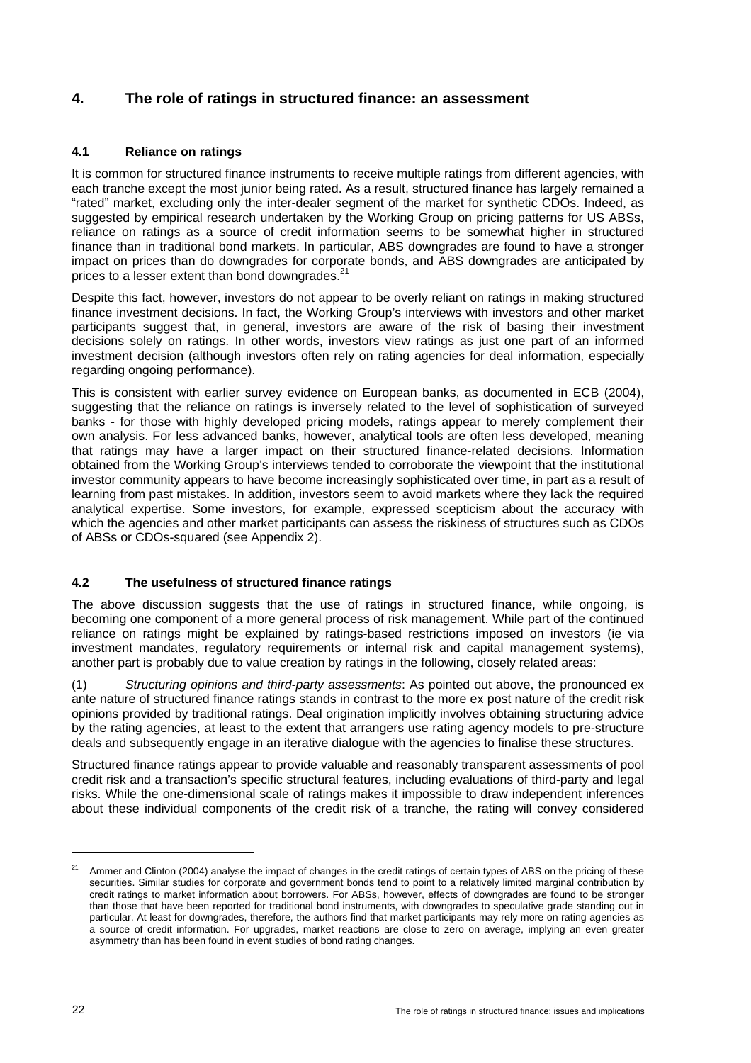## 4. The role of ratings in structured finance: an assessment

### 4.1 Reliance on ratings

It is common for structured finance instruments to receive multiple ratings from different agencies, with each tranche except the most junior being rated. As a result, structured finance has largely remained a "rated" market, excluding only the inter-dealer segment of the market for synthetic CDOs. Indeed, as suggested by empirical research undertaken by the Working Group on pricing patterns for US ABSs, reliance on ratings as a source of credit information seems to be somewhat higher in structured finance than in traditional bond markets. In particular, ABS downgrades are found to have a stronger impact on prices than do downgrades for corporate bonds, and ABS downgrades are anticipated by prices to a lesser extent than bond downgrades.[21]

Despite this fact, however, investors do not appear to be overly reliant on ratings in making structured finance investment decisions. In fact, the Working Group's interviews with investors and other market participants suggest that, in general, investors are aware of the risk of basing their investment decisions solely on ratings. In other words, investors view ratings as just one part of an informed investment decision (although investors often rely on rating agencies for deal information, especially regarding ongoing performance).

This is consistent with earlier survey evidence on European banks, as documented in ECB (2004), suggesting that the reliance on ratings is inversely related to the level of sophistication of surveyed banks - for those with highly developed pricing models, ratings appear to merely complement their own analysis. For less advanced banks, however, analytical tools are often less developed, meaning that ratings may have a larger impact on their structured finance-related decisions. Information obtained from the Working Group's interviews tended to corroborate the viewpoint that the institutional investor community appears to have become increasingly sophisticated over time, in part as a result of learning from past mistakes. In addition, investors seem to avoid markets where they lack the required analytical expertise. Some investors, for example, expressed scepticism about the accuracy with which the agencies and other market participants can assess the riskiness of structures such as CDOs of ABSs or CDOs-squared (see Appendix 2).

### 4.2 The usefulness of structured finance ratings

The above discussion suggests that the use of ratings in structured finance, while ongoing, is becoming one component of a more general process of risk management. While part of the continued reliance on ratings might be explained by ratings-based restrictions imposed on investors (ie via investment mandates, regulatory requirements or internal risk and capital management systems), another part is probably due to value creation by ratings in the following, closely related areas:

(1) *Structuring opinions and third-party assessments*: As pointed out above, the pronounced ex ante nature of structured finance ratings stands in contrast to the more ex post nature of the credit risk opinions provided by traditional ratings. Deal origination implicitly involves obtaining structuring advice by the rating agencies, at least to the extent that arrangers use rating agency models to pre-structure deals and subsequently engage in an iterative dialogue with the agencies to finalise these structures.

Structured finance ratings appear to provide valuable and reasonably transparent assessments of pool credit risk and a transaction's specific structural features, including evaluations of third-party and legal risks. While the one-dimensional scale of ratings makes it impossible to draw independent inferences about these individual components of the credit risk of a tranche, the rating will convey considered

---

[21] Ammer and Clinton (2004) analyse the impact of changes in the credit ratings of certain types of ABS on the pricing of these securities. Similar studies for corporate and government bonds tend to point to a relatively limited marginal contribution by credit ratings to market information about borrowers. For ABSs, however, effects of downgrades are found to be stronger than those that have been reported for traditional bond instruments, with downgrades to speculative grade standing out in particular. At least for downgrades, therefore, the authors find that market participants may rely more on rating agencies as a source of credit information. For upgrades, market reactions are close to zero on average, implying an even greater asymmetry than has been found in event studies of bond rating changes.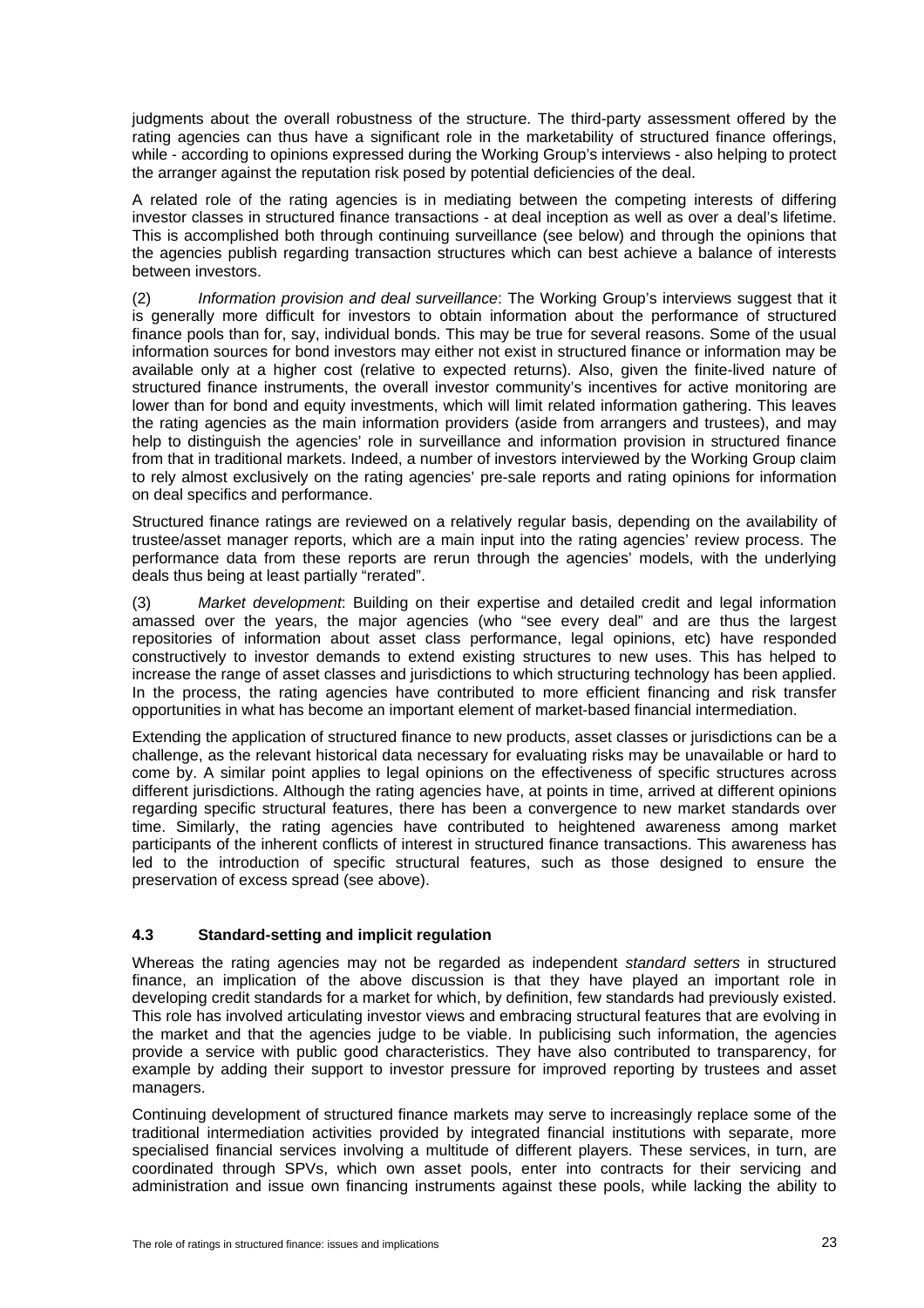judgments about the overall robustness of the structure. The third-party assessment offered by the rating agencies can thus have a significant role in the marketability of structured finance offerings, while - according to opinions expressed during the Working Group's interviews - also helping to protect the arranger against the reputation risk posed by potential deficiencies of the deal.

A related role of the rating agencies is in mediating between the competing interests of differing investor classes in structured finance transactions - at deal inception as well as over a deal's lifetime. This is accomplished both through continuing surveillance (see below) and through the opinions that the agencies publish regarding transaction structures which can best achieve a balance of interests between investors.

(2) *Information provision and deal surveillance*: The Working Group's interviews suggest that it is generally more difficult for investors to obtain information about the performance of structured finance pools than for, say, individual bonds. This may be true for several reasons. Some of the usual information sources for bond investors may either not exist in structured finance or information may be available only at a higher cost (relative to expected returns). Also, given the finite-lived nature of structured finance instruments, the overall investor community's incentives for active monitoring are lower than for bond and equity investments, which will limit related information gathering. This leaves the rating agencies as the main information providers (aside from arrangers and trustees), and may help to distinguish the agencies' role in surveillance and information provision in structured finance from that in traditional markets. Indeed, a number of investors interviewed by the Working Group claim to rely almost exclusively on the rating agencies' pre-sale reports and rating opinions for information on deal specifics and performance.

Structured finance ratings are reviewed on a relatively regular basis, depending on the availability of trustee/asset manager reports, which are a main input into the rating agencies' review process. The performance data from these reports are rerun through the agencies' models, with the underlying deals thus being at least partially "rerated".

(3) *Market development*: Building on their expertise and detailed credit and legal information amassed over the years, the major agencies (who "see every deal" and are thus the largest repositories of information about asset class performance, legal opinions, etc) have responded constructively to investor demands to extend existing structures to new uses. This has helped to increase the range of asset classes and jurisdictions to which structuring technology has been applied. In the process, the rating agencies have contributed to more efficient financing and risk transfer opportunities in what has become an important element of market-based financial intermediation.

Extending the application of structured finance to new products, asset classes or jurisdictions can be a challenge, as the relevant historical data necessary for evaluating risks may be unavailable or hard to come by. A similar point applies to legal opinions on the effectiveness of specific structures across different jurisdictions. Although the rating agencies have, at points in time, arrived at different opinions regarding specific structural features, there has been a convergence to new market standards over time. Similarly, the rating agencies have contributed to heightened awareness among market participants of the inherent conflicts of interest in structured finance transactions. This awareness has led to the introduction of specific structural features, such as those designed to ensure the preservation of excess spread (see above).

### 4.3 Standard-setting and implicit regulation

Whereas the rating agencies may not be regarded as independent *standard setters* in structured finance, an implication of the above discussion is that they have played an important role in developing credit standards for a market for which, by definition, few standards had previously existed. This role has involved articulating investor views and embracing structural features that are evolving in the market and that the agencies judge to be viable. In publicising such information, the agencies provide a service with public good characteristics. They have also contributed to transparency, for example by adding their support to investor pressure for improved reporting by trustees and asset managers.

Continuing development of structured finance markets may serve to increasingly replace some of the traditional intermediation activities provided by integrated financial institutions with separate, more specialised financial services involving a multitude of different players. These services, in turn, are coordinated through SPVs, which own asset pools, enter into contracts for their servicing and administration and issue own financing instruments against these pools, while lacking the ability to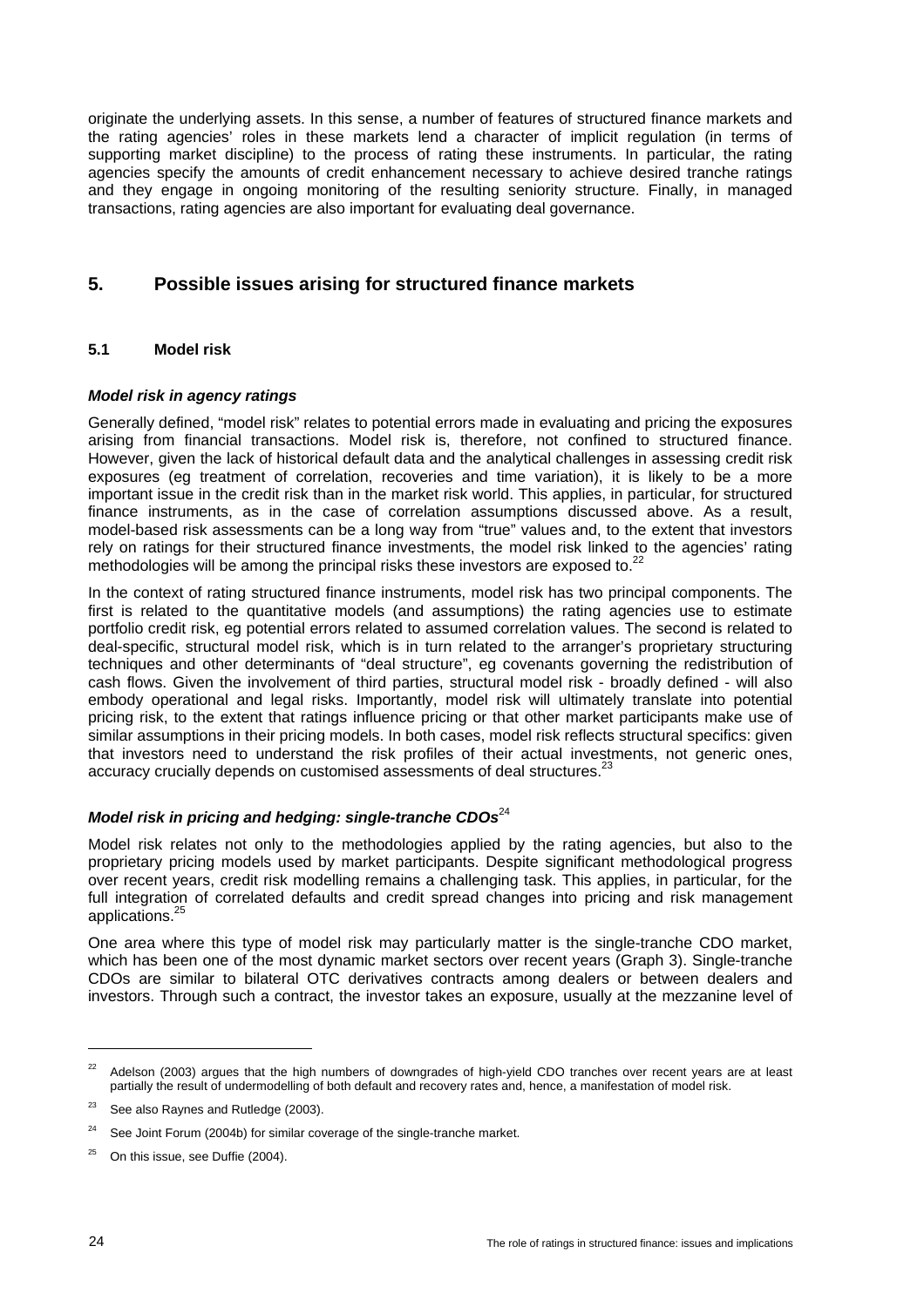originate the underlying assets. In this sense, a number of features of structured finance markets and the rating agencies' roles in these markets lend a character of implicit regulation (in terms of supporting market discipline) to the process of rating these instruments. In particular, the rating agencies specify the amounts of credit enhancement necessary to achieve desired tranche ratings and they engage in ongoing monitoring of the resulting seniority structure. Finally, in managed transactions, rating agencies are also important for evaluating deal governance.

## 5. Possible issues arising for structured finance markets

### 5.1 Model risk

***Model risk in agency ratings***

Generally defined, "model risk" relates to potential errors made in evaluating and pricing the exposures arising from financial transactions. Model risk is, therefore, not confined to structured finance. However, given the lack of historical default data and the analytical challenges in assessing credit risk exposures (eg treatment of correlation, recoveries and time variation), it is likely to be a more important issue in the credit risk than in the market risk world. This applies, in particular, for structured finance instruments, as in the case of correlation assumptions discussed above. As a result, model-based risk assessments can be a long way from "true" values and, to the extent that investors rely on ratings for their structured finance investments, the model risk linked to the agencies' rating methodologies will be among the principal risks these investors are exposed to.[22]

In the context of rating structured finance instruments, model risk has two principal components. The first is related to the quantitative models (and assumptions) the rating agencies use to estimate portfolio credit risk, eg potential errors related to assumed correlation values. The second is related to deal-specific, structural model risk, which is in turn related to the arranger's proprietary structuring techniques and other determinants of "deal structure", eg covenants governing the redistribution of cash flows. Given the involvement of third parties, structural model risk - broadly defined - will also embody operational and legal risks. Importantly, model risk will ultimately translate into potential pricing risk, to the extent that ratings influence pricing or that other market participants make use of similar assumptions in their pricing models. In both cases, model risk reflects structural specifics: given that investors need to understand the risk profiles of their actual investments, not generic ones, accuracy crucially depends on customised assessments of deal structures.[23]

***Model risk in pricing and hedging: single-tranche CDOs***[24]

Model risk relates not only to the methodologies applied by the rating agencies, but also to the proprietary pricing models used by market participants. Despite significant methodological progress over recent years, credit risk modelling remains a challenging task. This applies, in particular, for the full integration of correlated defaults and credit spread changes into pricing and risk management applications.[25]

One area where this type of model risk may particularly matter is the single-tranche CDO market, which has been one of the most dynamic market sectors over recent years (Graph 3). Single-tranche CDOs are similar to bilateral OTC derivatives contracts among dealers or between dealers and investors. Through such a contract, the investor takes an exposure, usually at the mezzanine level of

---

[22] Adelson (2003) argues that the high numbers of downgrades of high-yield CDO tranches over recent years are at least partially the result of undermodelling of both default and recovery rates and, hence, a manifestation of model risk.

[23] See also Raynes and Rutledge (2003).

[24] See Joint Forum (2004b) for similar coverage of the single-tranche market.

[25] On this issue, see Duffie (2004).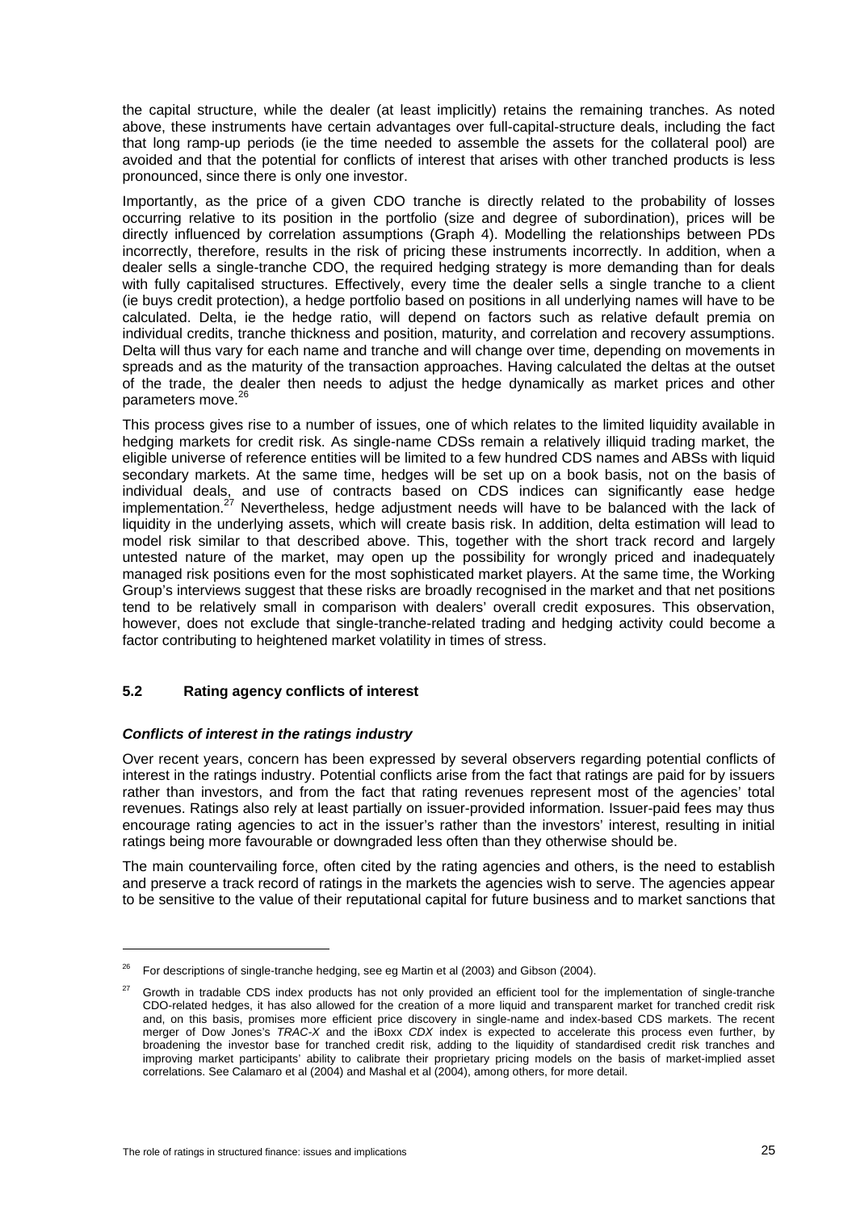the capital structure, while the dealer (at least implicitly) retains the remaining tranches. As noted above, these instruments have certain advantages over full-capital-structure deals, including the fact that long ramp-up periods (ie the time needed to assemble the assets for the collateral pool) are avoided and that the potential for conflicts of interest that arises with other tranched products is less pronounced, since there is only one investor.

Importantly, as the price of a given CDO tranche is directly related to the probability of losses occurring relative to its position in the portfolio (size and degree of subordination), prices will be directly influenced by correlation assumptions (Graph 4). Modelling the relationships between PDs incorrectly, therefore, results in the risk of pricing these instruments incorrectly. In addition, when a dealer sells a single-tranche CDO, the required hedging strategy is more demanding than for deals with fully capitalised structures. Effectively, every time the dealer sells a single tranche to a client (ie buys credit protection), a hedge portfolio based on positions in all underlying names will have to be calculated. Delta, ie the hedge ratio, will depend on factors such as relative default premia on individual credits, tranche thickness and position, maturity, and correlation and recovery assumptions. Delta will thus vary for each name and tranche and will change over time, depending on movements in spreads and as the maturity of the transaction approaches. Having calculated the deltas at the outset of the trade, the dealer then needs to adjust the hedge dynamically as market prices and other parameters move.[26]

This process gives rise to a number of issues, one of which relates to the limited liquidity available in hedging markets for credit risk. As single-name CDSs remain a relatively illiquid trading market, the eligible universe of reference entities will be limited to a few hundred CDS names and ABSs with liquid secondary markets. At the same time, hedges will be set up on a book basis, not on the basis of individual deals, and use of contracts based on CDS indices can significantly ease hedge implementation.[27] Nevertheless, hedge adjustment needs will have to be balanced with the lack of liquidity in the underlying assets, which will create basis risk. In addition, delta estimation will lead to model risk similar to that described above. This, together with the short track record and largely untested nature of the market, may open up the possibility for wrongly priced and inadequately managed risk positions even for the most sophisticated market players. At the same time, the Working Group's interviews suggest that these risks are broadly recognised in the market and that net positions tend to be relatively small in comparison with dealers' overall credit exposures. This observation, however, does not exclude that single-tranche-related trading and hedging activity could become a factor contributing to heightened market volatility in times of stress.

### 5.2 Rating agency conflicts of interest

#### *Conflicts of interest in the ratings industry*

Over recent years, concern has been expressed by several observers regarding potential conflicts of interest in the ratings industry. Potential conflicts arise from the fact that ratings are paid for by issuers rather than investors, and from the fact that rating revenues represent most of the agencies' total revenues. Ratings also rely at least partially on issuer-provided information. Issuer-paid fees may thus encourage rating agencies to act in the issuer's rather than the investors' interest, resulting in initial ratings being more favourable or downgraded less often than they otherwise should be.

The main countervailing force, often cited by the rating agencies and others, is the need to establish and preserve a track record of ratings in the markets the agencies wish to serve. The agencies appear to be sensitive to the value of their reputational capital for future business and to market sanctions that

---

[26] For descriptions of single-tranche hedging, see eg Martin et al (2003) and Gibson (2004).

[27] Growth in tradable CDS index products has not only provided an efficient tool for the implementation of single-tranche CDO-related hedges, it has also allowed for the creation of a more liquid and transparent market for tranched credit risk and, on this basis, promises more efficient price discovery in single-name and index-based CDS markets. The recent merger of Dow Jones's *TRAC-X* and the iBoxx *CDX* index is expected to accelerate this process even further, by broadening the investor base for tranched credit risk, adding to the liquidity of standardised credit risk tranches and improving market participants' ability to calibrate their proprietary pricing models on the basis of market-implied asset correlations. See Calamaro et al (2004) and Mashal et al (2004), among others, for more detail.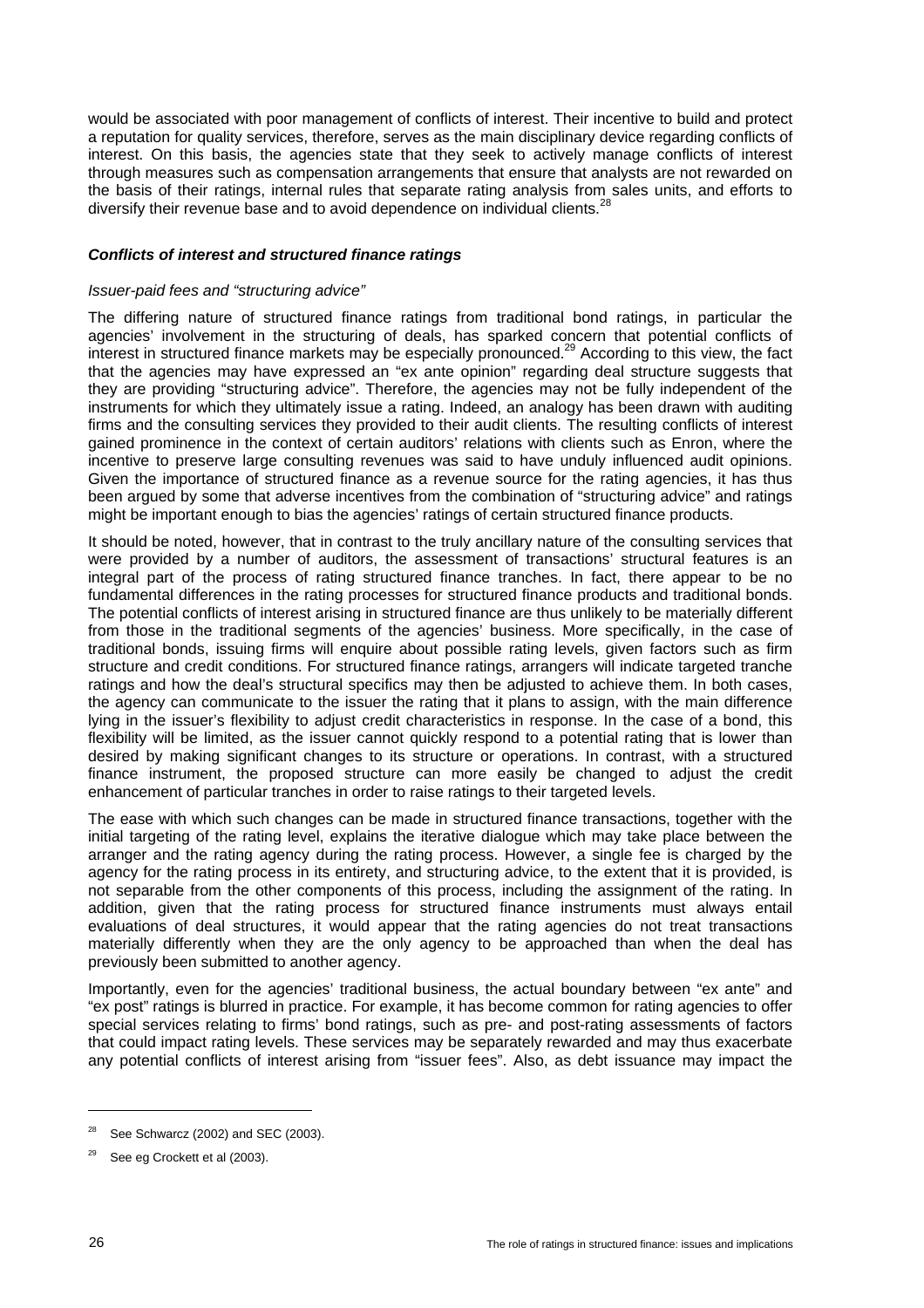would be associated with poor management of conflicts of interest. Their incentive to build and protect a reputation for quality services, therefore, serves as the main disciplinary device regarding conflicts of interest. On this basis, the agencies state that they seek to actively manage conflicts of interest through measures such as compensation arrangements that ensure that analysts are not rewarded on the basis of their ratings, internal rules that separate rating analysis from sales units, and efforts to diversify their revenue base and to avoid dependence on individual clients.[28]

### *Conflicts of interest and structured finance ratings*

*Issuer-paid fees and "structuring advice"*

The differing nature of structured finance ratings from traditional bond ratings, in particular the agencies' involvement in the structuring of deals, has sparked concern that potential conflicts of interest in structured finance markets may be especially pronounced.[29] According to this view, the fact that the agencies may have expressed an "ex ante opinion" regarding deal structure suggests that they are providing "structuring advice". Therefore, the agencies may not be fully independent of the instruments for which they ultimately issue a rating. Indeed, an analogy has been drawn with auditing firms and the consulting services they provided to their audit clients. The resulting conflicts of interest gained prominence in the context of certain auditors' relations with clients such as Enron, where the incentive to preserve large consulting revenues was said to have unduly influenced audit opinions. Given the importance of structured finance as a revenue source for the rating agencies, it has thus been argued by some that adverse incentives from the combination of "structuring advice" and ratings might be important enough to bias the agencies' ratings of certain structured finance products.

It should be noted, however, that in contrast to the truly ancillary nature of the consulting services that were provided by a number of auditors, the assessment of transactions' structural features is an integral part of the process of rating structured finance tranches. In fact, there appear to be no fundamental differences in the rating processes for structured finance products and traditional bonds. The potential conflicts of interest arising in structured finance are thus unlikely to be materially different from those in the traditional segments of the agencies' business. More specifically, in the case of traditional bonds, issuing firms will enquire about possible rating levels, given factors such as firm structure and credit conditions. For structured finance ratings, arrangers will indicate targeted tranche ratings and how the deal's structural specifics may then be adjusted to achieve them. In both cases, the agency can communicate to the issuer the rating that it plans to assign, with the main difference lying in the issuer's flexibility to adjust credit characteristics in response. In the case of a bond, this flexibility will be limited, as the issuer cannot quickly respond to a potential rating that is lower than desired by making significant changes to its structure or operations. In contrast, with a structured finance instrument, the proposed structure can more easily be changed to adjust the credit enhancement of particular tranches in order to raise ratings to their targeted levels.

The ease with which such changes can be made in structured finance transactions, together with the initial targeting of the rating level, explains the iterative dialogue which may take place between the arranger and the rating agency during the rating process. However, a single fee is charged by the agency for the rating process in its entirety, and structuring advice, to the extent that it is provided, is not separable from the other components of this process, including the assignment of the rating. In addition, given that the rating process for structured finance instruments must always entail evaluations of deal structures, it would appear that the rating agencies do not treat transactions materially differently when they are the only agency to be approached than when the deal has previously been submitted to another agency.

Importantly, even for the agencies' traditional business, the actual boundary between "ex ante" and "ex post" ratings is blurred in practice. For example, it has become common for rating agencies to offer special services relating to firms' bond ratings, such as pre- and post-rating assessments of factors that could impact rating levels. These services may be separately rewarded and may thus exacerbate any potential conflicts of interest arising from "issuer fees". Also, as debt issuance may impact the

---

[28] See Schwarcz (2002) and SEC (2003).

[29] See eg Crockett et al (2003).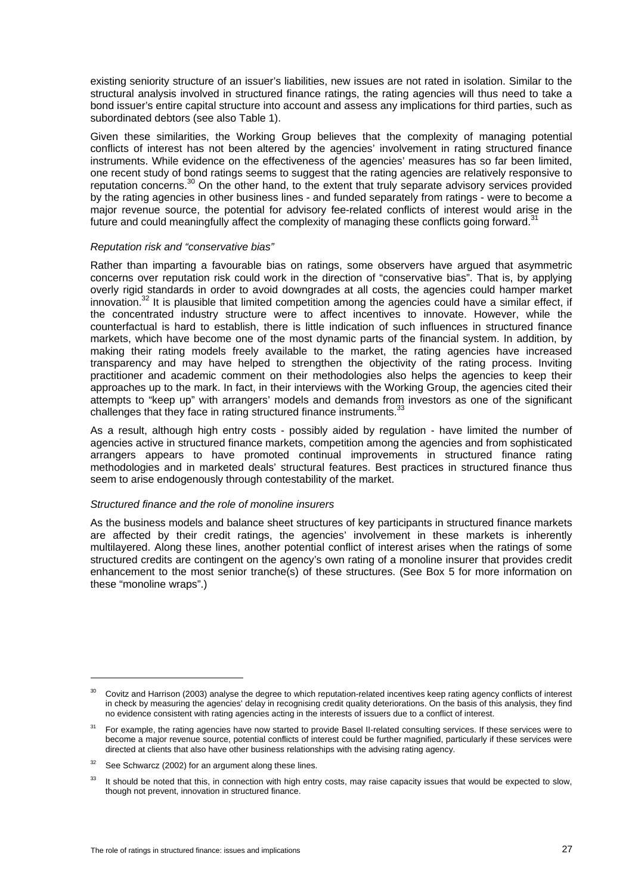existing seniority structure of an issuer's liabilities, new issues are not rated in isolation. Similar to the structural analysis involved in structured finance ratings, the rating agencies will thus need to take a bond issuer's entire capital structure into account and assess any implications for third parties, such as subordinated debtors (see also Table 1).

Given these similarities, the Working Group believes that the complexity of managing potential conflicts of interest has not been altered by the agencies' involvement in rating structured finance instruments. While evidence on the effectiveness of the agencies' measures has so far been limited, one recent study of bond ratings seems to suggest that the rating agencies are relatively responsive to reputation concerns.[30] On the other hand, to the extent that truly separate advisory services provided by the rating agencies in other business lines - and funded separately from ratings - were to become a major revenue source, the potential for advisory fee-related conflicts of interest would arise in the future and could meaningfully affect the complexity of managing these conflicts going forward.[31]

*Reputation risk and "conservative bias"*

Rather than imparting a favourable bias on ratings, some observers have argued that asymmetric concerns over reputation risk could work in the direction of "conservative bias". That is, by applying overly rigid standards in order to avoid downgrades at all costs, the agencies could hamper market innovation.[32] It is plausible that limited competition among the agencies could have a similar effect, if the concentrated industry structure were to affect incentives to innovate. However, while the counterfactual is hard to establish, there is little indication of such influences in structured finance markets, which have become one of the most dynamic parts of the financial system. In addition, by making their rating models freely available to the market, the rating agencies have increased transparency and may have helped to strengthen the objectivity of the rating process. Inviting practitioner and academic comment on their methodologies also helps the agencies to keep their approaches up to the mark. In fact, in their interviews with the Working Group, the agencies cited their attempts to "keep up" with arrangers' models and demands from investors as one of the significant challenges that they face in rating structured finance instruments.[33]

As a result, although high entry costs - possibly aided by regulation - have limited the number of agencies active in structured finance markets, competition among the agencies and from sophisticated arrangers appears to have promoted continual improvements in structured finance rating methodologies and in marketed deals' structural features. Best practices in structured finance thus seem to arise endogenously through contestability of the market.

*Structured finance and the role of monoline insurers*

As the business models and balance sheet structures of key participants in structured finance markets are affected by their credit ratings, the agencies' involvement in these markets is inherently multilayered. Along these lines, another potential conflict of interest arises when the ratings of some structured credits are contingent on the agency's own rating of a monoline insurer that provides credit enhancement to the most senior tranche(s) of these structures. (See Box 5 for more information on these "monoline wraps".)

---

[30] Covitz and Harrison (2003) analyse the degree to which reputation-related incentives keep rating agency conflicts of interest in check by measuring the agencies' delay in recognising credit quality deteriorations. On the basis of this analysis, they find no evidence consistent with rating agencies acting in the interests of issuers due to a conflict of interest.

[31] For example, the rating agencies have now started to provide Basel II-related consulting services. If these services were to become a major revenue source, potential conflicts of interest could be further magnified, particularly if these services were directed at clients that also have other business relationships with the advising rating agency.

[32] See Schwarcz (2002) for an argument along these lines.

[33] It should be noted that this, in connection with high entry costs, may raise capacity issues that would be expected to slow, though not prevent, innovation in structured finance.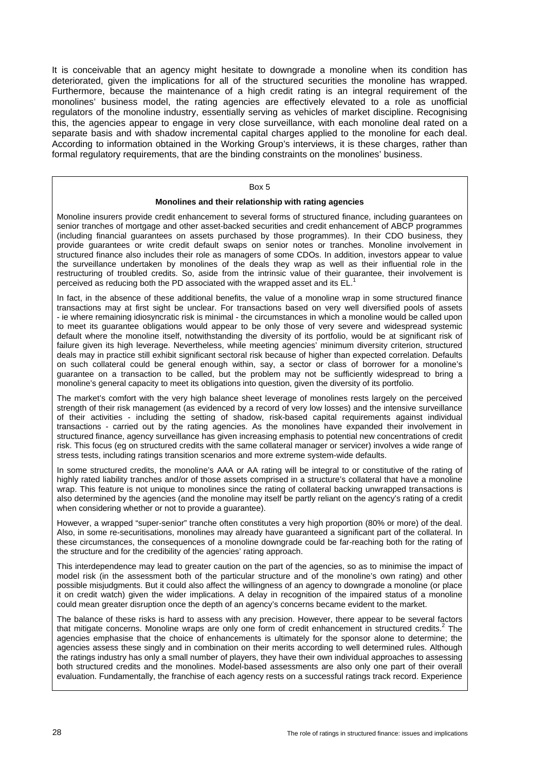It is conceivable that an agency might hesitate to downgrade a monoline when its condition has deteriorated, given the implications for all of the structured securities the monoline has wrapped. Furthermore, because the maintenance of a high credit rating is an integral requirement of the monolines' business model, the rating agencies are effectively elevated to a role as unofficial regulators of the monoline industry, essentially serving as vehicles of market discipline. Recognising this, the agencies appear to engage in very close surveillance, with each monoline deal rated on a separate basis and with shadow incremental capital charges applied to the monoline for each deal. According to information obtained in the Working Group's interviews, it is these charges, rather than formal regulatory requirements, that are the binding constraints on the monolines' business.

Box 5

**Monolines and their relationship with rating agencies**

Monoline insurers provide credit enhancement to several forms of structured finance, including guarantees on senior tranches of mortgage and other asset-backed securities and credit enhancement of ABCP programmes (including financial guarantees on assets purchased by those programmes). In their CDO business, they provide guarantees or write credit default swaps on senior notes or tranches. Monoline involvement in structured finance also includes their role as managers of some CDOs. In addition, investors appear to value the surveillance undertaken by monolines of the deals they wrap as well as their influential role in the restructuring of troubled credits. So, aside from the intrinsic value of their guarantee, their involvement is perceived as reducing both the PD associated with the wrapped asset and its EL.[1]

In fact, in the absence of these additional benefits, the value of a monoline wrap in some structured finance transactions may at first sight be unclear. For transactions based on very well diversified pools of assets - ie where remaining idiosyncratic risk is minimal - the circumstances in which a monoline would be called upon to meet its guarantee obligations would appear to be only those of very severe and widespread systemic default where the monoline itself, notwithstanding the diversity of its portfolio, would be at significant risk of failure given its high leverage. Nevertheless, while meeting agencies' minimum diversity criterion, structured deals may in practice still exhibit significant sectoral risk because of higher than expected correlation. Defaults on such collateral could be general enough within, say, a sector or class of borrower for a monoline's guarantee on a transaction to be called, but the problem may not be sufficiently widespread to bring a monoline's general capacity to meet its obligations into question, given the diversity of its portfolio.

The market's comfort with the very high balance sheet leverage of monolines rests largely on the perceived strength of their risk management (as evidenced by a record of very low losses) and the intensive surveillance of their activities - including the setting of shadow, risk-based capital requirements against individual transactions - carried out by the rating agencies. As the monolines have expanded their involvement in structured finance, agency surveillance has given increasing emphasis to potential new concentrations of credit risk. This focus (eg on structured credits with the same collateral manager or servicer) involves a wide range of stress tests, including ratings transition scenarios and more extreme system-wide defaults.

In some structured credits, the monoline's AAA or AA rating will be integral to or constitutive of the rating of highly rated liability tranches and/or of those assets comprised in a structure's collateral that have a monoline wrap. This feature is not unique to monolines since the rating of collateral backing unwrapped transactions is also determined by the agencies (and the monoline may itself be partly reliant on the agency's rating of a credit when considering whether or not to provide a guarantee).

However, a wrapped "super-senior" tranche often constitutes a very high proportion (80% or more) of the deal. Also, in some re-securitisations, monolines may already have guaranteed a significant part of the collateral. In these circumstances, the consequences of a monoline downgrade could be far-reaching both for the rating of the structure and for the credibility of the agencies' rating approach.

This interdependence may lead to greater caution on the part of the agencies, so as to minimise the impact of model risk (in the assessment both of the particular structure and of the monoline's own rating) and other possible misjudgments. But it could also affect the willingness of an agency to downgrade a monoline (or place it on credit watch) given the wider implications. A delay in recognition of the impaired status of a monoline could mean greater disruption once the depth of an agency's concerns became evident to the market.

The balance of these risks is hard to assess with any precision. However, there appear to be several factors that mitigate concerns. Monoline wraps are only one form of credit enhancement in structured credits.[2] The agencies emphasise that the choice of enhancements is ultimately for the sponsor alone to determine; the agencies assess these singly and in combination on their merits according to well determined rules. Although the ratings industry has only a small number of players, they have their own individual approaches to assessing both structured credits and the monolines. Model-based assessments are also only one part of their overall evaluation. Fundamentally, the franchise of each agency rests on a successful ratings track record. Experience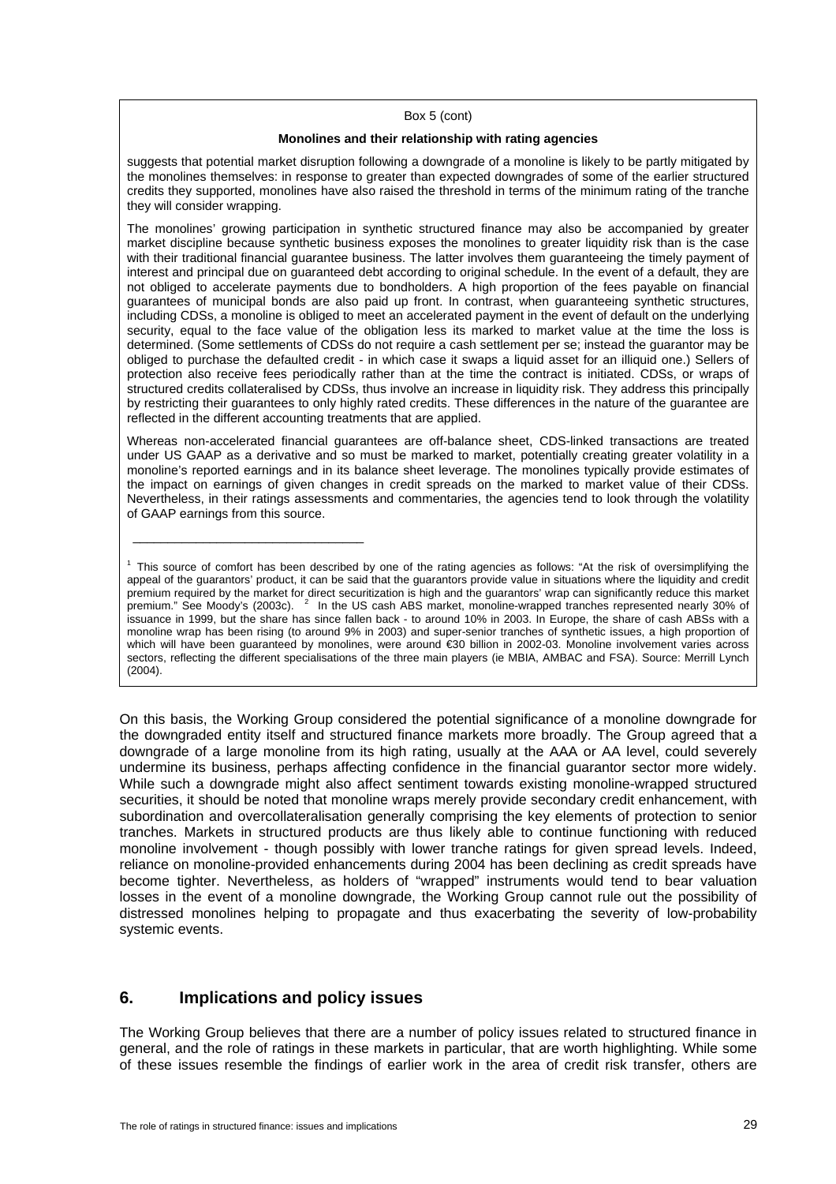Box 5 (cont)

**Monolines and their relationship with rating agencies**

suggests that potential market disruption following a downgrade of a monoline is likely to be partly mitigated by the monolines themselves: in response to greater than expected downgrades of some of the earlier structured credits they supported, monolines have also raised the threshold in terms of the minimum rating of the tranche they will consider wrapping.

The monolines' growing participation in synthetic structured finance may also be accompanied by greater market discipline because synthetic business exposes the monolines to greater liquidity risk than is the case with their traditional financial guarantee business. The latter involves them guaranteeing the timely payment of interest and principal due on guaranteed debt according to original schedule. In the event of a default, they are not obliged to accelerate payments due to bondholders. A high proportion of the fees payable on financial guarantees of municipal bonds are also paid up front. In contrast, when guaranteeing synthetic structures, including CDSs, a monoline is obliged to meet an accelerated payment in the event of default on the underlying security, equal to the face value of the obligation less its marked to market value at the time the loss is determined. (Some settlements of CDSs do not require a cash settlement per se; instead the guarantor may be obliged to purchase the defaulted credit - in which case it swaps a liquid asset for an illiquid one.) Sellers of protection also receive fees periodically rather than at the time the contract is initiated. CDSs, or wraps of structured credits collateralised by CDSs, thus involve an increase in liquidity risk. They address this principally by restricting their guarantees to only highly rated credits. These differences in the nature of the guarantee are reflected in the different accounting treatments that are applied.

Whereas non-accelerated financial guarantees are off-balance sheet, CDS-linked transactions are treated under US GAAP as a derivative and so must be marked to market, potentially creating greater volatility in a monoline's reported earnings and in its balance sheet leverage. The monolines typically provide estimates of the impact on earnings of given changes in credit spreads on the marked to market value of their CDSs. Nevertheless, in their ratings assessments and commentaries, the agencies tend to look through the volatility of GAAP earnings from this source.

---

[1] This source of comfort has been described by one of the rating agencies as follows: "At the risk of oversimplifying the appeal of the guarantors' product, it can be said that the guarantors provide value in situations where the liquidity and credit premium required by the market for direct securitization is high and the guarantors' wrap can significantly reduce this market premium." See Moody's (2003c). [2] In the US cash ABS market, monoline-wrapped tranches represented nearly 30% of issuance in 1999, but the share has since fallen back - to around 10% in 2003. In Europe, the share of cash ABSs with a monoline wrap has been rising (to around 9% in 2003) and super-senior tranches of synthetic issues, a high proportion of which will have been guaranteed by monolines, were around €30 billion in 2002-03. Monoline involvement varies across sectors, reflecting the different specialisations of the three main players (ie MBIA, AMBAC and FSA). Source: Merrill Lynch (2004).

On this basis, the Working Group considered the potential significance of a monoline downgrade for the downgraded entity itself and structured finance markets more broadly. The Group agreed that a downgrade of a large monoline from its high rating, usually at the AAA or AA level, could severely undermine its business, perhaps affecting confidence in the financial guarantor sector more widely. While such a downgrade might also affect sentiment towards existing monoline-wrapped structured securities, it should be noted that monoline wraps merely provide secondary credit enhancement, with subordination and overcollateralisation generally comprising the key elements of protection to senior tranches. Markets in structured products are thus likely able to continue functioning with reduced monoline involvement - though possibly with lower tranche ratings for given spread levels. Indeed, reliance on monoline-provided enhancements during 2004 has been declining as credit spreads have become tighter. Nevertheless, as holders of "wrapped" instruments would tend to bear valuation losses in the event of a monoline downgrade, the Working Group cannot rule out the possibility of distressed monolines helping to propagate and thus exacerbating the severity of low-probability systemic events.

## 6. Implications and policy issues

The Working Group believes that there are a number of policy issues related to structured finance in general, and the role of ratings in these markets in particular, that are worth highlighting. While some of these issues resemble the findings of earlier work in the area of credit risk transfer, others are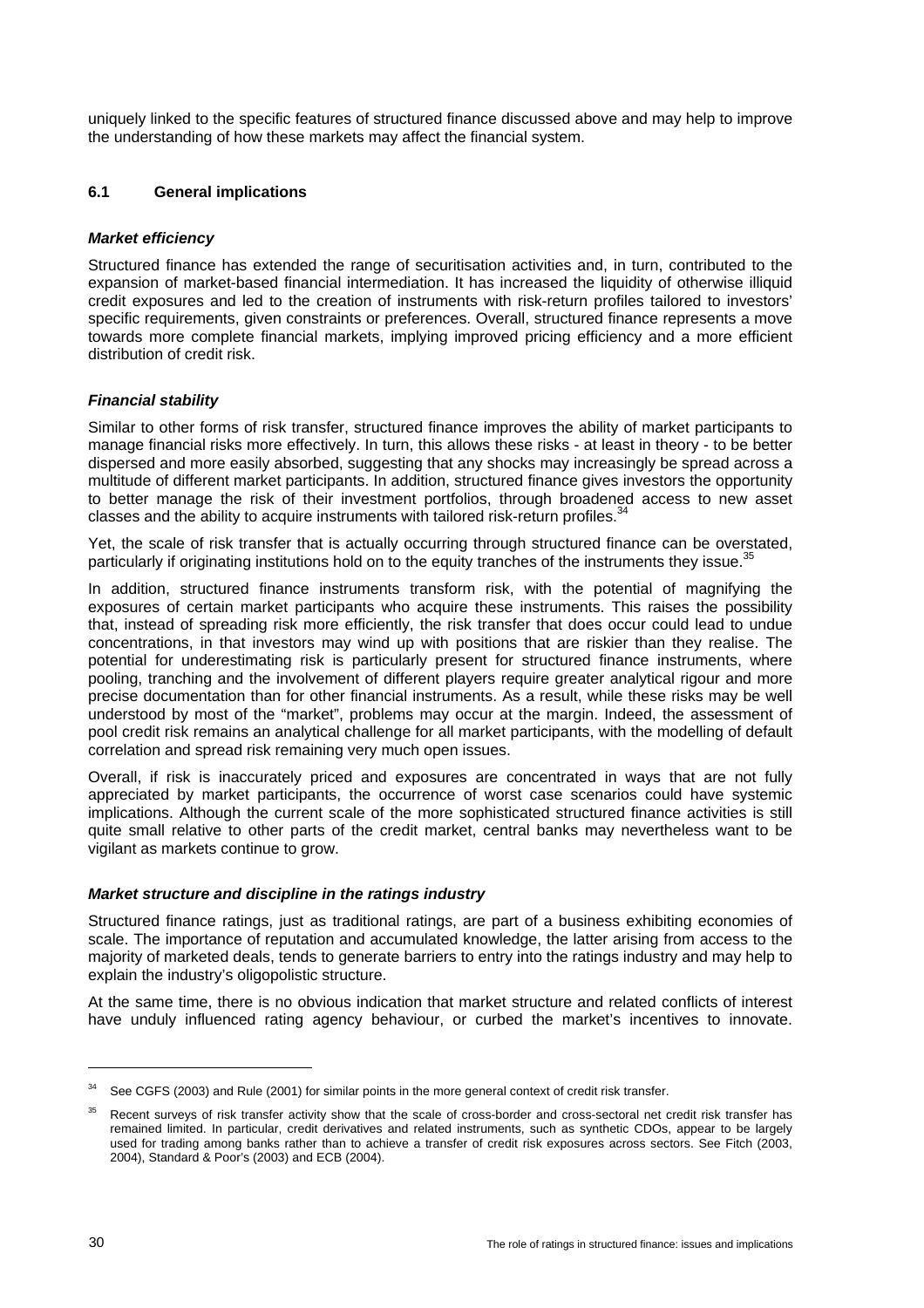uniquely linked to the specific features of structured finance discussed above and may help to improve the understanding of how these markets may affect the financial system.

### 6.1 General implications

***Market efficiency***

Structured finance has extended the range of securitisation activities and, in turn, contributed to the expansion of market-based financial intermediation. It has increased the liquidity of otherwise illiquid credit exposures and led to the creation of instruments with risk-return profiles tailored to investors' specific requirements, given constraints or preferences. Overall, structured finance represents a move towards more complete financial markets, implying improved pricing efficiency and a more efficient distribution of credit risk.

***Financial stability***

Similar to other forms of risk transfer, structured finance improves the ability of market participants to manage financial risks more effectively. In turn, this allows these risks - at least in theory - to be better dispersed and more easily absorbed, suggesting that any shocks may increasingly be spread across a multitude of different market participants. In addition, structured finance gives investors the opportunity to better manage the risk of their investment portfolios, through broadened access to new asset classes and the ability to acquire instruments with tailored risk-return profiles.[34]

Yet, the scale of risk transfer that is actually occurring through structured finance can be overstated, particularly if originating institutions hold on to the equity tranches of the instruments they issue.[35]

In addition, structured finance instruments transform risk, with the potential of magnifying the exposures of certain market participants who acquire these instruments. This raises the possibility that, instead of spreading risk more efficiently, the risk transfer that does occur could lead to undue concentrations, in that investors may wind up with positions that are riskier than they realise. The potential for underestimating risk is particularly present for structured finance instruments, where pooling, tranching and the involvement of different players require greater analytical rigour and more precise documentation than for other financial instruments. As a result, while these risks may be well understood by most of the "market", problems may occur at the margin. Indeed, the assessment of pool credit risk remains an analytical challenge for all market participants, with the modelling of default correlation and spread risk remaining very much open issues.

Overall, if risk is inaccurately priced and exposures are concentrated in ways that are not fully appreciated by market participants, the occurrence of worst case scenarios could have systemic implications. Although the current scale of the more sophisticated structured finance activities is still quite small relative to other parts of the credit market, central banks may nevertheless want to be vigilant as markets continue to grow.

***Market structure and discipline in the ratings industry***

Structured finance ratings, just as traditional ratings, are part of a business exhibiting economies of scale. The importance of reputation and accumulated knowledge, the latter arising from access to the majority of marketed deals, tends to generate barriers to entry into the ratings industry and may help to explain the industry's oligopolistic structure.

At the same time, there is no obvious indication that market structure and related conflicts of interest have unduly influenced rating agency behaviour, or curbed the market's incentives to innovate.

---

[34] See CGFS (2003) and Rule (2001) for similar points in the more general context of credit risk transfer.

[35] Recent surveys of risk transfer activity show that the scale of cross-border and cross-sectoral net credit risk transfer has remained limited. In particular, credit derivatives and related instruments, such as synthetic CDOs, appear to be largely used for trading among banks rather than to achieve a transfer of credit risk exposures across sectors. See Fitch (2003, 2004), Standard & Poor's (2003) and ECB (2004).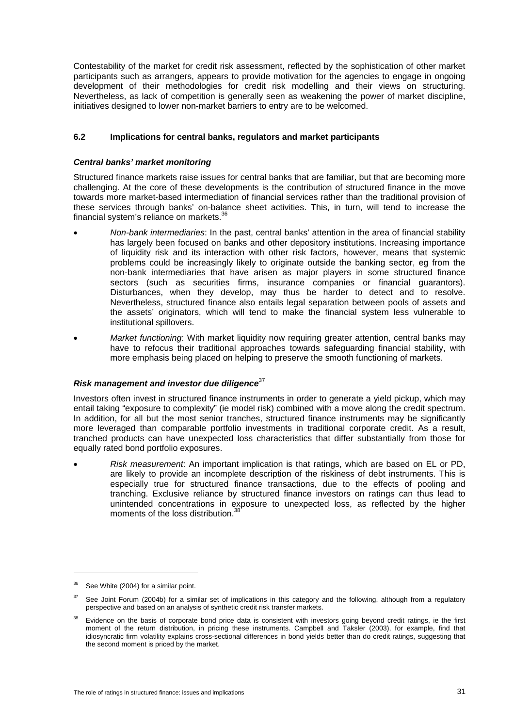Contestability of the market for credit risk assessment, reflected by the sophistication of other market participants such as arrangers, appears to provide motivation for the agencies to engage in ongoing development of their methodologies for credit risk modelling and their views on structuring. Nevertheless, as lack of competition is generally seen as weakening the power of market discipline, initiatives designed to lower non-market barriers to entry are to be welcomed.

### 6.2 Implications for central banks, regulators and market participants

#### *Central banks' market monitoring*

Structured finance markets raise issues for central banks that are familiar, but that are becoming more challenging. At the core of these developments is the contribution of structured finance in the move towards more market-based intermediation of financial services rather than the traditional provision of these services through banks' on-balance sheet activities. This, in turn, will tend to increase the financial system's reliance on markets.[36]

- *Non-bank intermediaries*: In the past, central banks' attention in the area of financial stability has largely been focused on banks and other depository institutions. Increasing importance of liquidity risk and its interaction with other risk factors, however, means that systemic problems could be increasingly likely to originate outside the banking sector, eg from the non-bank intermediaries that have arisen as major players in some structured finance sectors (such as securities firms, insurance companies or financial guarantors). Disturbances, when they develop, may thus be harder to detect and to resolve. Nevertheless, structured finance also entails legal separation between pools of assets and the assets' originators, which will tend to make the financial system less vulnerable to institutional spillovers.
- *Market functioning*: With market liquidity now requiring greater attention, central banks may have to refocus their traditional approaches towards safeguarding financial stability, with more emphasis being placed on helping to preserve the smooth functioning of markets.

#### *Risk management and investor due diligence*[37]

Investors often invest in structured finance instruments in order to generate a yield pickup, which may entail taking "exposure to complexity" (ie model risk) combined with a move along the credit spectrum. In addition, for all but the most senior tranches, structured finance instruments may be significantly more leveraged than comparable portfolio investments in traditional corporate credit. As a result, tranched products can have unexpected loss characteristics that differ substantially from those for equally rated bond portfolio exposures.

- *Risk measurement*: An important implication is that ratings, which are based on EL or PD, are likely to provide an incomplete description of the riskiness of debt instruments. This is especially true for structured finance transactions, due to the effects of pooling and tranching. Exclusive reliance by structured finance investors on ratings can thus lead to unintended concentrations in exposure to unexpected loss, as reflected by the higher moments of the loss distribution.[38]

---

[36] See White (2004) for a similar point.

[37] See Joint Forum (2004b) for a similar set of implications in this category and the following, although from a regulatory perspective and based on an analysis of synthetic credit risk transfer markets.

[38] Evidence on the basis of corporate bond price data is consistent with investors going beyond credit ratings, ie the first moment of the return distribution, in pricing these instruments. Campbell and Taksler (2003), for example, find that idiosyncratic firm volatility explains cross-sectional differences in bond yields better than do credit ratings, suggesting that the second moment is priced by the market.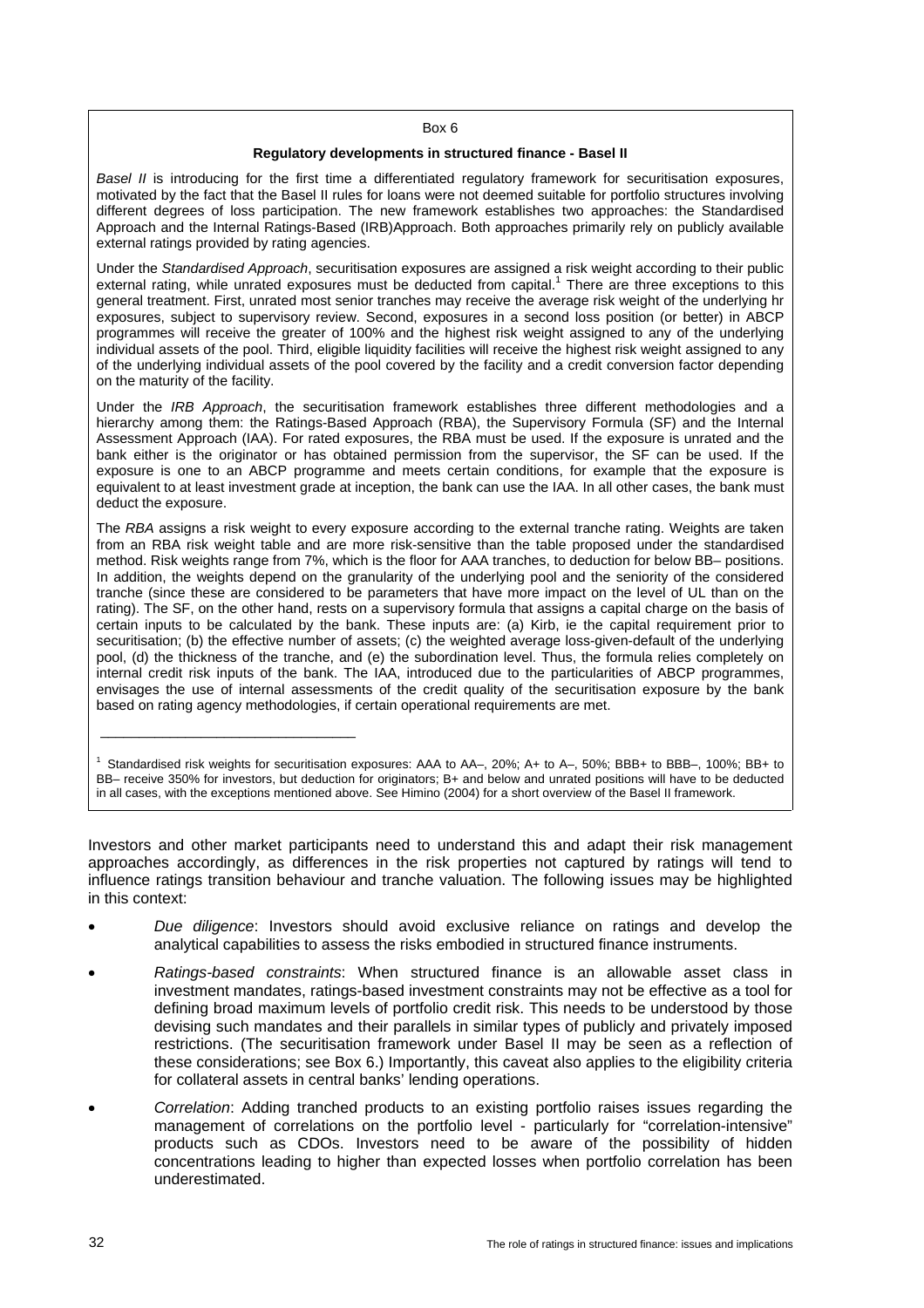Box 6

**Regulatory developments in structured finance - Basel II**

*Basel II* is introducing for the first time a differentiated regulatory framework for securitisation exposures, motivated by the fact that the Basel II rules for loans were not deemed suitable for portfolio structures involving different degrees of loss participation. The new framework establishes two approaches: the Standardised Approach and the Internal Ratings-Based (IRB)Approach. Both approaches primarily rely on publicly available external ratings provided by rating agencies.

Under the *Standardised Approach*, securitisation exposures are assigned a risk weight according to their public external rating, while unrated exposures must be deducted from capital.[1] There are three exceptions to this general treatment. First, unrated most senior tranches may receive the average risk weight of the underlying hr exposures, subject to supervisory review. Second, exposures in a second loss position (or better) in ABCP programmes will receive the greater of 100% and the highest risk weight assigned to any of the underlying individual assets of the pool. Third, eligible liquidity facilities will receive the highest risk weight assigned to any of the underlying individual assets of the pool covered by the facility and a credit conversion factor depending on the maturity of the facility.

Under the *IRB Approach*, the securitisation framework establishes three different methodologies and a hierarchy among them: the Ratings-Based Approach (RBA), the Supervisory Formula (SF) and the Internal Assessment Approach (IAA). For rated exposures, the RBA must be used. If the exposure is unrated and the bank either is the originator or has obtained permission from the supervisor, the SF can be used. If the exposure is one to an ABCP programme and meets certain conditions, for example that the exposure is equivalent to at least investment grade at inception, the bank can use the IAA. In all other cases, the bank must deduct the exposure.

The *RBA* assigns a risk weight to every exposure according to the external tranche rating. Weights are taken from an RBA risk weight table and are more risk-sensitive than the table proposed under the standardised method. Risk weights range from 7%, which is the floor for AAA tranches, to deduction for below BB– positions. In addition, the weights depend on the granularity of the underlying pool and the seniority of the considered tranche (since these are considered to be parameters that have more impact on the level of UL than on the rating). The SF, on the other hand, rests on a supervisory formula that assigns a capital charge on the basis of certain inputs to be calculated by the bank. These inputs are: (a) Kirb, ie the capital requirement prior to securitisation; (b) the effective number of assets; (c) the weighted average loss-given-default of the underlying pool, (d) the thickness of the tranche, and (e) the subordination level. Thus, the formula relies completely on internal credit risk inputs of the bank. The IAA, introduced due to the particularities of ABCP programmes, envisages the use of internal assessments of the credit quality of the securitisation exposure by the bank based on rating agency methodologies, if certain operational requirements are met.

---

[1] Standardised risk weights for securitisation exposures: AAA to AA–, 20%; A+ to A–, 50%; BBB+ to BBB–, 100%; BB+ to BB– receive 350% for investors, but deduction for originators; B+ and below and unrated positions will have to be deducted in all cases, with the exceptions mentioned above. See Himino (2004) for a short overview of the Basel II framework.

Investors and other market participants need to understand this and adapt their risk management approaches accordingly, as differences in the risk properties not captured by ratings will tend to influence ratings transition behaviour and tranche valuation. The following issues may be highlighted in this context:

- *Due diligence*: Investors should avoid exclusive reliance on ratings and develop the analytical capabilities to assess the risks embodied in structured finance instruments.
- *Ratings-based constraints*: When structured finance is an allowable asset class in investment mandates, ratings-based investment constraints may not be effective as a tool for defining broad maximum levels of portfolio credit risk. This needs to be understood by those devising such mandates and their parallels in similar types of publicly and privately imposed restrictions. (The securitisation framework under Basel II may be seen as a reflection of these considerations; see Box 6.) Importantly, this caveat also applies to the eligibility criteria for collateral assets in central banks' lending operations.
- *Correlation*: Adding tranched products to an existing portfolio raises issues regarding the management of correlations on the portfolio level - particularly for "correlation-intensive" products such as CDOs. Investors need to be aware of the possibility of hidden concentrations leading to higher than expected losses when portfolio correlation has been underestimated.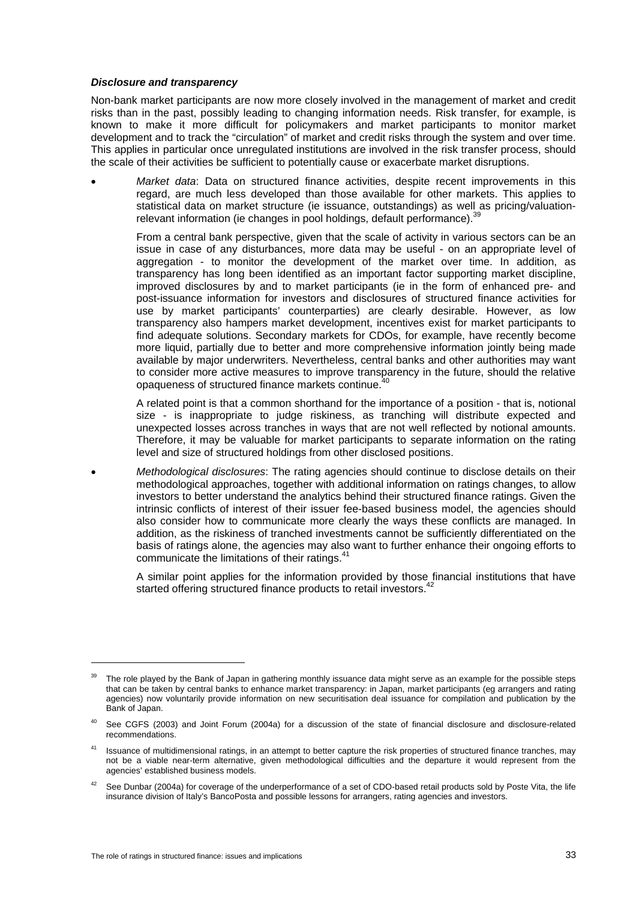***Disclosure and transparency***

Non-bank market participants are now more closely involved in the management of market and credit risks than in the past, possibly leading to changing information needs. Risk transfer, for example, is known to make it more difficult for policymakers and market participants to monitor market development and to track the "circulation" of market and credit risks through the system and over time. This applies in particular once unregulated institutions are involved in the risk transfer process, should the scale of their activities be sufficient to potentially cause or exacerbate market disruptions.

- *Market data*: Data on structured finance activities, despite recent improvements in this regard, are much less developed than those available for other markets. This applies to statistical data on market structure (ie issuance, outstandings) as well as pricing/valuation-relevant information (ie changes in pool holdings, default performance).[39]

  From a central bank perspective, given that the scale of activity in various sectors can be an issue in case of any disturbances, more data may be useful - on an appropriate level of aggregation - to monitor the development of the market over time. In addition, as transparency has long been identified as an important factor supporting market discipline, improved disclosures by and to market participants (ie in the form of enhanced pre- and post-issuance information for investors and disclosures of structured finance activities for use by market participants' counterparties) are clearly desirable. However, as low transparency also hampers market development, incentives exist for market participants to find adequate solutions. Secondary markets for CDOs, for example, have recently become more liquid, partially due to better and more comprehensive information jointly being made available by major underwriters. Nevertheless, central banks and other authorities may want to consider more active measures to improve transparency in the future, should the relative opaqueness of structured finance markets continue.[40]

  A related point is that a common shorthand for the importance of a position - that is, notional size - is inappropriate to judge riskiness, as tranching will distribute expected and unexpected losses across tranches in ways that are not well reflected by notional amounts. Therefore, it may be valuable for market participants to separate information on the rating level and size of structured holdings from other disclosed positions.

- *Methodological disclosures*: The rating agencies should continue to disclose details on their methodological approaches, together with additional information on ratings changes, to allow investors to better understand the analytics behind their structured finance ratings. Given the intrinsic conflicts of interest of their issuer fee-based business model, the agencies should also consider how to communicate more clearly the ways these conflicts are managed. In addition, as the riskiness of tranched investments cannot be sufficiently differentiated on the basis of ratings alone, the agencies may also want to further enhance their ongoing efforts to communicate the limitations of their ratings.[41]

  A similar point applies for the information provided by those financial institutions that have started offering structured finance products to retail investors.[42]

---

[39] The role played by the Bank of Japan in gathering monthly issuance data might serve as an example for the possible steps that can be taken by central banks to enhance market transparency: in Japan, market participants (eg arrangers and rating agencies) now voluntarily provide information on new securitisation deal issuance for compilation and publication by the Bank of Japan.

[40] See CGFS (2003) and Joint Forum (2004a) for a discussion of the state of financial disclosure and disclosure-related recommendations.

[41] Issuance of multidimensional ratings, in an attempt to better capture the risk properties of structured finance tranches, may not be a viable near-term alternative, given methodological difficulties and the departure it would represent from the agencies' established business models.

[42] See Dunbar (2004a) for coverage of the underperformance of a set of CDO-based retail products sold by Poste Vita, the life insurance division of Italy's BancoPosta and possible lessons for arrangers, rating agencies and investors.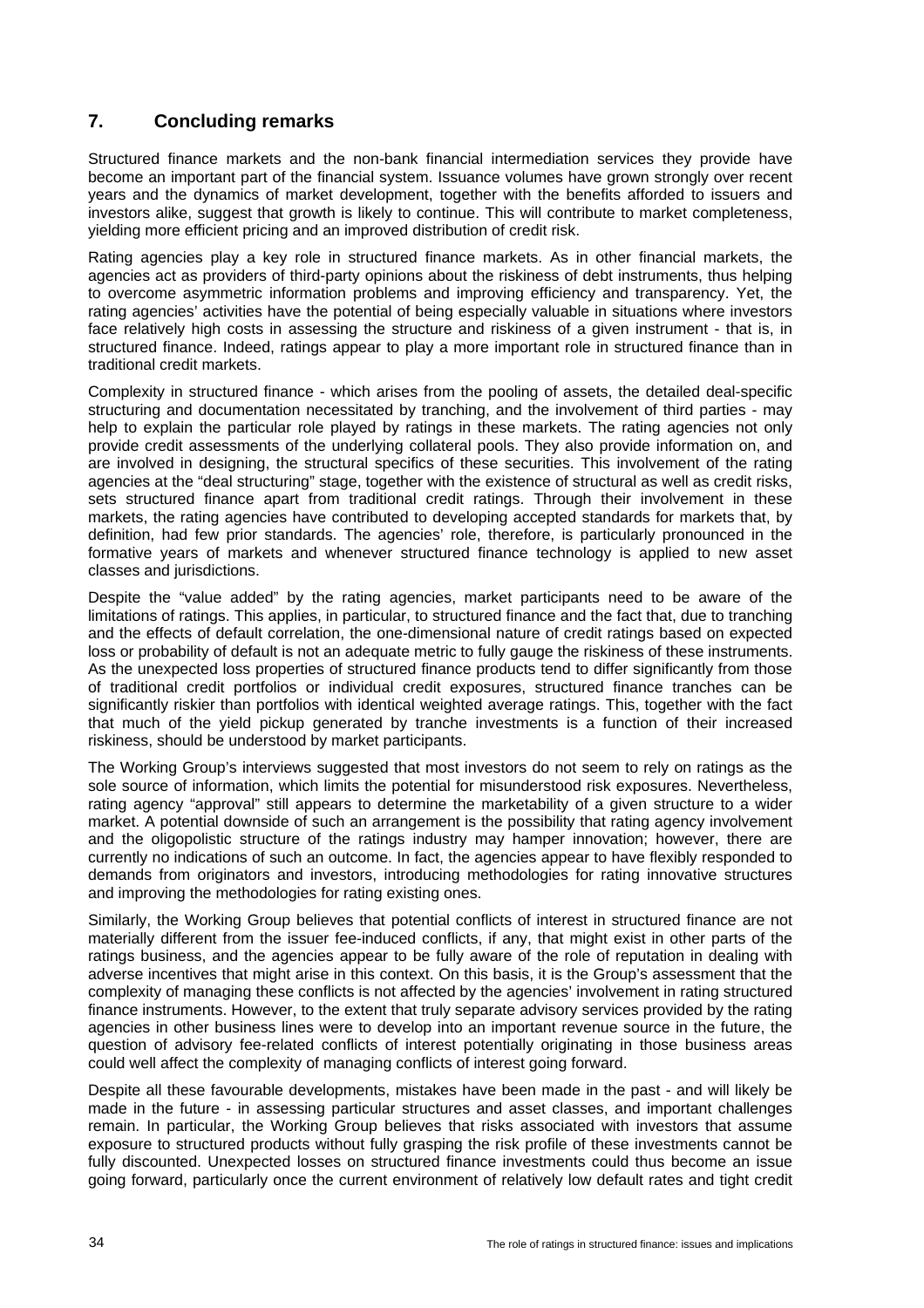## 7. Concluding remarks

Structured finance markets and the non-bank financial intermediation services they provide have become an important part of the financial system. Issuance volumes have grown strongly over recent years and the dynamics of market development, together with the benefits afforded to issuers and investors alike, suggest that growth is likely to continue. This will contribute to market completeness, yielding more efficient pricing and an improved distribution of credit risk.

Rating agencies play a key role in structured finance markets. As in other financial markets, the agencies act as providers of third-party opinions about the riskiness of debt instruments, thus helping to overcome asymmetric information problems and improving efficiency and transparency. Yet, the rating agencies' activities have the potential of being especially valuable in situations where investors face relatively high costs in assessing the structure and riskiness of a given instrument - that is, in structured finance. Indeed, ratings appear to play a more important role in structured finance than in traditional credit markets.

Complexity in structured finance - which arises from the pooling of assets, the detailed deal-specific structuring and documentation necessitated by tranching, and the involvement of third parties - may help to explain the particular role played by ratings in these markets. The rating agencies not only provide credit assessments of the underlying collateral pools. They also provide information on, and are involved in designing, the structural specifics of these securities. This involvement of the rating agencies at the "deal structuring" stage, together with the existence of structural as well as credit risks, sets structured finance apart from traditional credit ratings. Through their involvement in these markets, the rating agencies have contributed to developing accepted standards for markets that, by definition, had few prior standards. The agencies' role, therefore, is particularly pronounced in the formative years of markets and whenever structured finance technology is applied to new asset classes and jurisdictions.

Despite the "value added" by the rating agencies, market participants need to be aware of the limitations of ratings. This applies, in particular, to structured finance and the fact that, due to tranching and the effects of default correlation, the one-dimensional nature of credit ratings based on expected loss or probability of default is not an adequate metric to fully gauge the riskiness of these instruments. As the unexpected loss properties of structured finance products tend to differ significantly from those of traditional credit portfolios or individual credit exposures, structured finance tranches can be significantly riskier than portfolios with identical weighted average ratings. This, together with the fact that much of the yield pickup generated by tranche investments is a function of their increased riskiness, should be understood by market participants.

The Working Group's interviews suggested that most investors do not seem to rely on ratings as the sole source of information, which limits the potential for misunderstood risk exposures. Nevertheless, rating agency "approval" still appears to determine the marketability of a given structure to a wider market. A potential downside of such an arrangement is the possibility that rating agency involvement and the oligopolistic structure of the ratings industry may hamper innovation; however, there are currently no indications of such an outcome. In fact, the agencies appear to have flexibly responded to demands from originators and investors, introducing methodologies for rating innovative structures and improving the methodologies for rating existing ones.

Similarly, the Working Group believes that potential conflicts of interest in structured finance are not materially different from the issuer fee-induced conflicts, if any, that might exist in other parts of the ratings business, and the agencies appear to be fully aware of the role of reputation in dealing with adverse incentives that might arise in this context. On this basis, it is the Group's assessment that the complexity of managing these conflicts is not affected by the agencies' involvement in rating structured finance instruments. However, to the extent that truly separate advisory services provided by the rating agencies in other business lines were to develop into an important revenue source in the future, the question of advisory fee-related conflicts of interest potentially originating in those business areas could well affect the complexity of managing conflicts of interest going forward.

Despite all these favourable developments, mistakes have been made in the past - and will likely be made in the future - in assessing particular structures and asset classes, and important challenges remain. In particular, the Working Group believes that risks associated with investors that assume exposure to structured products without fully grasping the risk profile of these investments cannot be fully discounted. Unexpected losses on structured finance investments could thus become an issue going forward, particularly once the current environment of relatively low default rates and tight credit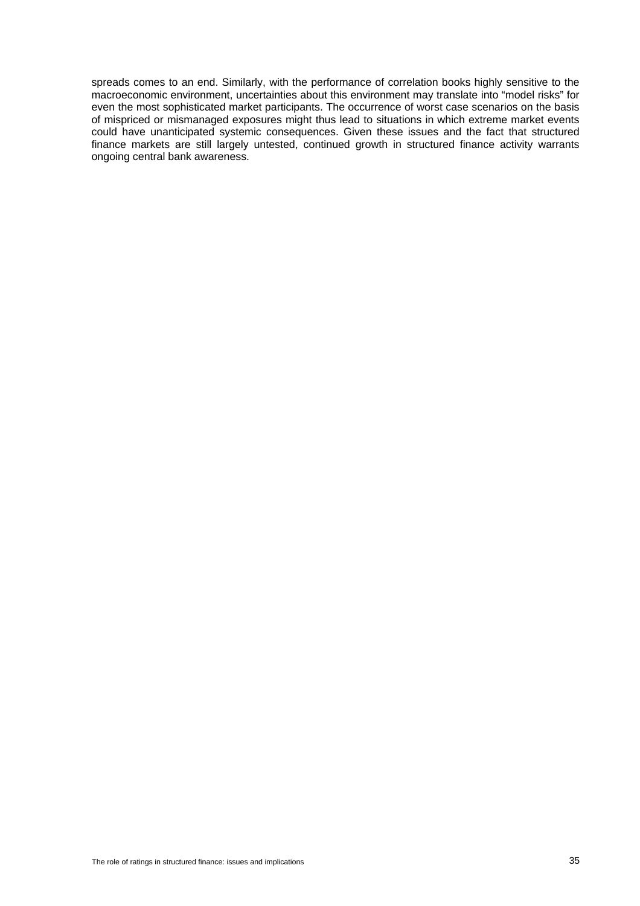spreads comes to an end. Similarly, with the performance of correlation books highly sensitive to the macroeconomic environment, uncertainties about this environment may translate into "model risks" for even the most sophisticated market participants. The occurrence of worst case scenarios on the basis of mispriced or mismanaged exposures might thus lead to situations in which extreme market events could have unanticipated systemic consequences. Given these issues and the fact that structured finance markets are still largely untested, continued growth in structured finance activity warrants ongoing central bank awareness.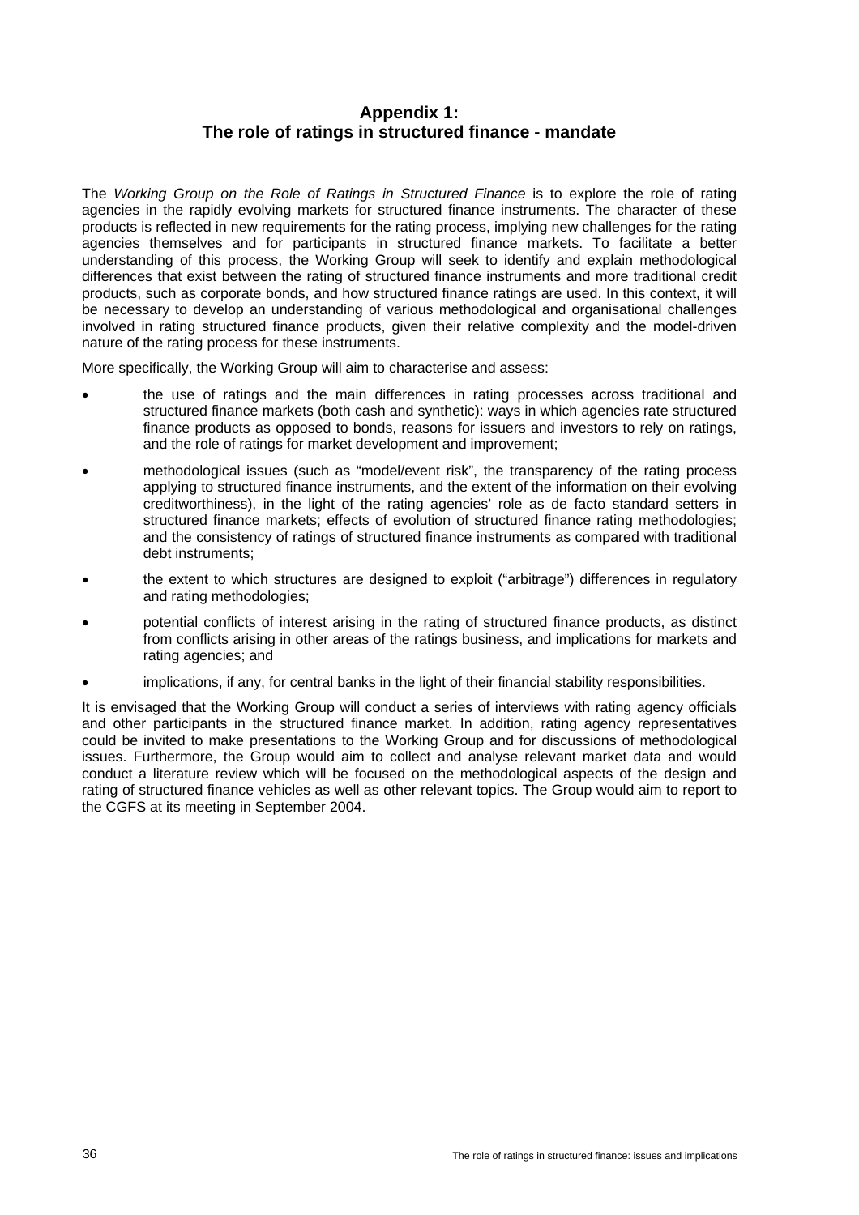## Appendix 1: The role of ratings in structured finance - mandate

The *Working Group on the Role of Ratings in Structured Finance* is to explore the role of rating agencies in the rapidly evolving markets for structured finance instruments. The character of these products is reflected in new requirements for the rating process, implying new challenges for the rating agencies themselves and for participants in structured finance markets. To facilitate a better understanding of this process, the Working Group will seek to identify and explain methodological differences that exist between the rating of structured finance instruments and more traditional credit products, such as corporate bonds, and how structured finance ratings are used. In this context, it will be necessary to develop an understanding of various methodological and organisational challenges involved in rating structured finance products, given their relative complexity and the model-driven nature of the rating process for these instruments.

More specifically, the Working Group will aim to characterise and assess:

- the use of ratings and the main differences in rating processes across traditional and structured finance markets (both cash and synthetic): ways in which agencies rate structured finance products as opposed to bonds, reasons for issuers and investors to rely on ratings, and the role of ratings for market development and improvement;
- methodological issues (such as "model/event risk", the transparency of the rating process applying to structured finance instruments, and the extent of the information on their evolving creditworthiness), in the light of the rating agencies' role as de facto standard setters in structured finance markets; effects of evolution of structured finance rating methodologies; and the consistency of ratings of structured finance instruments as compared with traditional debt instruments;
- the extent to which structures are designed to exploit ("arbitrage") differences in regulatory and rating methodologies;
- potential conflicts of interest arising in the rating of structured finance products, as distinct from conflicts arising in other areas of the ratings business, and implications for markets and rating agencies; and
- implications, if any, for central banks in the light of their financial stability responsibilities.

It is envisaged that the Working Group will conduct a series of interviews with rating agency officials and other participants in the structured finance market. In addition, rating agency representatives could be invited to make presentations to the Working Group and for discussions of methodological issues. Furthermore, the Group would aim to collect and analyse relevant market data and would conduct a literature review which will be focused on the methodological aspects of the design and rating of structured finance vehicles as well as other relevant topics. The Group would aim to report to the CGFS at its meeting in September 2004.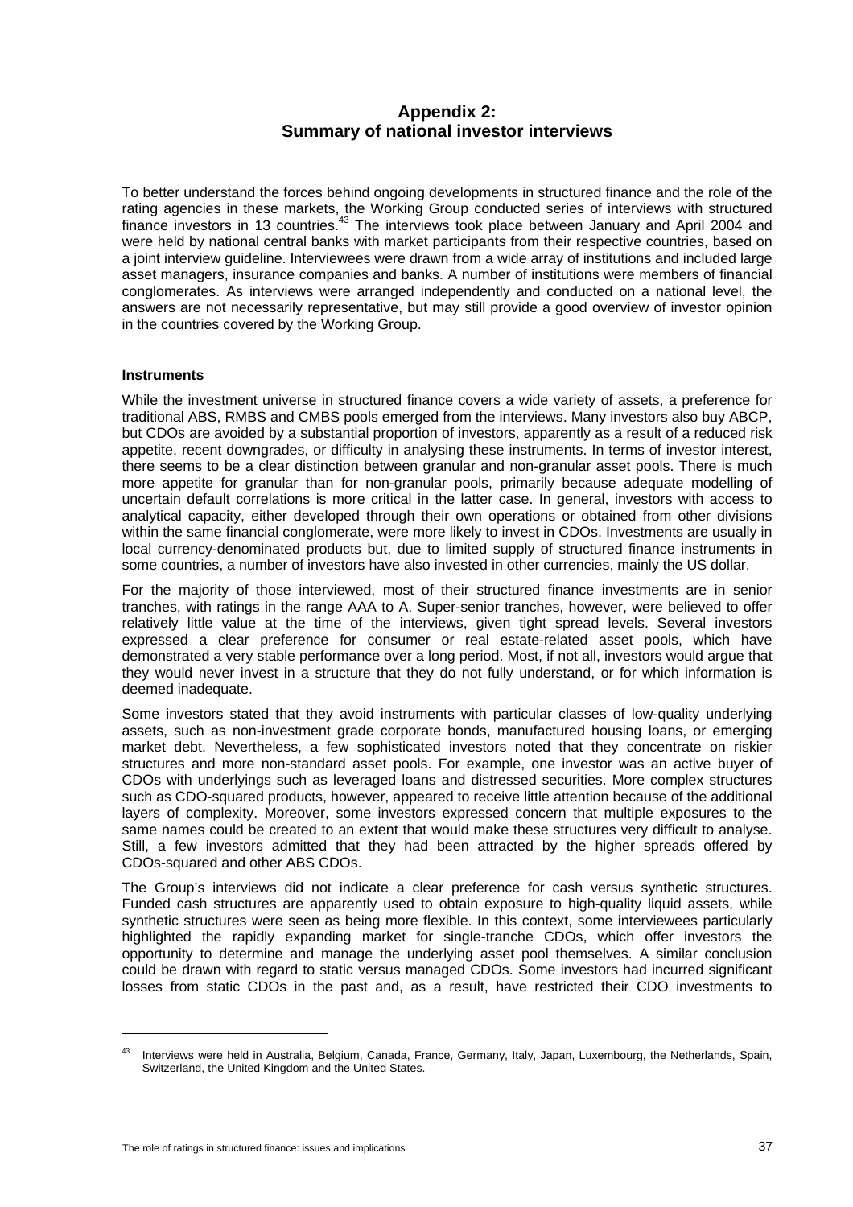# Appendix 2:
# Summary of national investor interviews

To better understand the forces behind ongoing developments in structured finance and the role of the rating agencies in these markets, the Working Group conducted series of interviews with structured finance investors in 13 countries.[43] The interviews took place between January and April 2004 and were held by national central banks with market participants from their respective countries, based on a joint interview guideline. Interviewees were drawn from a wide array of institutions and included large asset managers, insurance companies and banks. A number of institutions were members of financial conglomerates. As interviews were arranged independently and conducted on a national level, the answers are not necessarily representative, but may still provide a good overview of investor opinion in the countries covered by the Working Group.

**Instruments**

While the investment universe in structured finance covers a wide variety of assets, a preference for traditional ABS, RMBS and CMBS pools emerged from the interviews. Many investors also buy ABCP, but CDOs are avoided by a substantial proportion of investors, apparently as a result of a reduced risk appetite, recent downgrades, or difficulty in analysing these instruments. In terms of investor interest, there seems to be a clear distinction between granular and non-granular asset pools. There is much more appetite for granular than for non-granular pools, primarily because adequate modelling of uncertain default correlations is more critical in the latter case. In general, investors with access to analytical capacity, either developed through their own operations or obtained from other divisions within the same financial conglomerate, were more likely to invest in CDOs. Investments are usually in local currency-denominated products but, due to limited supply of structured finance instruments in some countries, a number of investors have also invested in other currencies, mainly the US dollar.

For the majority of those interviewed, most of their structured finance investments are in senior tranches, with ratings in the range AAA to A. Super-senior tranches, however, were believed to offer relatively little value at the time of the interviews, given tight spread levels. Several investors expressed a clear preference for consumer or real estate-related asset pools, which have demonstrated a very stable performance over a long period. Most, if not all, investors would argue that they would never invest in a structure that they do not fully understand, or for which information is deemed inadequate.

Some investors stated that they avoid instruments with particular classes of low-quality underlying assets, such as non-investment grade corporate bonds, manufactured housing loans, or emerging market debt. Nevertheless, a few sophisticated investors noted that they concentrate on riskier structures and more non-standard asset pools. For example, one investor was an active buyer of CDOs with underlyings such as leveraged loans and distressed securities. More complex structures such as CDO-squared products, however, appeared to receive little attention because of the additional layers of complexity. Moreover, some investors expressed concern that multiple exposures to the same names could be created to an extent that would make these structures very difficult to analyse. Still, a few investors admitted that they had been attracted by the higher spreads offered by CDOs-squared and other ABS CDOs.

The Group's interviews did not indicate a clear preference for cash versus synthetic structures. Funded cash structures are apparently used to obtain exposure to high-quality liquid assets, while synthetic structures were seen as being more flexible. In this context, some interviewees particularly highlighted the rapidly expanding market for single-tranche CDOs, which offer investors the opportunity to determine and manage the underlying asset pool themselves. A similar conclusion could be drawn with regard to static versus managed CDOs. Some investors had incurred significant losses from static CDOs in the past and, as a result, have restricted their CDO investments to

[43] Interviews were held in Australia, Belgium, Canada, France, Germany, Italy, Japan, Luxembourg, the Netherlands, Spain, Switzerland, the United Kingdom and the United States.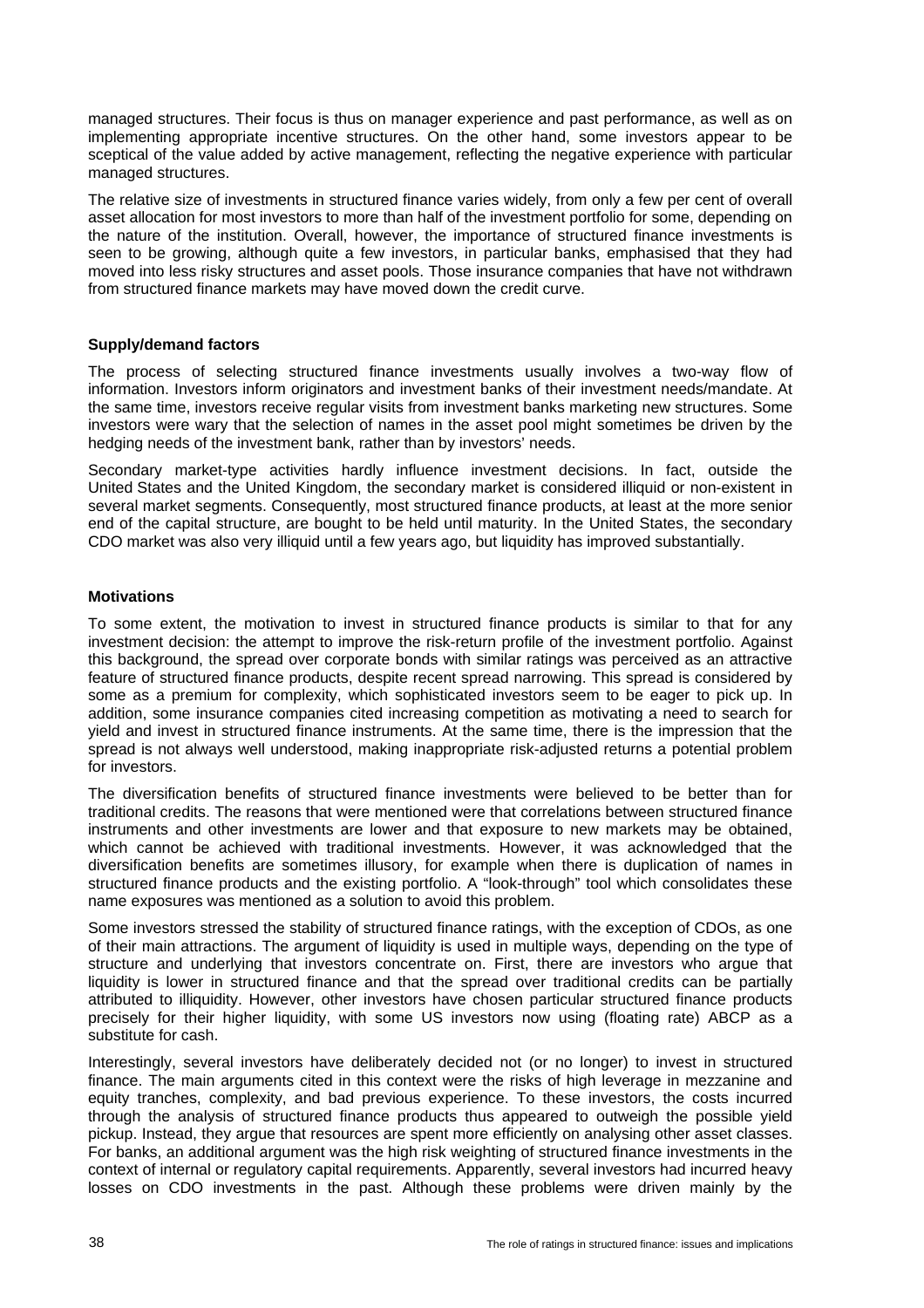managed structures. Their focus is thus on manager experience and past performance, as well as on implementing appropriate incentive structures. On the other hand, some investors appear to be sceptical of the value added by active management, reflecting the negative experience with particular managed structures.

The relative size of investments in structured finance varies widely, from only a few per cent of overall asset allocation for most investors to more than half of the investment portfolio for some, depending on the nature of the institution. Overall, however, the importance of structured finance investments is seen to be growing, although quite a few investors, in particular banks, emphasised that they had moved into less risky structures and asset pools. Those insurance companies that have not withdrawn from structured finance markets may have moved down the credit curve.

**Supply/demand factors**

The process of selecting structured finance investments usually involves a two-way flow of information. Investors inform originators and investment banks of their investment needs/mandate. At the same time, investors receive regular visits from investment banks marketing new structures. Some investors were wary that the selection of names in the asset pool might sometimes be driven by the hedging needs of the investment bank, rather than by investors' needs.

Secondary market-type activities hardly influence investment decisions. In fact, outside the United States and the United Kingdom, the secondary market is considered illiquid or non-existent in several market segments. Consequently, most structured finance products, at least at the more senior end of the capital structure, are bought to be held until maturity. In the United States, the secondary CDO market was also very illiquid until a few years ago, but liquidity has improved substantially.

**Motivations**

To some extent, the motivation to invest in structured finance products is similar to that for any investment decision: the attempt to improve the risk-return profile of the investment portfolio. Against this background, the spread over corporate bonds with similar ratings was perceived as an attractive feature of structured finance products, despite recent spread narrowing. This spread is considered by some as a premium for complexity, which sophisticated investors seem to be eager to pick up. In addition, some insurance companies cited increasing competition as motivating a need to search for yield and invest in structured finance instruments. At the same time, there is the impression that the spread is not always well understood, making inappropriate risk-adjusted returns a potential problem for investors.

The diversification benefits of structured finance investments were believed to be better than for traditional credits. The reasons that were mentioned were that correlations between structured finance instruments and other investments are lower and that exposure to new markets may be obtained, which cannot be achieved with traditional investments. However, it was acknowledged that the diversification benefits are sometimes illusory, for example when there is duplication of names in structured finance products and the existing portfolio. A "look-through" tool which consolidates these name exposures was mentioned as a solution to avoid this problem.

Some investors stressed the stability of structured finance ratings, with the exception of CDOs, as one of their main attractions. The argument of liquidity is used in multiple ways, depending on the type of structure and underlying that investors concentrate on. First, there are investors who argue that liquidity is lower in structured finance and that the spread over traditional credits can be partially attributed to illiquidity. However, other investors have chosen particular structured finance products precisely for their higher liquidity, with some US investors now using (floating rate) ABCP as a substitute for cash.

Interestingly, several investors have deliberately decided not (or no longer) to invest in structured finance. The main arguments cited in this context were the risks of high leverage in mezzanine and equity tranches, complexity, and bad previous experience. To these investors, the costs incurred through the analysis of structured finance products thus appeared to outweigh the possible yield pickup. Instead, they argue that resources are spent more efficiently on analysing other asset classes. For banks, an additional argument was the high risk weighting of structured finance investments in the context of internal or regulatory capital requirements. Apparently, several investors had incurred heavy losses on CDO investments in the past. Although these problems were driven mainly by the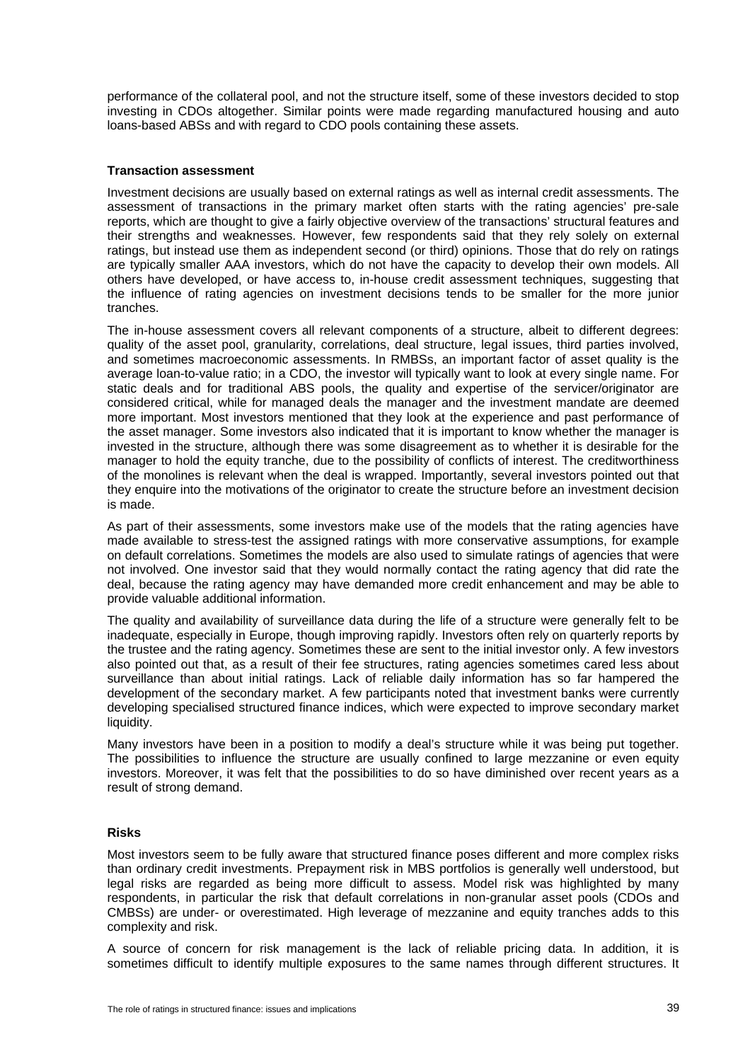performance of the collateral pool, and not the structure itself, some of these investors decided to stop investing in CDOs altogether. Similar points were made regarding manufactured housing and auto loans-based ABSs and with regard to CDO pools containing these assets.

### Transaction assessment

Investment decisions are usually based on external ratings as well as internal credit assessments. The assessment of transactions in the primary market often starts with the rating agencies' pre-sale reports, which are thought to give a fairly objective overview of the transactions' structural features and their strengths and weaknesses. However, few respondents said that they rely solely on external ratings, but instead use them as independent second (or third) opinions. Those that do rely on ratings are typically smaller AAA investors, which do not have the capacity to develop their own models. All others have developed, or have access to, in-house credit assessment techniques, suggesting that the influence of rating agencies on investment decisions tends to be smaller for the more junior tranches.

The in-house assessment covers all relevant components of a structure, albeit to different degrees: quality of the asset pool, granularity, correlations, deal structure, legal issues, third parties involved, and sometimes macroeconomic assessments. In RMBSs, an important factor of asset quality is the average loan-to-value ratio; in a CDO, the investor will typically want to look at every single name. For static deals and for traditional ABS pools, the quality and expertise of the servicer/originator are considered critical, while for managed deals the manager and the investment mandate are deemed more important. Most investors mentioned that they look at the experience and past performance of the asset manager. Some investors also indicated that it is important to know whether the manager is invested in the structure, although there was some disagreement as to whether it is desirable for the manager to hold the equity tranche, due to the possibility of conflicts of interest. The creditworthiness of the monolines is relevant when the deal is wrapped. Importantly, several investors pointed out that they enquire into the motivations of the originator to create the structure before an investment decision is made.

As part of their assessments, some investors make use of the models that the rating agencies have made available to stress-test the assigned ratings with more conservative assumptions, for example on default correlations. Sometimes the models are also used to simulate ratings of agencies that were not involved. One investor said that they would normally contact the rating agency that did rate the deal, because the rating agency may have demanded more credit enhancement and may be able to provide valuable additional information.

The quality and availability of surveillance data during the life of a structure were generally felt to be inadequate, especially in Europe, though improving rapidly. Investors often rely on quarterly reports by the trustee and the rating agency. Sometimes these are sent to the initial investor only. A few investors also pointed out that, as a result of their fee structures, rating agencies sometimes cared less about surveillance than about initial ratings. Lack of reliable daily information has so far hampered the development of the secondary market. A few participants noted that investment banks were currently developing specialised structured finance indices, which were expected to improve secondary market liquidity.

Many investors have been in a position to modify a deal's structure while it was being put together. The possibilities to influence the structure are usually confined to large mezzanine or even equity investors. Moreover, it was felt that the possibilities to do so have diminished over recent years as a result of strong demand.

### Risks

Most investors seem to be fully aware that structured finance poses different and more complex risks than ordinary credit investments. Prepayment risk in MBS portfolios is generally well understood, but legal risks are regarded as being more difficult to assess. Model risk was highlighted by many respondents, in particular the risk that default correlations in non-granular asset pools (CDOs and CMBSs) are under- or overestimated. High leverage of mezzanine and equity tranches adds to this complexity and risk.

A source of concern for risk management is the lack of reliable pricing data. In addition, it is sometimes difficult to identify multiple exposures to the same names through different structures. It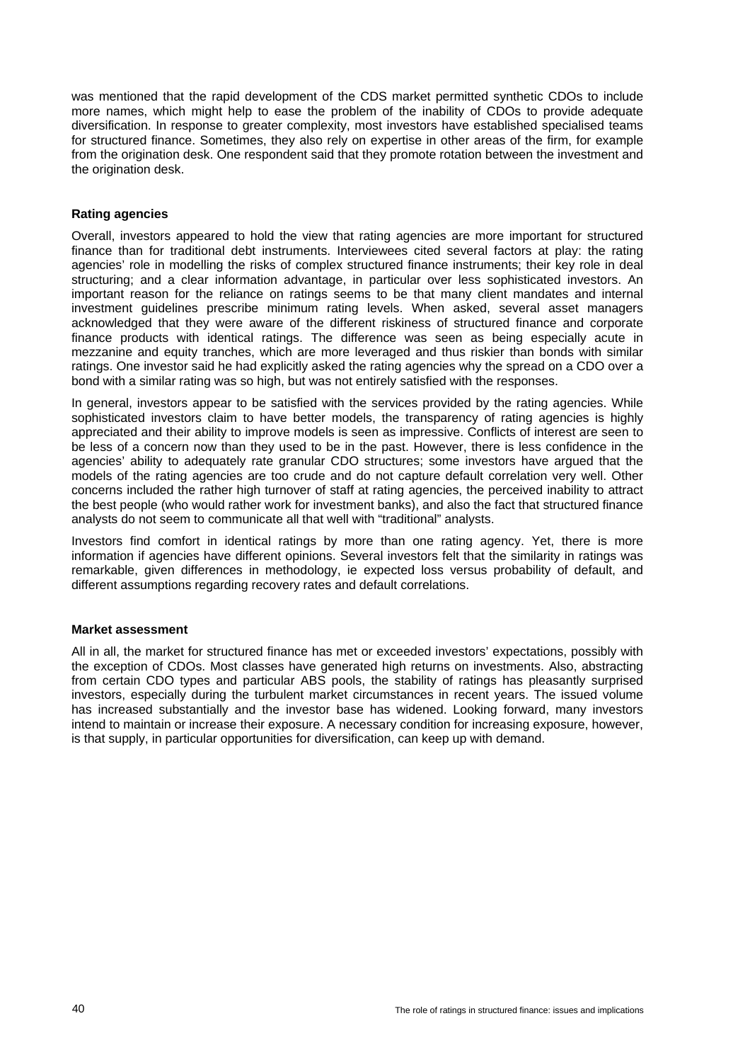was mentioned that the rapid development of the CDS market permitted synthetic CDOs to include more names, which might help to ease the problem of the inability of CDOs to provide adequate diversification. In response to greater complexity, most investors have established specialised teams for structured finance. Sometimes, they also rely on expertise in other areas of the firm, for example from the origination desk. One respondent said that they promote rotation between the investment and the origination desk.

**Rating agencies**

Overall, investors appeared to hold the view that rating agencies are more important for structured finance than for traditional debt instruments. Interviewees cited several factors at play: the rating agencies' role in modelling the risks of complex structured finance instruments; their key role in deal structuring; and a clear information advantage, in particular over less sophisticated investors. An important reason for the reliance on ratings seems to be that many client mandates and internal investment guidelines prescribe minimum rating levels. When asked, several asset managers acknowledged that they were aware of the different riskiness of structured finance and corporate finance products with identical ratings. The difference was seen as being especially acute in mezzanine and equity tranches, which are more leveraged and thus riskier than bonds with similar ratings. One investor said he had explicitly asked the rating agencies why the spread on a CDO over a bond with a similar rating was so high, but was not entirely satisfied with the responses.

In general, investors appear to be satisfied with the services provided by the rating agencies. While sophisticated investors claim to have better models, the transparency of rating agencies is highly appreciated and their ability to improve models is seen as impressive. Conflicts of interest are seen to be less of a concern now than they used to be in the past. However, there is less confidence in the agencies' ability to adequately rate granular CDO structures; some investors have argued that the models of the rating agencies are too crude and do not capture default correlation very well. Other concerns included the rather high turnover of staff at rating agencies, the perceived inability to attract the best people (who would rather work for investment banks), and also the fact that structured finance analysts do not seem to communicate all that well with "traditional" analysts.

Investors find comfort in identical ratings by more than one rating agency. Yet, there is more information if agencies have different opinions. Several investors felt that the similarity in ratings was remarkable, given differences in methodology, ie expected loss versus probability of default, and different assumptions regarding recovery rates and default correlations.

**Market assessment**

All in all, the market for structured finance has met or exceeded investors' expectations, possibly with the exception of CDOs. Most classes have generated high returns on investments. Also, abstracting from certain CDO types and particular ABS pools, the stability of ratings has pleasantly surprised investors, especially during the turbulent market circumstances in recent years. The issued volume has increased substantially and the investor base has widened. Looking forward, many investors intend to maintain or increase their exposure. A necessary condition for increasing exposure, however, is that supply, in particular opportunities for diversification, can keep up with demand.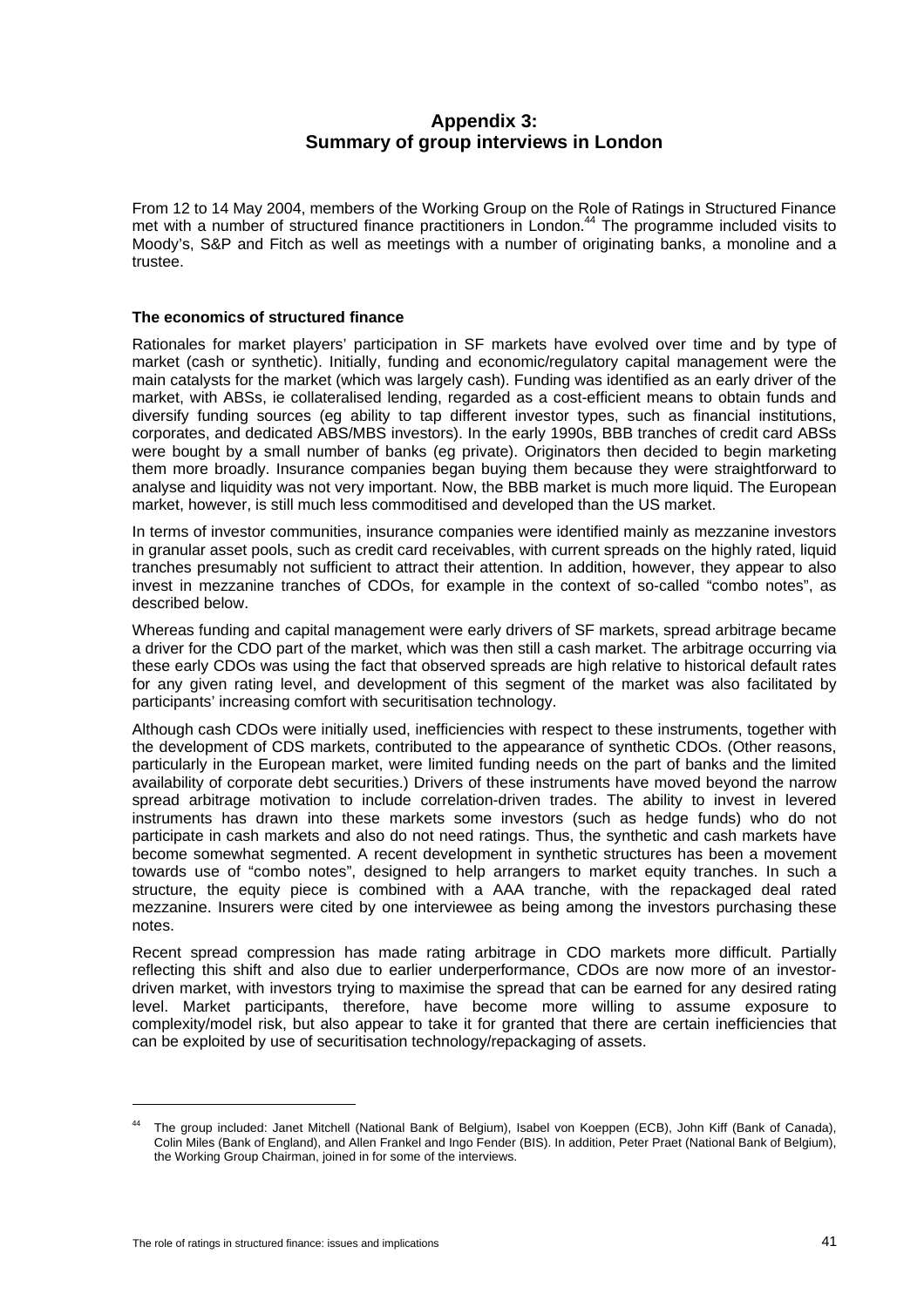# Appendix 3: Summary of group interviews in London

From 12 to 14 May 2004, members of the Working Group on the Role of Ratings in Structured Finance met with a number of structured finance practitioners in London.[44] The programme included visits to Moody's, S&P and Fitch as well as meetings with a number of originating banks, a monoline and a trustee.

### The economics of structured finance

Rationales for market players' participation in SF markets have evolved over time and by type of market (cash or synthetic). Initially, funding and economic/regulatory capital management were the main catalysts for the market (which was largely cash). Funding was identified as an early driver of the market, with ABSs, ie collateralised lending, regarded as a cost-efficient means to obtain funds and diversify funding sources (eg ability to tap different investor types, such as financial institutions, corporates, and dedicated ABS/MBS investors). In the early 1990s, BBB tranches of credit card ABSs were bought by a small number of banks (eg private). Originators then decided to begin marketing them more broadly. Insurance companies began buying them because they were straightforward to analyse and liquidity was not very important. Now, the BBB market is much more liquid. The European market, however, is still much less commoditised and developed than the US market.

In terms of investor communities, insurance companies were identified mainly as mezzanine investors in granular asset pools, such as credit card receivables, with current spreads on the highly rated, liquid tranches presumably not sufficient to attract their attention. In addition, however, they appear to also invest in mezzanine tranches of CDOs, for example in the context of so-called "combo notes", as described below.

Whereas funding and capital management were early drivers of SF markets, spread arbitrage became a driver for the CDO part of the market, which was then still a cash market. The arbitrage occurring via these early CDOs was using the fact that observed spreads are high relative to historical default rates for any given rating level, and development of this segment of the market was also facilitated by participants' increasing comfort with securitisation technology.

Although cash CDOs were initially used, inefficiencies with respect to these instruments, together with the development of CDS markets, contributed to the appearance of synthetic CDOs. (Other reasons, particularly in the European market, were limited funding needs on the part of banks and the limited availability of corporate debt securities.) Drivers of these instruments have moved beyond the narrow spread arbitrage motivation to include correlation-driven trades. The ability to invest in levered instruments has drawn into these markets some investors (such as hedge funds) who do not participate in cash markets and also do not need ratings. Thus, the synthetic and cash markets have become somewhat segmented. A recent development in synthetic structures has been a movement towards use of "combo notes", designed to help arrangers to market equity tranches. In such a structure, the equity piece is combined with a AAA tranche, with the repackaged deal rated mezzanine. Insurers were cited by one interviewee as being among the investors purchasing these notes.

Recent spread compression has made rating arbitrage in CDO markets more difficult. Partially reflecting this shift and also due to earlier underperformance, CDOs are now more of an investor-driven market, with investors trying to maximise the spread that can be earned for any desired rating level. Market participants, therefore, have become more willing to assume exposure to complexity/model risk, but also appear to take it for granted that there are certain inefficiencies that can be exploited by use of securitisation technology/repackaging of assets.

---

[44] The group included: Janet Mitchell (National Bank of Belgium), Isabel von Koeppen (ECB), John Kiff (Bank of Canada), Colin Miles (Bank of England), and Allen Frankel and Ingo Fender (BIS). In addition, Peter Praet (National Bank of Belgium), the Working Group Chairman, joined in for some of the interviews.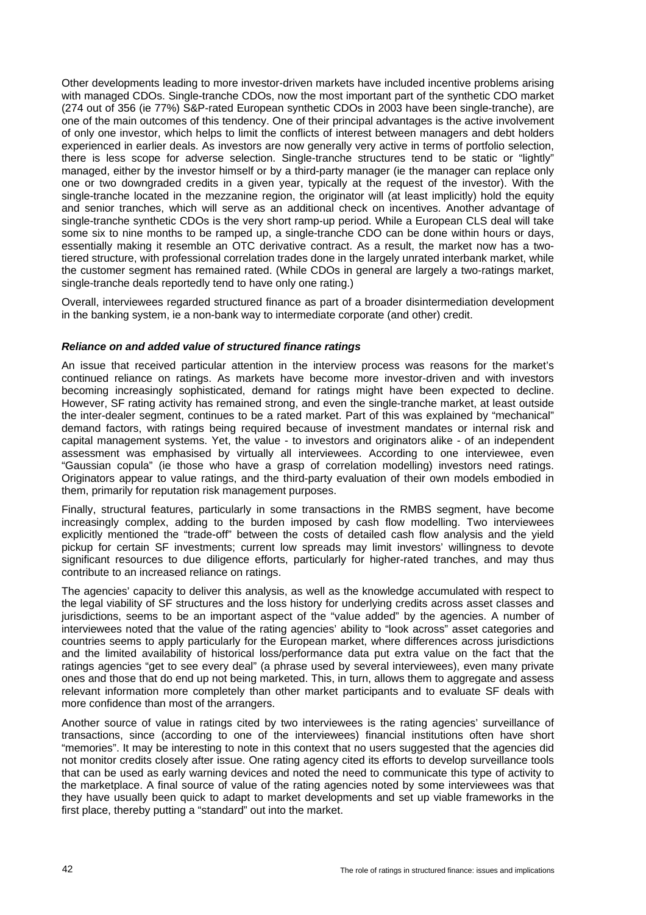Other developments leading to more investor-driven markets have included incentive problems arising with managed CDOs. Single-tranche CDOs, now the most important part of the synthetic CDO market (274 out of 356 (ie 77%) S&P-rated European synthetic CDOs in 2003 have been single-tranche), are one of the main outcomes of this tendency. One of their principal advantages is the active involvement of only one investor, which helps to limit the conflicts of interest between managers and debt holders experienced in earlier deals. As investors are now generally very active in terms of portfolio selection, there is less scope for adverse selection. Single-tranche structures tend to be static or "lightly" managed, either by the investor himself or by a third-party manager (ie the manager can replace only one or two downgraded credits in a given year, typically at the request of the investor). With the single-tranche located in the mezzanine region, the originator will (at least implicitly) hold the equity and senior tranches, which will serve as an additional check on incentives. Another advantage of single-tranche synthetic CDOs is the very short ramp-up period. While a European CLS deal will take some six to nine months to be ramped up, a single-tranche CDO can be done within hours or days, essentially making it resemble an OTC derivative contract. As a result, the market now has a two-tiered structure, with professional correlation trades done in the largely unrated interbank market, while the customer segment has remained rated. (While CDOs in general are largely a two-ratings market, single-tranche deals reportedly tend to have only one rating.)

Overall, interviewees regarded structured finance as part of a broader disintermediation development in the banking system, ie a non-bank way to intermediate corporate (and other) credit.

***Reliance on and added value of structured finance ratings***

An issue that received particular attention in the interview process was reasons for the market's continued reliance on ratings. As markets have become more investor-driven and with investors becoming increasingly sophisticated, demand for ratings might have been expected to decline. However, SF rating activity has remained strong, and even the single-tranche market, at least outside the inter-dealer segment, continues to be a rated market. Part of this was explained by "mechanical" demand factors, with ratings being required because of investment mandates or internal risk and capital management systems. Yet, the value - to investors and originators alike - of an independent assessment was emphasised by virtually all interviewees. According to one interviewee, even "Gaussian copula" (ie those who have a grasp of correlation modelling) investors need ratings. Originators appear to value ratings, and the third-party evaluation of their own models embodied in them, primarily for reputation risk management purposes.

Finally, structural features, particularly in some transactions in the RMBS segment, have become increasingly complex, adding to the burden imposed by cash flow modelling. Two interviewees explicitly mentioned the "trade-off" between the costs of detailed cash flow analysis and the yield pickup for certain SF investments; current low spreads may limit investors' willingness to devote significant resources to due diligence efforts, particularly for higher-rated tranches, and may thus contribute to an increased reliance on ratings.

The agencies' capacity to deliver this analysis, as well as the knowledge accumulated with respect to the legal viability of SF structures and the loss history for underlying credits across asset classes and jurisdictions, seems to be an important aspect of the "value added" by the agencies. A number of interviewees noted that the value of the rating agencies' ability to "look across" asset categories and countries seems to apply particularly for the European market, where differences across jurisdictions and the limited availability of historical loss/performance data put extra value on the fact that the ratings agencies "get to see every deal" (a phrase used by several interviewees), even many private ones and those that do end up not being marketed. This, in turn, allows them to aggregate and assess relevant information more completely than other market participants and to evaluate SF deals with more confidence than most of the arrangers.

Another source of value in ratings cited by two interviewees is the rating agencies' surveillance of transactions, since (according to one of the interviewees) financial institutions often have short "memories". It may be interesting to note in this context that no users suggested that the agencies did not monitor credits closely after issue. One rating agency cited its efforts to develop surveillance tools that can be used as early warning devices and noted the need to communicate this type of activity to the marketplace. A final source of value of the rating agencies noted by some interviewees was that they have usually been quick to adapt to market developments and set up viable frameworks in the first place, thereby putting a "standard" out into the market.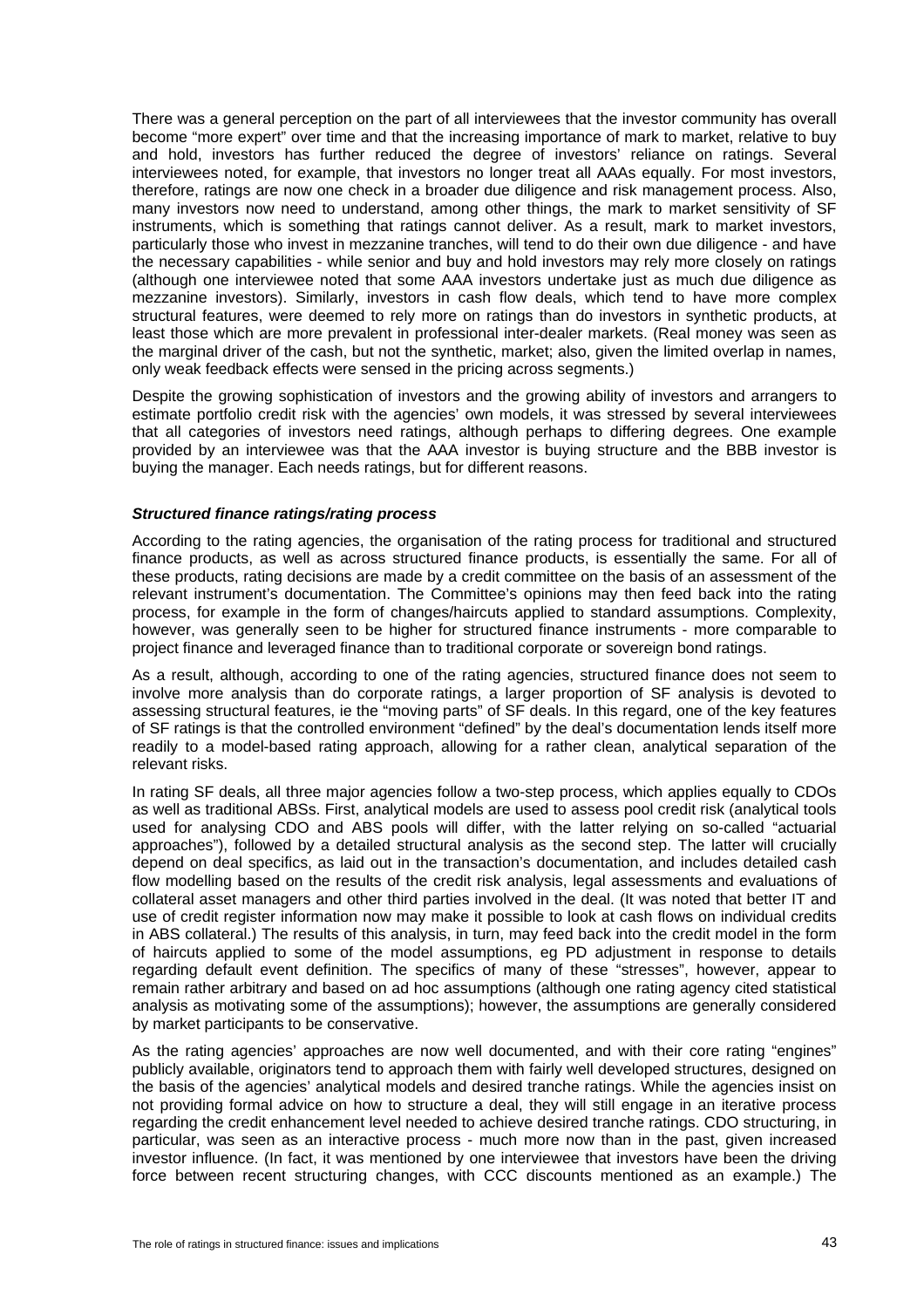There was a general perception on the part of all interviewees that the investor community has overall become "more expert" over time and that the increasing importance of mark to market, relative to buy and hold, investors has further reduced the degree of investors' reliance on ratings. Several interviewees noted, for example, that investors no longer treat all AAAs equally. For most investors, therefore, ratings are now one check in a broader due diligence and risk management process. Also, many investors now need to understand, among other things, the mark to market sensitivity of SF instruments, which is something that ratings cannot deliver. As a result, mark to market investors, particularly those who invest in mezzanine tranches, will tend to do their own due diligence - and have the necessary capabilities - while senior and buy and hold investors may rely more closely on ratings (although one interviewee noted that some AAA investors undertake just as much due diligence as mezzanine investors). Similarly, investors in cash flow deals, which tend to have more complex structural features, were deemed to rely more on ratings than do investors in synthetic products, at least those which are more prevalent in professional inter-dealer markets. (Real money was seen as the marginal driver of the cash, but not the synthetic, market; also, given the limited overlap in names, only weak feedback effects were sensed in the pricing across segments.)

Despite the growing sophistication of investors and the growing ability of investors and arrangers to estimate portfolio credit risk with the agencies' own models, it was stressed by several interviewees that all categories of investors need ratings, although perhaps to differing degrees. One example provided by an interviewee was that the AAA investor is buying structure and the BBB investor is buying the manager. Each needs ratings, but for different reasons.

***Structured finance ratings/rating process***

According to the rating agencies, the organisation of the rating process for traditional and structured finance products, as well as across structured finance products, is essentially the same. For all of these products, rating decisions are made by a credit committee on the basis of an assessment of the relevant instrument's documentation. The Committee's opinions may then feed back into the rating process, for example in the form of changes/haircuts applied to standard assumptions. Complexity, however, was generally seen to be higher for structured finance instruments - more comparable to project finance and leveraged finance than to traditional corporate or sovereign bond ratings.

As a result, although, according to one of the rating agencies, structured finance does not seem to involve more analysis than do corporate ratings, a larger proportion of SF analysis is devoted to assessing structural features, ie the "moving parts" of SF deals. In this regard, one of the key features of SF ratings is that the controlled environment "defined" by the deal's documentation lends itself more readily to a model-based rating approach, allowing for a rather clean, analytical separation of the relevant risks.

In rating SF deals, all three major agencies follow a two-step process, which applies equally to CDOs as well as traditional ABSs. First, analytical models are used to assess pool credit risk (analytical tools used for analysing CDO and ABS pools will differ, with the latter relying on so-called "actuarial approaches"), followed by a detailed structural analysis as the second step. The latter will crucially depend on deal specifics, as laid out in the transaction's documentation, and includes detailed cash flow modelling based on the results of the credit risk analysis, legal assessments and evaluations of collateral asset managers and other third parties involved in the deal. (It was noted that better IT and use of credit register information now may make it possible to look at cash flows on individual credits in ABS collateral.) The results of this analysis, in turn, may feed back into the credit model in the form of haircuts applied to some of the model assumptions, eg PD adjustment in response to details regarding default event definition. The specifics of many of these "stresses", however, appear to remain rather arbitrary and based on ad hoc assumptions (although one rating agency cited statistical analysis as motivating some of the assumptions); however, the assumptions are generally considered by market participants to be conservative.

As the rating agencies' approaches are now well documented, and with their core rating "engines" publicly available, originators tend to approach them with fairly well developed structures, designed on the basis of the agencies' analytical models and desired tranche ratings. While the agencies insist on not providing formal advice on how to structure a deal, they will still engage in an iterative process regarding the credit enhancement level needed to achieve desired tranche ratings. CDO structuring, in particular, was seen as an interactive process - much more now than in the past, given increased investor influence. (In fact, it was mentioned by one interviewee that investors have been the driving force between recent structuring changes, with CCC discounts mentioned as an example.) The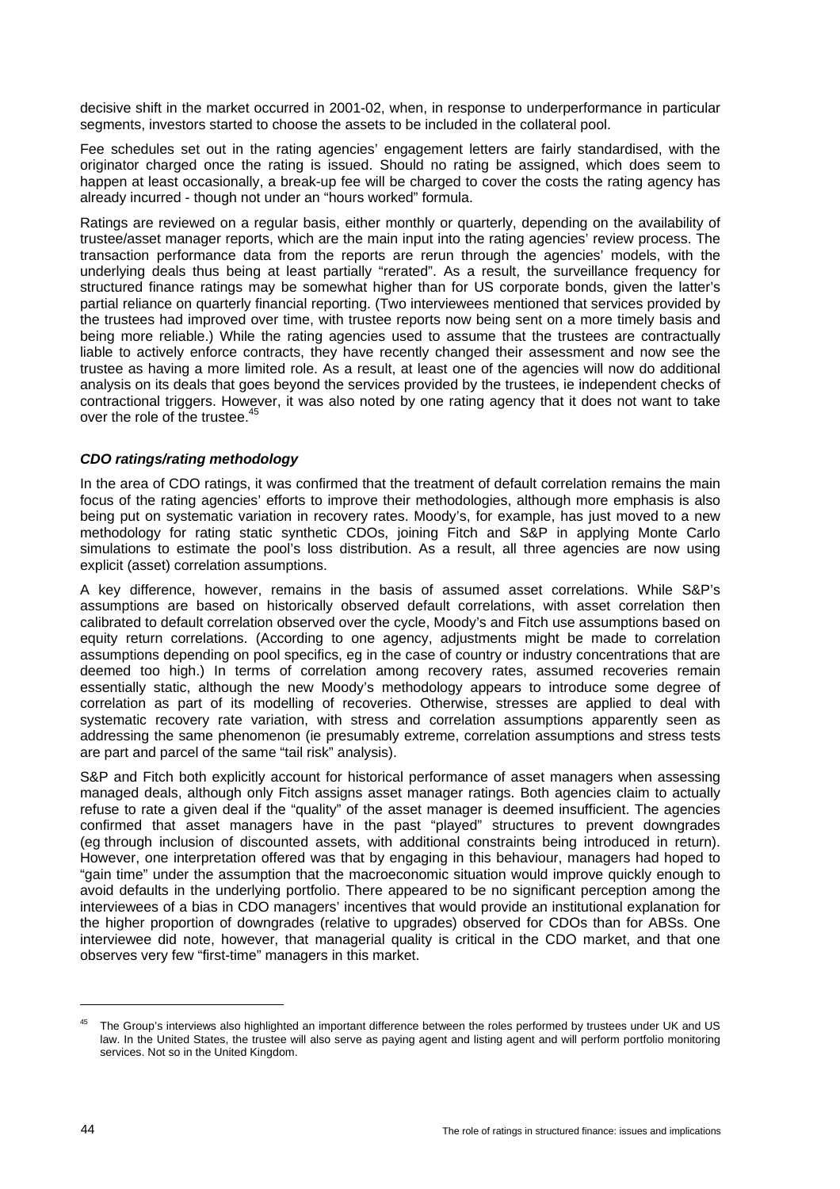decisive shift in the market occurred in 2001-02, when, in response to underperformance in particular segments, investors started to choose the assets to be included in the collateral pool.

Fee schedules set out in the rating agencies' engagement letters are fairly standardised, with the originator charged once the rating is issued. Should no rating be assigned, which does seem to happen at least occasionally, a break-up fee will be charged to cover the costs the rating agency has already incurred - though not under an "hours worked" formula.

Ratings are reviewed on a regular basis, either monthly or quarterly, depending on the availability of trustee/asset manager reports, which are the main input into the rating agencies' review process. The transaction performance data from the reports are rerun through the agencies' models, with the underlying deals thus being at least partially "rerated". As a result, the surveillance frequency for structured finance ratings may be somewhat higher than for US corporate bonds, given the latter's partial reliance on quarterly financial reporting. (Two interviewees mentioned that services provided by the trustees had improved over time, with trustee reports now being sent on a more timely basis and being more reliable.) While the rating agencies used to assume that the trustees are contractually liable to actively enforce contracts, they have recently changed their assessment and now see the trustee as having a more limited role. As a result, at least one of the agencies will now do additional analysis on its deals that goes beyond the services provided by the trustees, ie independent checks of contractional triggers. However, it was also noted by one rating agency that it does not want to take over the role of the trustee.[45]

### *CDO ratings/rating methodology*

In the area of CDO ratings, it was confirmed that the treatment of default correlation remains the main focus of the rating agencies' efforts to improve their methodologies, although more emphasis is also being put on systematic variation in recovery rates. Moody's, for example, has just moved to a new methodology for rating static synthetic CDOs, joining Fitch and S&P in applying Monte Carlo simulations to estimate the pool's loss distribution. As a result, all three agencies are now using explicit (asset) correlation assumptions.

A key difference, however, remains in the basis of assumed asset correlations. While S&P's assumptions are based on historically observed default correlations, with asset correlation then calibrated to default correlation observed over the cycle, Moody's and Fitch use assumptions based on equity return correlations. (According to one agency, adjustments might be made to correlation assumptions depending on pool specifics, eg in the case of country or industry concentrations that are deemed too high.) In terms of correlation among recovery rates, assumed recoveries remain essentially static, although the new Moody's methodology appears to introduce some degree of correlation as part of its modelling of recoveries. Otherwise, stresses are applied to deal with systematic recovery rate variation, with stress and correlation assumptions apparently seen as addressing the same phenomenon (ie presumably extreme, correlation assumptions and stress tests are part and parcel of the same "tail risk" analysis).

S&P and Fitch both explicitly account for historical performance of asset managers when assessing managed deals, although only Fitch assigns asset manager ratings. Both agencies claim to actually refuse to rate a given deal if the "quality" of the asset manager is deemed insufficient. The agencies confirmed that asset managers have in the past "played" structures to prevent downgrades (eg through inclusion of discounted assets, with additional constraints being introduced in return). However, one interpretation offered was that by engaging in this behaviour, managers had hoped to "gain time" under the assumption that the macroeconomic situation would improve quickly enough to avoid defaults in the underlying portfolio. There appeared to be no significant perception among the interviewees of a bias in CDO managers' incentives that would provide an institutional explanation for the higher proportion of downgrades (relative to upgrades) observed for CDOs than for ABSs. One interviewee did note, however, that managerial quality is critical in the CDO market, and that one observes very few "first-time" managers in this market.

---

[45] The Group's interviews also highlighted an important difference between the roles performed by trustees under UK and US law. In the United States, the trustee will also serve as paying agent and listing agent and will perform portfolio monitoring services. Not so in the United Kingdom.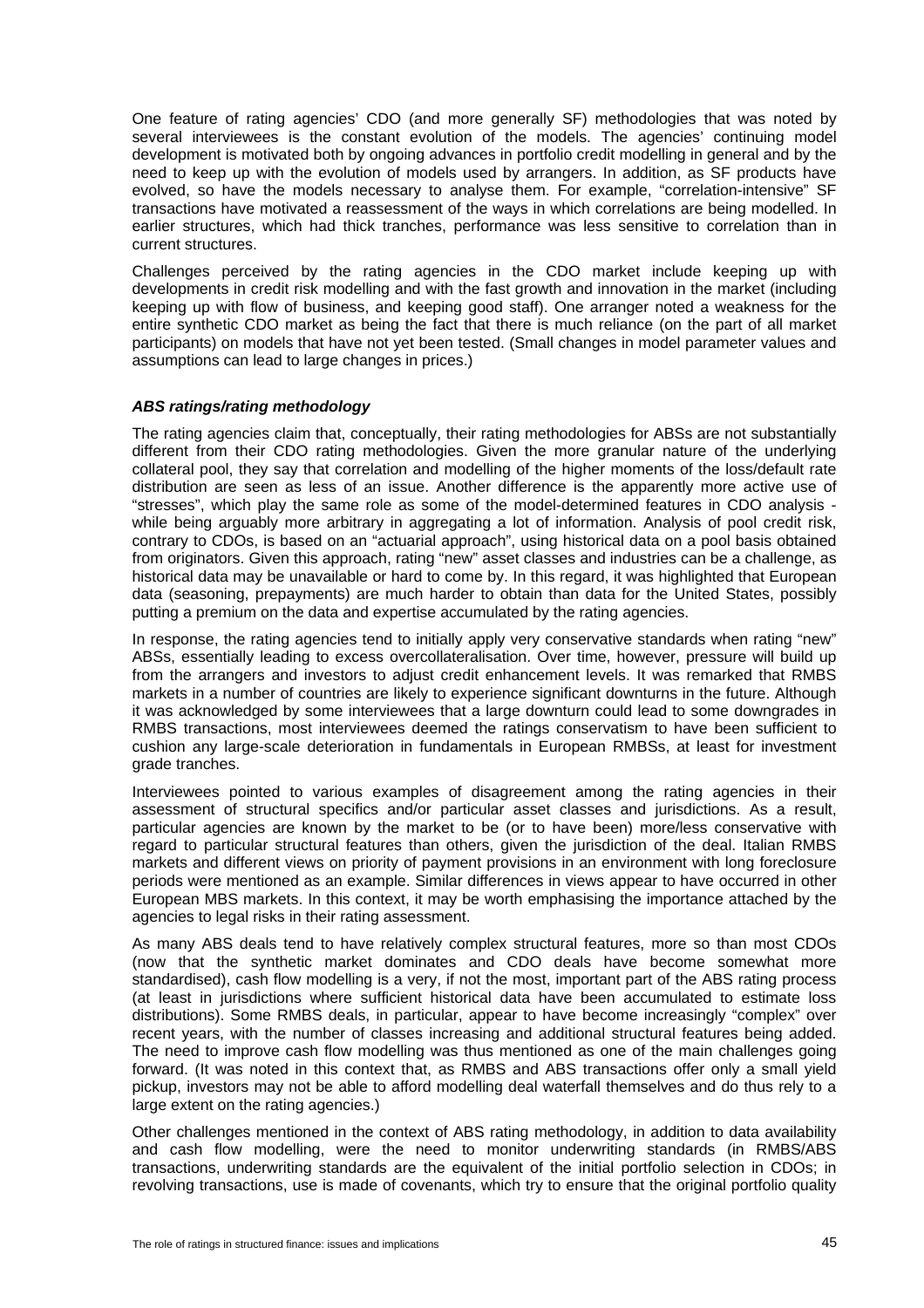One feature of rating agencies' CDO (and more generally SF) methodologies that was noted by several interviewees is the constant evolution of the models. The agencies' continuing model development is motivated both by ongoing advances in portfolio credit modelling in general and by the need to keep up with the evolution of models used by arrangers. In addition, as SF products have evolved, so have the models necessary to analyse them. For example, "correlation-intensive" SF transactions have motivated a reassessment of the ways in which correlations are being modelled. In earlier structures, which had thick tranches, performance was less sensitive to correlation than in current structures.

Challenges perceived by the rating agencies in the CDO market include keeping up with developments in credit risk modelling and with the fast growth and innovation in the market (including keeping up with flow of business, and keeping good staff). One arranger noted a weakness for the entire synthetic CDO market as being the fact that there is much reliance (on the part of all market participants) on models that have not yet been tested. (Small changes in model parameter values and assumptions can lead to large changes in prices.)

### *ABS ratings/rating methodology*

The rating agencies claim that, conceptually, their rating methodologies for ABSs are not substantially different from their CDO rating methodologies. Given the more granular nature of the underlying collateral pool, they say that correlation and modelling of the higher moments of the loss/default rate distribution are seen as less of an issue. Another difference is the apparently more active use of "stresses", which play the same role as some of the model-determined features in CDO analysis - while being arguably more arbitrary in aggregating a lot of information. Analysis of pool credit risk, contrary to CDOs, is based on an "actuarial approach", using historical data on a pool basis obtained from originators. Given this approach, rating "new" asset classes and industries can be a challenge, as historical data may be unavailable or hard to come by. In this regard, it was highlighted that European data (seasoning, prepayments) are much harder to obtain than data for the United States, possibly putting a premium on the data and expertise accumulated by the rating agencies.

In response, the rating agencies tend to initially apply very conservative standards when rating "new" ABSs, essentially leading to excess overcollateralisation. Over time, however, pressure will build up from the arrangers and investors to adjust credit enhancement levels. It was remarked that RMBS markets in a number of countries are likely to experience significant downturns in the future. Although it was acknowledged by some interviewees that a large downturn could lead to some downgrades in RMBS transactions, most interviewees deemed the ratings conservatism to have been sufficient to cushion any large-scale deterioration in fundamentals in European RMBSs, at least for investment grade tranches.

Interviewees pointed to various examples of disagreement among the rating agencies in their assessment of structural specifics and/or particular asset classes and jurisdictions. As a result, particular agencies are known by the market to be (or to have been) more/less conservative with regard to particular structural features than others, given the jurisdiction of the deal. Italian RMBS markets and different views on priority of payment provisions in an environment with long foreclosure periods were mentioned as an example. Similar differences in views appear to have occurred in other European MBS markets. In this context, it may be worth emphasising the importance attached by the agencies to legal risks in their rating assessment.

As many ABS deals tend to have relatively complex structural features, more so than most CDOs (now that the synthetic market dominates and CDO deals have become somewhat more standardised), cash flow modelling is a very, if not the most, important part of the ABS rating process (at least in jurisdictions where sufficient historical data have been accumulated to estimate loss distributions). Some RMBS deals, in particular, appear to have become increasingly "complex" over recent years, with the number of classes increasing and additional structural features being added. The need to improve cash flow modelling was thus mentioned as one of the main challenges going forward. (It was noted in this context that, as RMBS and ABS transactions offer only a small yield pickup, investors may not be able to afford modelling deal waterfall themselves and do thus rely to a large extent on the rating agencies.)

Other challenges mentioned in the context of ABS rating methodology, in addition to data availability and cash flow modelling, were the need to monitor underwriting standards (in RMBS/ABS transactions, underwriting standards are the equivalent of the initial portfolio selection in CDOs; in revolving transactions, use is made of covenants, which try to ensure that the original portfolio quality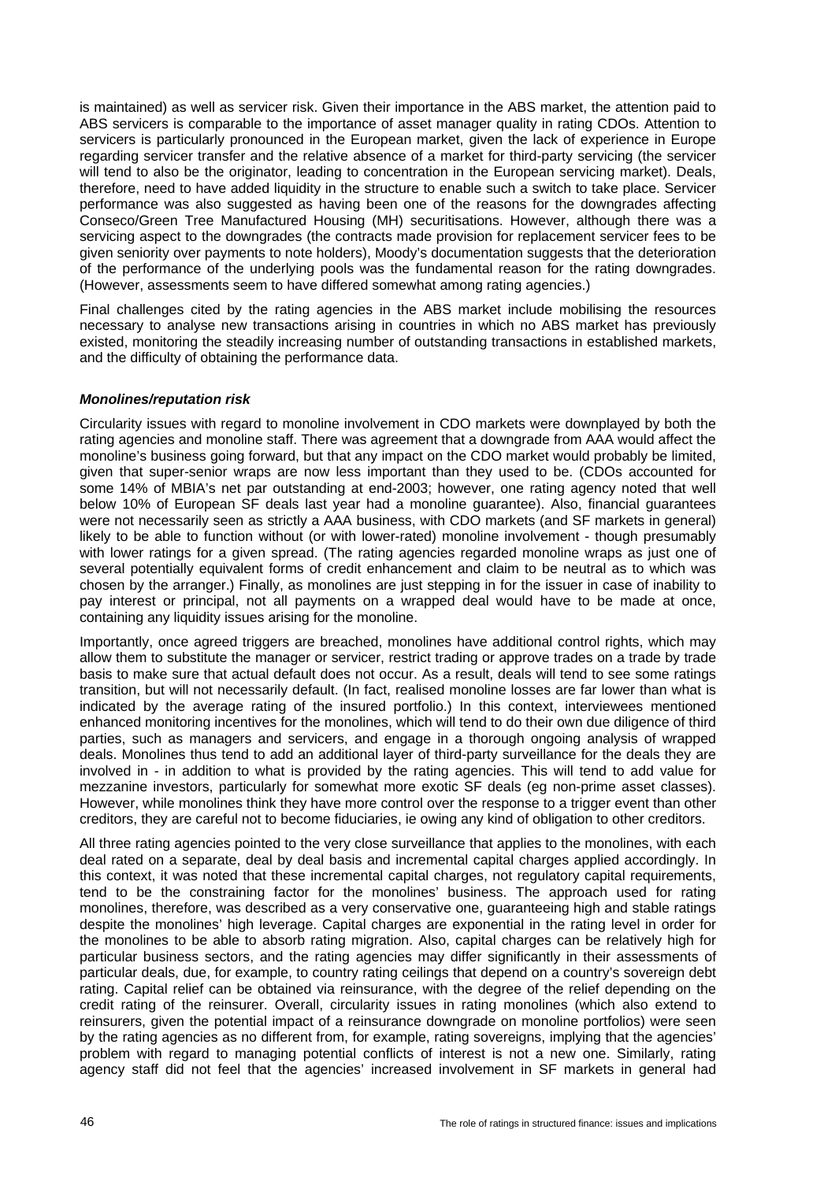is maintained) as well as servicer risk. Given their importance in the ABS market, the attention paid to ABS servicers is comparable to the importance of asset manager quality in rating CDOs. Attention to servicers is particularly pronounced in the European market, given the lack of experience in Europe regarding servicer transfer and the relative absence of a market for third-party servicing (the servicer will tend to also be the originator, leading to concentration in the European servicing market). Deals, therefore, need to have added liquidity in the structure to enable such a switch to take place. Servicer performance was also suggested as having been one of the reasons for the downgrades affecting Conseco/Green Tree Manufactured Housing (MH) securitisations. However, although there was a servicing aspect to the downgrades (the contracts made provision for replacement servicer fees to be given seniority over payments to note holders), Moody's documentation suggests that the deterioration of the performance of the underlying pools was the fundamental reason for the rating downgrades. (However, assessments seem to have differed somewhat among rating agencies.)

Final challenges cited by the rating agencies in the ABS market include mobilising the resources necessary to analyse new transactions arising in countries in which no ABS market has previously existed, monitoring the steadily increasing number of outstanding transactions in established markets, and the difficulty of obtaining the performance data.

### *Monolines/reputation risk*

Circularity issues with regard to monoline involvement in CDO markets were downplayed by both the rating agencies and monoline staff. There was agreement that a downgrade from AAA would affect the monoline's business going forward, but that any impact on the CDO market would probably be limited, given that super-senior wraps are now less important than they used to be. (CDOs accounted for some 14% of MBIA's net par outstanding at end-2003; however, one rating agency noted that well below 10% of European SF deals last year had a monoline guarantee). Also, financial guarantees were not necessarily seen as strictly a AAA business, with CDO markets (and SF markets in general) likely to be able to function without (or with lower-rated) monoline involvement - though presumably with lower ratings for a given spread. (The rating agencies regarded monoline wraps as just one of several potentially equivalent forms of credit enhancement and claim to be neutral as to which was chosen by the arranger.) Finally, as monolines are just stepping in for the issuer in case of inability to pay interest or principal, not all payments on a wrapped deal would have to be made at once, containing any liquidity issues arising for the monoline.

Importantly, once agreed triggers are breached, monolines have additional control rights, which may allow them to substitute the manager or servicer, restrict trading or approve trades on a trade by trade basis to make sure that actual default does not occur. As a result, deals will tend to see some ratings transition, but will not necessarily default. (In fact, realised monoline losses are far lower than what is indicated by the average rating of the insured portfolio.) In this context, interviewees mentioned enhanced monitoring incentives for the monolines, which will tend to do their own due diligence of third parties, such as managers and servicers, and engage in a thorough ongoing analysis of wrapped deals. Monolines thus tend to add an additional layer of third-party surveillance for the deals they are involved in - in addition to what is provided by the rating agencies. This will tend to add value for mezzanine investors, particularly for somewhat more exotic SF deals (eg non-prime asset classes). However, while monolines think they have more control over the response to a trigger event than other creditors, they are careful not to become fiduciaries, ie owing any kind of obligation to other creditors.

All three rating agencies pointed to the very close surveillance that applies to the monolines, with each deal rated on a separate, deal by deal basis and incremental capital charges applied accordingly. In this context, it was noted that these incremental capital charges, not regulatory capital requirements, tend to be the constraining factor for the monolines' business. The approach used for rating monolines, therefore, was described as a very conservative one, guaranteeing high and stable ratings despite the monolines' high leverage. Capital charges are exponential in the rating level in order for the monolines to be able to absorb rating migration. Also, capital charges can be relatively high for particular business sectors, and the rating agencies may differ significantly in their assessments of particular deals, due, for example, to country rating ceilings that depend on a country's sovereign debt rating. Capital relief can be obtained via reinsurance, with the degree of the relief depending on the credit rating of the reinsurer. Overall, circularity issues in rating monolines (which also extend to reinsurers, given the potential impact of a reinsurance downgrade on monoline portfolios) were seen by the rating agencies as no different from, for example, rating sovereigns, implying that the agencies' problem with regard to managing potential conflicts of interest is not a new one. Similarly, rating agency staff did not feel that the agencies' increased involvement in SF markets in general had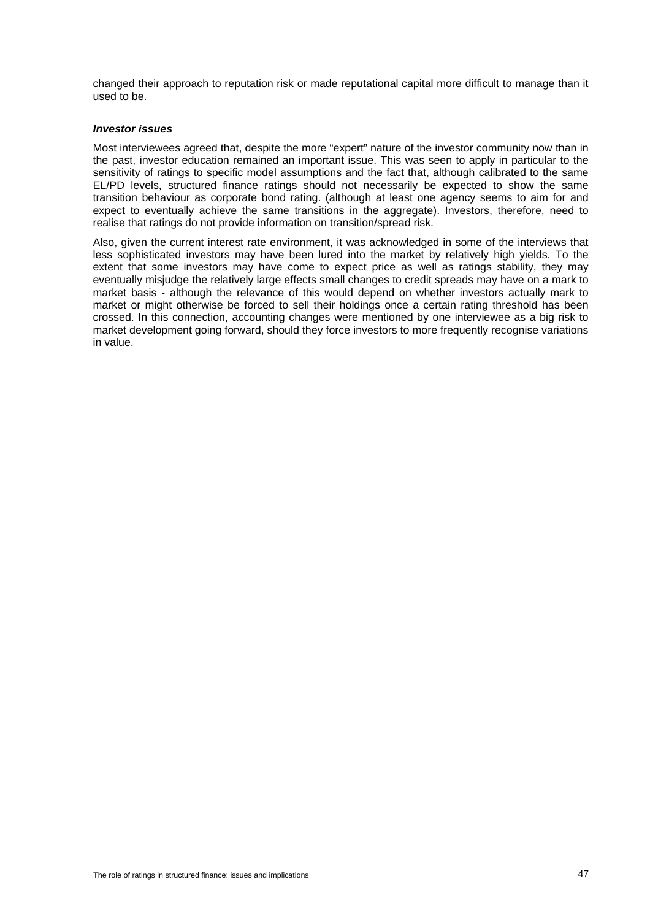changed their approach to reputation risk or made reputational capital more difficult to manage than it used to be.

***Investor issues***

Most interviewees agreed that, despite the more "expert" nature of the investor community now than in the past, investor education remained an important issue. This was seen to apply in particular to the sensitivity of ratings to specific model assumptions and the fact that, although calibrated to the same EL/PD levels, structured finance ratings should not necessarily be expected to show the same transition behaviour as corporate bond rating. (although at least one agency seems to aim for and expect to eventually achieve the same transitions in the aggregate). Investors, therefore, need to realise that ratings do not provide information on transition/spread risk.

Also, given the current interest rate environment, it was acknowledged in some of the interviews that less sophisticated investors may have been lured into the market by relatively high yields. To the extent that some investors may have come to expect price as well as ratings stability, they may eventually misjudge the relatively large effects small changes to credit spreads may have on a mark to market basis - although the relevance of this would depend on whether investors actually mark to market or might otherwise be forced to sell their holdings once a certain rating threshold has been crossed. In this connection, accounting changes were mentioned by one interviewee as a big risk to market development going forward, should they force investors to more frequently recognise variations in value.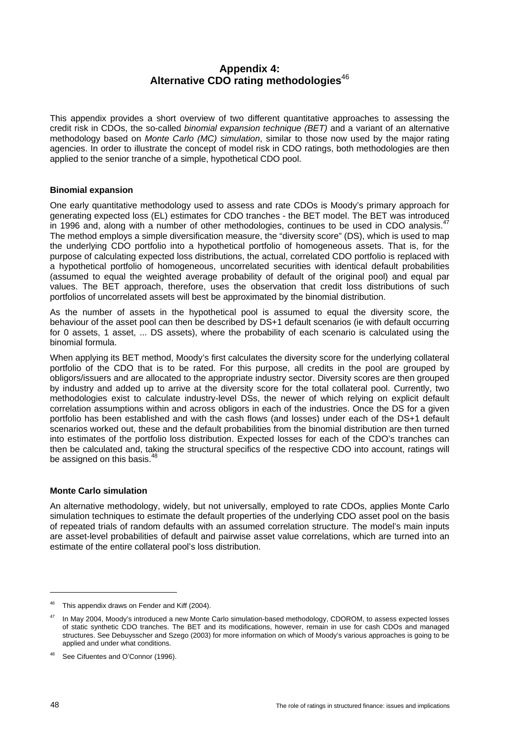## Appendix 4: Alternative CDO rating methodologies[46]

This appendix provides a short overview of two different quantitative approaches to assessing the credit risk in CDOs, the so-called *binomial expansion technique (BET)* and a variant of an alternative methodology based on *Monte Carlo (MC) simulation*, similar to those now used by the major rating agencies. In order to illustrate the concept of model risk in CDO ratings, both methodologies are then applied to the senior tranche of a simple, hypothetical CDO pool.

**Binomial expansion**

One early quantitative methodology used to assess and rate CDOs is Moody's primary approach for generating expected loss (EL) estimates for CDO tranches - the BET model. The BET was introduced in 1996 and, along with a number of other methodologies, continues to be used in CDO analysis.[47] The method employs a simple diversification measure, the "diversity score" (DS), which is used to map the underlying CDO portfolio into a hypothetical portfolio of homogeneous assets. That is, for the purpose of calculating expected loss distributions, the actual, correlated CDO portfolio is replaced with a hypothetical portfolio of homogeneous, uncorrelated securities with identical default probabilities (assumed to equal the weighted average probability of default of the original pool) and equal par values. The BET approach, therefore, uses the observation that credit loss distributions of such portfolios of uncorrelated assets will best be approximated by the binomial distribution.

As the number of assets in the hypothetical pool is assumed to equal the diversity score, the behaviour of the asset pool can then be described by DS+1 default scenarios (ie with default occurring for 0 assets, 1 asset, ... DS assets), where the probability of each scenario is calculated using the binomial formula.

When applying its BET method, Moody's first calculates the diversity score for the underlying collateral portfolio of the CDO that is to be rated. For this purpose, all credits in the pool are grouped by obligors/issuers and are allocated to the appropriate industry sector. Diversity scores are then grouped by industry and added up to arrive at the diversity score for the total collateral pool. Currently, two methodologies exist to calculate industry-level DSs, the newer of which relying on explicit default correlation assumptions within and across obligors in each of the industries. Once the DS for a given portfolio has been established and with the cash flows (and losses) under each of the DS+1 default scenarios worked out, these and the default probabilities from the binomial distribution are then turned into estimates of the portfolio loss distribution. Expected losses for each of the CDO's tranches can then be calculated and, taking the structural specifics of the respective CDO into account, ratings will be assigned on this basis.[48]

**Monte Carlo simulation**

An alternative methodology, widely, but not universally, employed to rate CDOs, applies Monte Carlo simulation techniques to estimate the default properties of the underlying CDO asset pool on the basis of repeated trials of random defaults with an assumed correlation structure. The model's main inputs are asset-level probabilities of default and pairwise asset value correlations, which are turned into an estimate of the entire collateral pool's loss distribution.

---

[46] This appendix draws on Fender and Kiff (2004).

[47] In May 2004, Moody's introduced a new Monte Carlo simulation-based methodology, CDOROM, to assess expected losses of static synthetic CDO tranches. The BET and its modifications, however, remain in use for cash CDOs and managed structures. See Debuysscher and Szego (2003) for more information on which of Moody's various approaches is going to be applied and under what conditions.

[48] See Cifuentes and O'Connor (1996).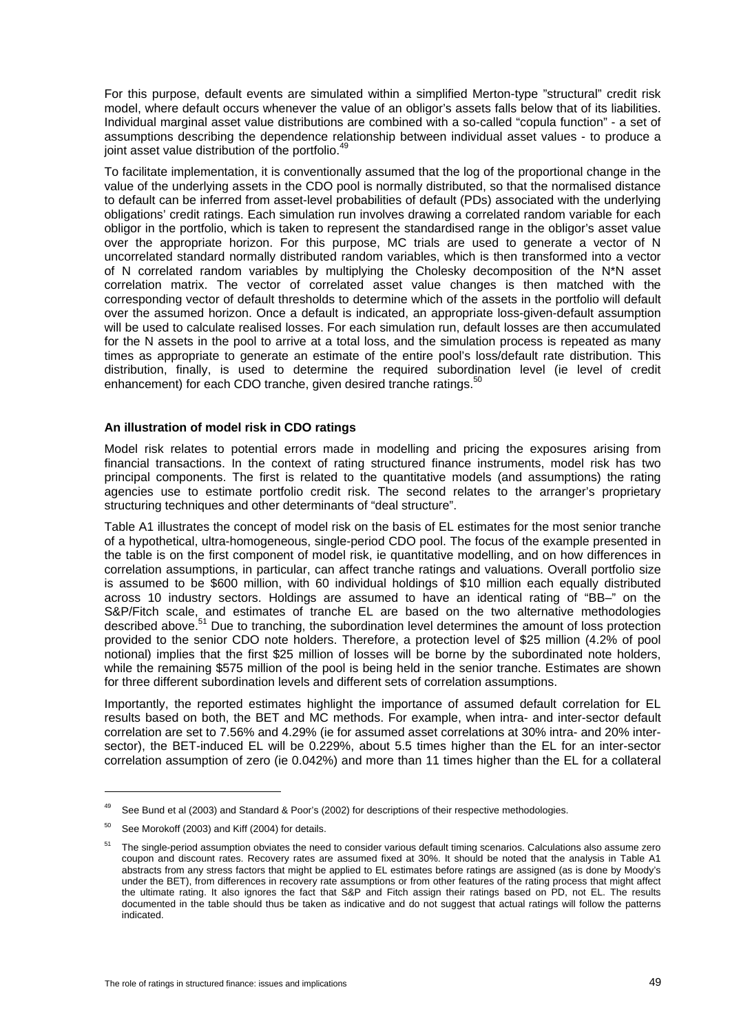For this purpose, default events are simulated within a simplified Merton-type "structural" credit risk model, where default occurs whenever the value of an obligor's assets falls below that of its liabilities. Individual marginal asset value distributions are combined with a so-called "copula function" - a set of assumptions describing the dependence relationship between individual asset values - to produce a joint asset value distribution of the portfolio.[49]

To facilitate implementation, it is conventionally assumed that the log of the proportional change in the value of the underlying assets in the CDO pool is normally distributed, so that the normalised distance to default can be inferred from asset-level probabilities of default (PDs) associated with the underlying obligations' credit ratings. Each simulation run involves drawing a correlated random variable for each obligor in the portfolio, which is taken to represent the standardised range in the obligor's asset value over the appropriate horizon. For this purpose, MC trials are used to generate a vector of N uncorrelated standard normally distributed random variables, which is then transformed into a vector of N correlated random variables by multiplying the Cholesky decomposition of the N*N asset correlation matrix. The vector of correlated asset value changes is then matched with the corresponding vector of default thresholds to determine which of the assets in the portfolio will default over the assumed horizon. Once a default is indicated, an appropriate loss-given-default assumption will be used to calculate realised losses. For each simulation run, default losses are then accumulated for the N assets in the pool to arrive at a total loss, and the simulation process is repeated as many times as appropriate to generate an estimate of the entire pool's loss/default rate distribution. This distribution, finally, is used to determine the required subordination level (ie level of credit enhancement) for each CDO tranche, given desired tranche ratings.[50]

**An illustration of model risk in CDO ratings**

Model risk relates to potential errors made in modelling and pricing the exposures arising from financial transactions. In the context of rating structured finance instruments, model risk has two principal components. The first is related to the quantitative models (and assumptions) the rating agencies use to estimate portfolio credit risk. The second relates to the arranger's proprietary structuring techniques and other determinants of "deal structure".

Table A1 illustrates the concept of model risk on the basis of EL estimates for the most senior tranche of a hypothetical, ultra-homogeneous, single-period CDO pool. The focus of the example presented in the table is on the first component of model risk, ie quantitative modelling, and on how differences in correlation assumptions, in particular, can affect tranche ratings and valuations. Overall portfolio size is assumed to be \$600 million, with 60 individual holdings of \$10 million each equally distributed across 10 industry sectors. Holdings are assumed to have an identical rating of "BB–" on the S&P/Fitch scale, and estimates of tranche EL are based on the two alternative methodologies described above.[51] Due to tranching, the subordination level determines the amount of loss protection provided to the senior CDO note holders. Therefore, a protection level of \$25 million (4.2% of pool notional) implies that the first \$25 million of losses will be borne by the subordinated note holders, while the remaining \$575 million of the pool is being held in the senior tranche. Estimates are shown for three different subordination levels and different sets of correlation assumptions.

Importantly, the reported estimates highlight the importance of assumed default correlation for EL results based on both, the BET and MC methods. For example, when intra- and inter-sector default correlation are set to 7.56% and 4.29% (ie for assumed asset correlations at 30% intra- and 20% inter-sector), the BET-induced EL will be 0.229%, about 5.5 times higher than the EL for an inter-sector correlation assumption of zero (ie 0.042%) and more than 11 times higher than the EL for a collateral

---

[49] See Bund et al (2003) and Standard & Poor's (2002) for descriptions of their respective methodologies.

[50] See Morokoff (2003) and Kiff (2004) for details.

[51] The single-period assumption obviates the need to consider various default timing scenarios. Calculations also assume zero coupon and discount rates. Recovery rates are assumed fixed at 30%. It should be noted that the analysis in Table A1 abstracts from any stress factors that might be applied to EL estimates before ratings are assigned (as is done by Moody's under the BET), from differences in recovery rate assumptions or from other features of the rating process that might affect the ultimate rating. It also ignores the fact that S&P and Fitch assign their ratings based on PD, not EL. The results documented in the table should thus be taken as indicative and do not suggest that actual ratings will follow the patterns indicated.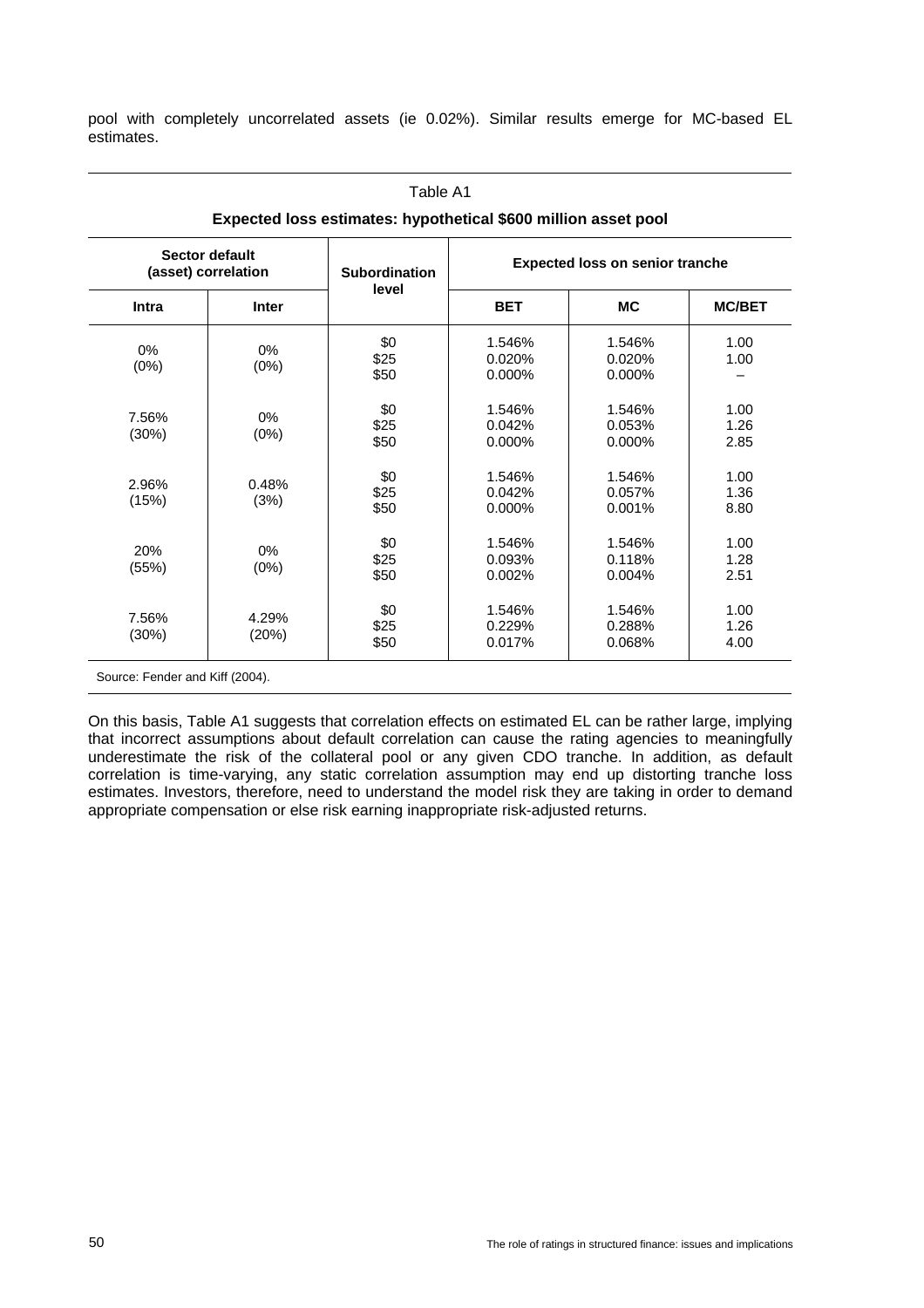pool with completely uncorrelated assets (ie 0.02%). Similar results emerge for MC-based EL estimates.

Table A1

**Expected loss estimates: hypothetical $600 million asset pool**

| Sector default (asset) correlation | | Subordination level | Expected loss on senior tranche | | |
|---|---|---|---|---|---|
| **Intra** | **Inter** | | **BET** | **MC** | **MC/BET** |
| 0% (0%) | 0% (0%) | $0 | 1.546% | 1.546% | 1.00 |
| | | $25 | 0.020% | 0.020% | 1.00 |
| | | $50 | 0.000% | 0.000% | – |
| 7.56% (30%) | 0% (0%) | $0 | 1.546% | 1.546% | 1.00 |
| | | $25 | 0.042% | 0.053% | 1.26 |
| | | $50 | 0.000% | 0.000% | 2.85 |
| 2.96% (15%) | 0.48% (3%) | $0 | 1.546% | 1.546% | 1.00 |
| | | $25 | 0.042% | 0.057% | 1.36 |
| | | $50 | 0.000% | 0.001% | 8.80 |
| 20% (55%) | 0% (0%) | $0 | 1.546% | 1.546% | 1.00 |
| | | $25 | 0.093% | 0.118% | 1.28 |
| | | $50 | 0.002% | 0.004% | 2.51 |
| 7.56% (30%) | 4.29% (20%) | $0 | 1.546% | 1.546% | 1.00 |
| | | $25 | 0.229% | 0.288% | 1.26 |
| | | $50 | 0.017% | 0.068% | 4.00 |

Source: Fender and Kiff (2004).

On this basis, Table A1 suggests that correlation effects on estimated EL can be rather large, implying that incorrect assumptions about default correlation can cause the rating agencies to meaningfully underestimate the risk of the collateral pool or any given CDO tranche. In addition, as default correlation is time-varying, any static correlation assumption may end up distorting tranche loss estimates. Investors, therefore, need to understand the model risk they are taking in order to demand appropriate compensation or else risk earning inappropriate risk-adjusted returns.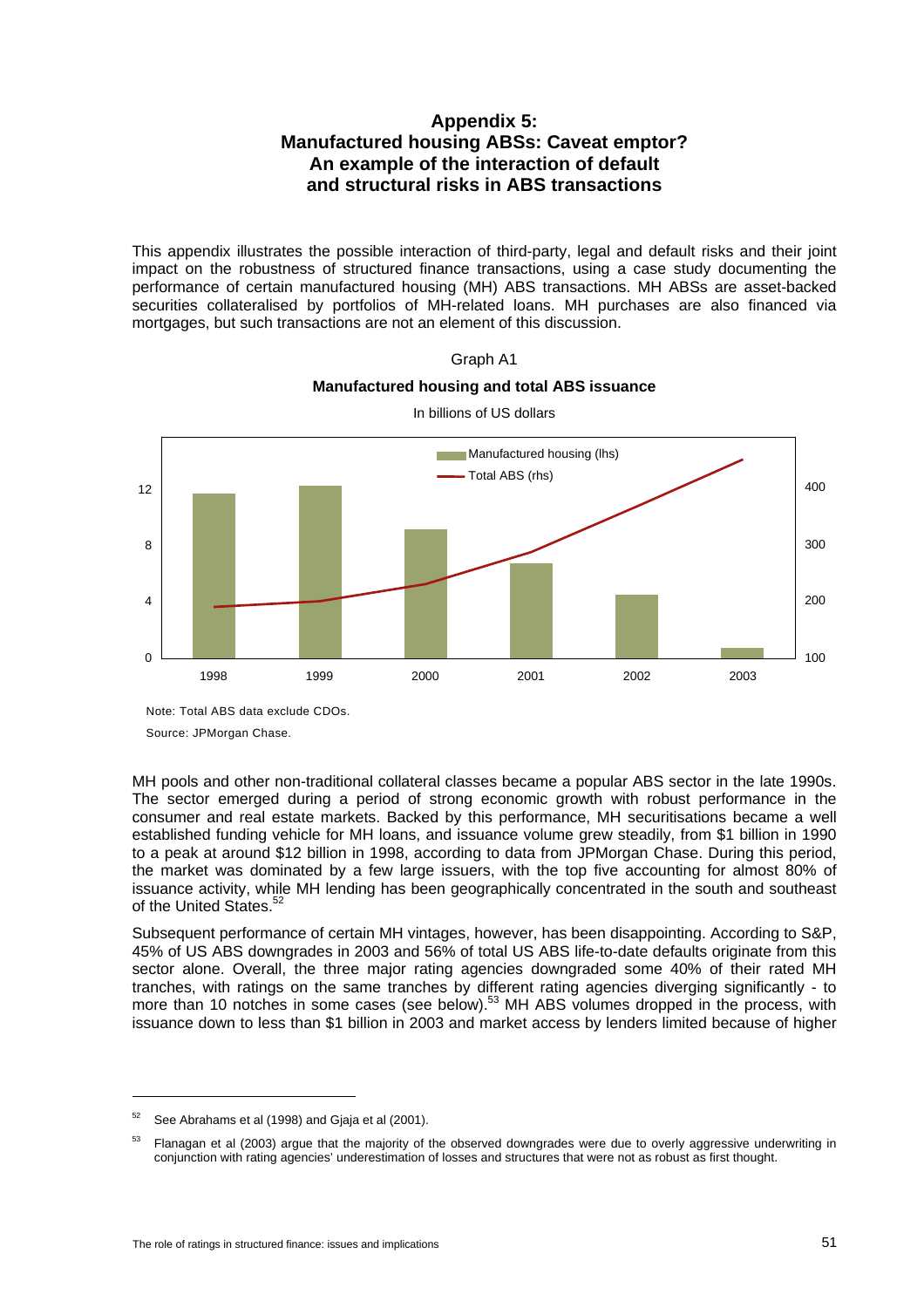## Appendix 5:
## Manufactured housing ABSs: Caveat emptor? An example of the interaction of default and structural risks in ABS transactions

This appendix illustrates the possible interaction of third-party, legal and default risks and their joint impact on the robustness of structured finance transactions, using a case study documenting the performance of certain manufactured housing (MH) ABS transactions. MH ABSs are asset-backed securities collateralised by portfolios of MH-related loans. MH purchases are also financed via mortgages, but such transactions are not an element of this discussion.

Graph A1

**Manufactured housing and total ABS issuance**

In billions of US dollars

Note: Total ABS data exclude CDOs.

Source: JPMorgan Chase.

MH pools and other non-traditional collateral classes became a popular ABS sector in the late 1990s. The sector emerged during a period of strong economic growth with robust performance in the consumer and real estate markets. Backed by this performance, MH securitisations became a well established funding vehicle for MH loans, and issuance volume grew steadily, from $1 billion in 1990 to a peak at around $12 billion in 1998, according to data from JPMorgan Chase. During this period, the market was dominated by a few large issuers, with the top five accounting for almost 80% of issuance activity, while MH lending has been geographically concentrated in the south and southeast of the United States.[52]

Subsequent performance of certain MH vintages, however, has been disappointing. According to S&P, 45% of US ABS downgrades in 2003 and 56% of total US ABS life-to-date defaults originate from this sector alone. Overall, the three major rating agencies downgraded some 40% of their rated MH tranches, with ratings on the same tranches by different rating agencies diverging significantly - to more than 10 notches in some cases (see below).[53] MH ABS volumes dropped in the process, with issuance down to less than $1 billion in 2003 and market access by lenders limited because of higher

[52] See Abrahams et al (1998) and Gjaja et al (2001).

[53] Flanagan et al (2003) argue that the majority of the observed downgrades were due to overly aggressive underwriting in conjunction with rating agencies' underestimation of losses and structures that were not as robust as first thought.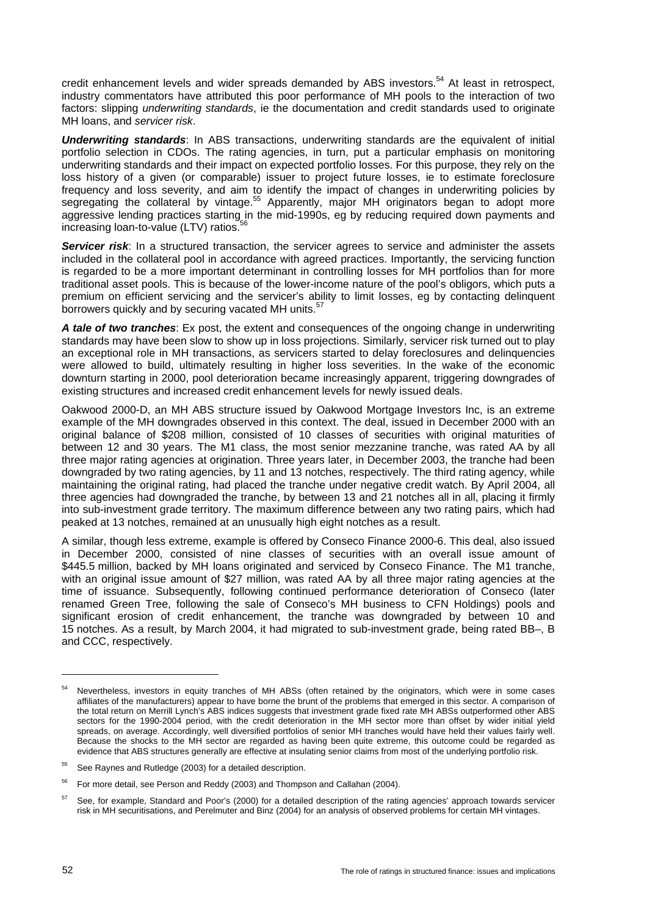credit enhancement levels and wider spreads demanded by ABS investors.[54] At least in retrospect, industry commentators have attributed this poor performance of MH pools to the interaction of two factors: slipping *underwriting standards*, ie the documentation and credit standards used to originate MH loans, and *servicer risk*.

***Underwriting standards***: In ABS transactions, underwriting standards are the equivalent of initial portfolio selection in CDOs. The rating agencies, in turn, put a particular emphasis on monitoring underwriting standards and their impact on expected portfolio losses. For this purpose, they rely on the loss history of a given (or comparable) issuer to project future losses, ie to estimate foreclosure frequency and loss severity, and aim to identify the impact of changes in underwriting policies by segregating the collateral by vintage.[55] Apparently, major MH originators began to adopt more aggressive lending practices starting in the mid-1990s, eg by reducing required down payments and increasing loan-to-value (LTV) ratios.[56]

***Servicer risk***: In a structured transaction, the servicer agrees to service and administer the assets included in the collateral pool in accordance with agreed practices. Importantly, the servicing function is regarded to be a more important determinant in controlling losses for MH portfolios than for more traditional asset pools. This is because of the lower-income nature of the pool's obligors, which puts a premium on efficient servicing and the servicer's ability to limit losses, eg by contacting delinquent borrowers quickly and by securing vacated MH units.[57]

***A tale of two tranches***: Ex post, the extent and consequences of the ongoing change in underwriting standards may have been slow to show up in loss projections. Similarly, servicer risk turned out to play an exceptional role in MH transactions, as servicers started to delay foreclosures and delinquencies were allowed to build, ultimately resulting in higher loss severities. In the wake of the economic downturn starting in 2000, pool deterioration became increasingly apparent, triggering downgrades of existing structures and increased credit enhancement levels for newly issued deals.

Oakwood 2000-D, an MH ABS structure issued by Oakwood Mortgage Investors Inc, is an extreme example of the MH downgrades observed in this context. The deal, issued in December 2000 with an original balance of $208 million, consisted of 10 classes of securities with original maturities of between 12 and 30 years. The M1 class, the most senior mezzanine tranche, was rated AA by all three major rating agencies at origination. Three years later, in December 2003, the tranche had been downgraded by two rating agencies, by 11 and 13 notches, respectively. The third rating agency, while maintaining the original rating, had placed the tranche under negative credit watch. By April 2004, all three agencies had downgraded the tranche, by between 13 and 21 notches all in all, placing it firmly into sub-investment grade territory. The maximum difference between any two rating pairs, which had peaked at 13 notches, remained at an unusually high eight notches as a result.

A similar, though less extreme, example is offered by Conseco Finance 2000-6. This deal, also issued in December 2000, consisted of nine classes of securities with an overall issue amount of $445.5 million, backed by MH loans originated and serviced by Conseco Finance. The M1 tranche, with an original issue amount of $27 million, was rated AA by all three major rating agencies at the time of issuance. Subsequently, following continued performance deterioration of Conseco (later renamed Green Tree, following the sale of Conseco's MH business to CFN Holdings) pools and significant erosion of credit enhancement, the tranche was downgraded by between 10 and 15 notches. As a result, by March 2004, it had migrated to sub-investment grade, being rated BB–, B and CCC, respectively.

---

[54] Nevertheless, investors in equity tranches of MH ABSs (often retained by the originators, which were in some cases affiliates of the manufacturers) appear to have borne the brunt of the problems that emerged in this sector. A comparison of the total return on Merrill Lynch's ABS indices suggests that investment grade fixed rate MH ABSs outperformed other ABS sectors for the 1990-2004 period, with the credit deterioration in the MH sector more than offset by wider initial yield spreads, on average. Accordingly, well diversified portfolios of senior MH tranches would have held their values fairly well. Because the shocks to the MH sector are regarded as having been quite extreme, this outcome could be regarded as evidence that ABS structures generally are effective at insulating senior claims from most of the underlying portfolio risk.

[55] See Raynes and Rutledge (2003) for a detailed description.

[56] For more detail, see Person and Reddy (2003) and Thompson and Callahan (2004).

[57] See, for example, Standard and Poor's (2000) for a detailed description of the rating agencies' approach towards servicer risk in MH securitisations, and Perelmuter and Binz (2004) for an analysis of observed problems for certain MH vintages.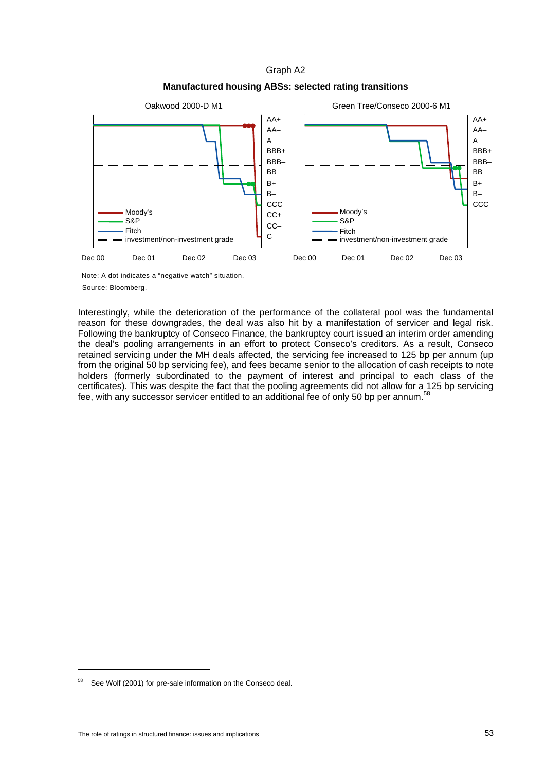Graph A2

**Manufactured housing ABSs: selected rating transitions**

Oakwood 2000-D M1

Green Tree/Conseco 2000-6 M1

Note: A dot indicates a "negative watch" situation.

Source: Bloomberg.

Interestingly, while the deterioration of the performance of the collateral pool was the fundamental reason for these downgrades, the deal was also hit by a manifestation of servicer and legal risk. Following the bankruptcy of Conseco Finance, the bankruptcy court issued an interim order amending the deal's pooling arrangements in an effort to protect Conseco's creditors. As a result, Conseco retained servicing under the MH deals affected, the servicing fee increased to 125 bp per annum (up from the original 50 bp servicing fee), and fees became senior to the allocation of cash receipts to note holders (formerly subordinated to the payment of interest and principal to each class of the certificates). This was despite the fact that the pooling agreements did not allow for a 125 bp servicing fee, with any successor servicer entitled to an additional fee of only 50 bp per annum.[58]

[58] See Wolf (2001) for pre-sale information on the Conseco deal.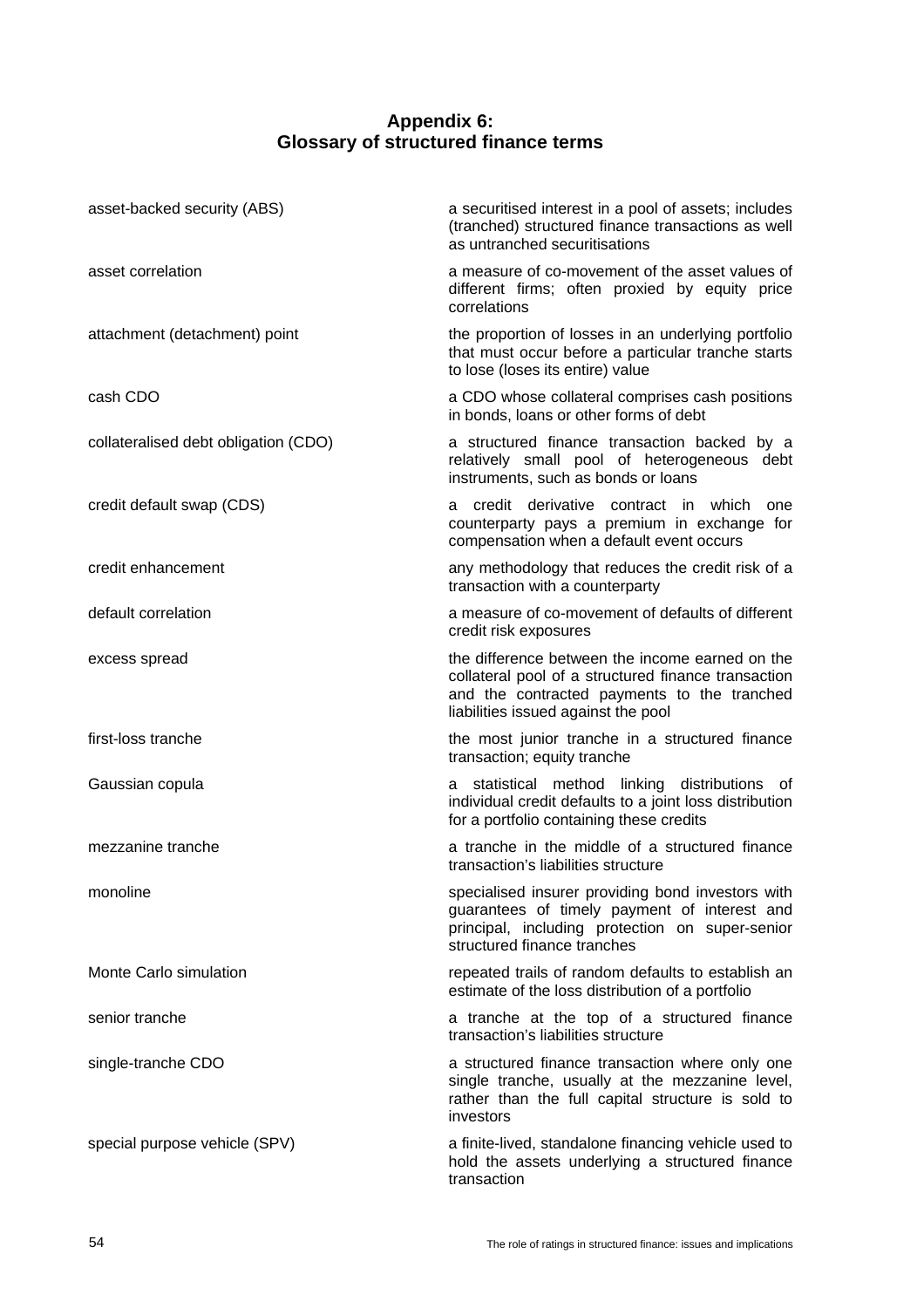# Appendix 6: Glossary of structured finance terms

| | |
|---|---|
| asset-backed security (ABS) | a securitised interest in a pool of assets; includes (tranched) structured finance transactions as well as untranched securitisations |
| asset correlation | a measure of co-movement of the asset values of different firms; often proxied by equity price correlations |
| attachment (detachment) point | the proportion of losses in an underlying portfolio that must occur before a particular tranche starts to lose (loses its entire) value |
| cash CDO | a CDO whose collateral comprises cash positions in bonds, loans or other forms of debt |
| collateralised debt obligation (CDO) | a structured finance transaction backed by a relatively small pool of heterogeneous debt instruments, such as bonds or loans |
| credit default swap (CDS) | a credit derivative contract in which one counterparty pays a premium in exchange for compensation when a default event occurs |
| credit enhancement | any methodology that reduces the credit risk of a transaction with a counterparty |
| default correlation | a measure of co-movement of defaults of different credit risk exposures |
| excess spread | the difference between the income earned on the collateral pool of a structured finance transaction and the contracted payments to the tranched liabilities issued against the pool |
| first-loss tranche | the most junior tranche in a structured finance transaction; equity tranche |
| Gaussian copula | a statistical method linking distributions of individual credit defaults to a joint loss distribution for a portfolio containing these credits |
| mezzanine tranche | a tranche in the middle of a structured finance transaction's liabilities structure |
| monoline | specialised insurer providing bond investors with guarantees of timely payment of interest and principal, including protection on super-senior structured finance tranches |
| Monte Carlo simulation | repeated trails of random defaults to establish an estimate of the loss distribution of a portfolio |
| senior tranche | a tranche at the top of a structured finance transaction's liabilities structure |
| single-tranche CDO | a structured finance transaction where only one single tranche, usually at the mezzanine level, rather than the full capital structure is sold to investors |
| special purpose vehicle (SPV) | a finite-lived, standalone financing vehicle used to hold the assets underlying a structured finance transaction |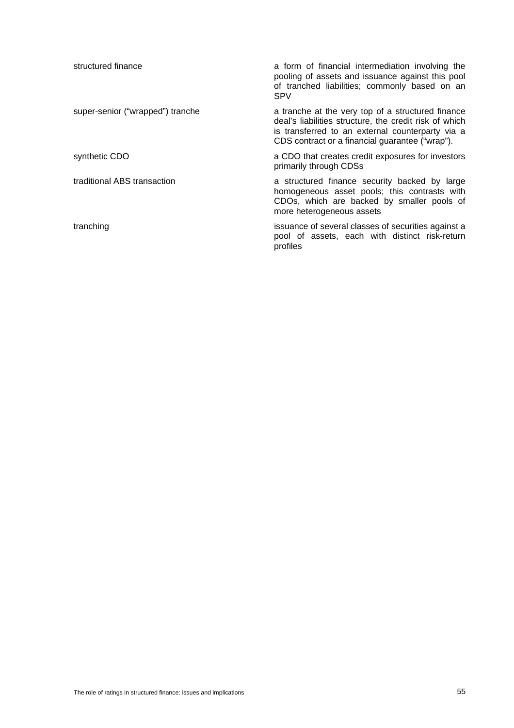| | |
|---|---|
| structured finance | a form of financial intermediation involving the pooling of assets and issuance against this pool of tranched liabilities; commonly based on an SPV |
| super-senior ("wrapped") tranche | a tranche at the very top of a structured finance deal's liabilities structure, the credit risk of which is transferred to an external counterparty via a CDS contract or a financial guarantee ("wrap"). |
| synthetic CDO | a CDO that creates credit exposures for investors primarily through CDSs |
| traditional ABS transaction | a structured finance security backed by large homogeneous asset pools; this contrasts with CDOs, which are backed by smaller pools of more heterogeneous assets |
| tranching | issuance of several classes of securities against a pool of assets, each with distinct risk-return profiles |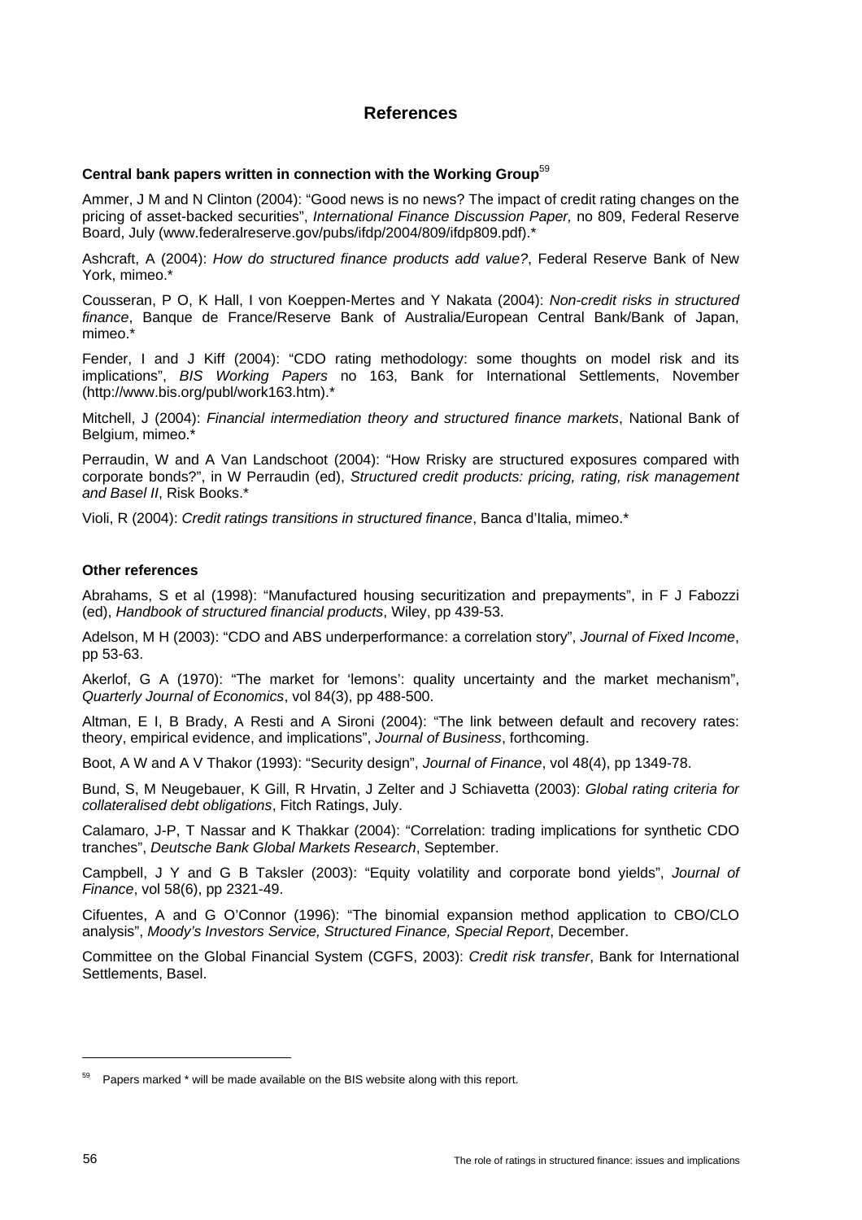# References

### Central bank papers written in connection with the Working Group[59]

Ammer, J M and N Clinton (2004): "Good news is no news? The impact of credit rating changes on the pricing of asset-backed securities", *International Finance Discussion Paper,* no 809, Federal Reserve Board, July (www.federalreserve.gov/pubs/ifdp/2004/809/ifdp809.pdf).*

Ashcraft, A (2004): *How do structured finance products add value?*, Federal Reserve Bank of New York, mimeo.*

Cousseran, P O, K Hall, I von Koeppen-Mertes and Y Nakata (2004): *Non-credit risks in structured finance*, Banque de France/Reserve Bank of Australia/European Central Bank/Bank of Japan, mimeo.*

Fender, I and J Kiff (2004): "CDO rating methodology: some thoughts on model risk and its implications", *BIS Working Papers* no 163, Bank for International Settlements, November (http://www.bis.org/publ/work163.htm).*

Mitchell, J (2004): *Financial intermediation theory and structured finance markets*, National Bank of Belgium, mimeo.*

Perraudin, W and A Van Landschoot (2004): "How Rrisky are structured exposures compared with corporate bonds?", in W Perraudin (ed), *Structured credit products: pricing, rating, risk management and Basel II*, Risk Books.*

Violi, R (2004): *Credit ratings transitions in structured finance*, Banca d'Italia, mimeo.*

### Other references

Abrahams, S et al (1998): "Manufactured housing securitization and prepayments", in F J Fabozzi (ed), *Handbook of structured financial products*, Wiley, pp 439-53.

Adelson, M H (2003): "CDO and ABS underperformance: a correlation story", *Journal of Fixed Income*, pp 53-63.

Akerlof, G A (1970): "The market for 'lemons': quality uncertainty and the market mechanism", *Quarterly Journal of Economics*, vol 84(3), pp 488-500.

Altman, E I, B Brady, A Resti and A Sironi (2004): "The link between default and recovery rates: theory, empirical evidence, and implications", *Journal of Business*, forthcoming.

Boot, A W and A V Thakor (1993): "Security design", *Journal of Finance*, vol 48(4), pp 1349-78.

Bund, S, M Neugebauer, K Gill, R Hrvatin, J Zelter and J Schiavetta (2003): *Global rating criteria for collateralised debt obligations*, Fitch Ratings, July.

Calamaro, J-P, T Nassar and K Thakkar (2004): "Correlation: trading implications for synthetic CDO tranches", *Deutsche Bank Global Markets Research*, September.

Campbell, J Y and G B Taksler (2003): "Equity volatility and corporate bond yields", *Journal of Finance*, vol 58(6), pp 2321-49.

Cifuentes, A and G O'Connor (1996): "The binomial expansion method application to CBO/CLO analysis", *Moody's Investors Service, Structured Finance, Special Report*, December.

Committee on the Global Financial System (CGFS, 2003): *Credit risk transfer*, Bank for International Settlements, Basel.

---

[59] Papers marked * will be made available on the BIS website along with this report.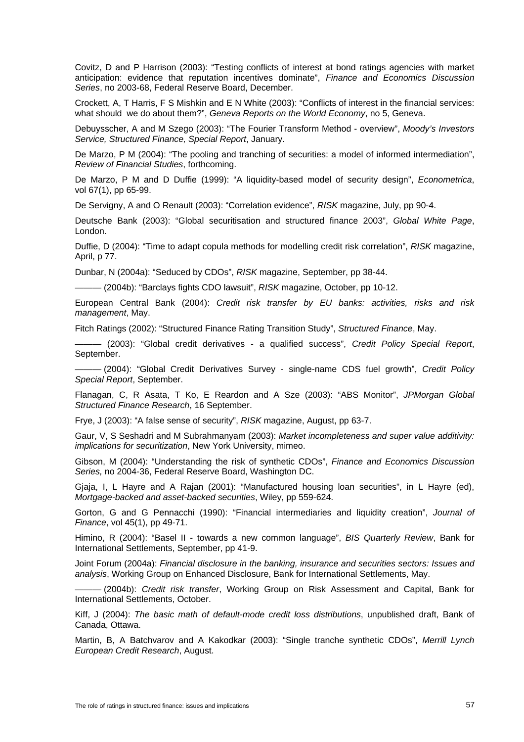Covitz, D and P Harrison (2003): “Testing conflicts of interest at bond ratings agencies with market anticipation: evidence that reputation incentives dominate”, *Finance and Economics Discussion Series*, no 2003-68, Federal Reserve Board, December.

Crockett, A, T Harris, F S Mishkin and E N White (2003): “Conflicts of interest in the financial services: what should we do about them?”, *Geneva Reports on the World Economy*, no 5, Geneva.

Debuysscher, A and M Szego (2003): “The Fourier Transform Method - overview”, *Moody’s Investors Service, Structured Finance, Special Report*, January.

De Marzo, P M (2004): “The pooling and tranching of securities: a model of informed intermediation”, *Review of Financial Studies*, forthcoming.

De Marzo, P M and D Duffie (1999): “A liquidity-based model of security design”, *Econometrica*, vol 67(1), pp 65-99.

De Servigny, A and O Renault (2003): “Correlation evidence”, *RISK* magazine, July, pp 90-4.

Deutsche Bank (2003): “Global securitisation and structured finance 2003”, *Global White Page*, London.

Duffie, D (2004): “Time to adapt copula methods for modelling credit risk correlation”, *RISK* magazine, April, p 77.

Dunbar, N (2004a): “Seduced by CDOs”, *RISK* magazine, September, pp 38-44.

——— (2004b): “Barclays fights CDO lawsuit”, *RISK* magazine, October, pp 10-12.

European Central Bank (2004): *Credit risk transfer by EU banks: activities, risks and risk management*, May.

Fitch Ratings (2002): “Structured Finance Rating Transition Study”, *Structured Finance*, May.

——— (2003): “Global credit derivatives - a qualified success”, *Credit Policy Special Report*, September.

——— (2004): “Global Credit Derivatives Survey - single-name CDS fuel growth”, *Credit Policy Special Report*, September.

Flanagan, C, R Asata, T Ko, E Reardon and A Sze (2003): “ABS Monitor”, *JPMorgan Global Structured Finance Research*, 16 September.

Frye, J (2003): “A false sense of security”, *RISK* magazine, August, pp 63-7.

Gaur, V, S Seshadri and M Subrahmanyam (2003): *Market incompleteness and super value additivity: implications for securitization*, New York University, mimeo.

Gibson, M (2004): “Understanding the risk of synthetic CDOs”, *Finance and Economics Discussion Series,* no 2004-36, Federal Reserve Board, Washington DC.

Gjaja, I, L Hayre and A Rajan (2001): “Manufactured housing loan securities”, in L Hayre (ed), *Mortgage-backed and asset-backed securities*, Wiley, pp 559-624.

Gorton, G and G Pennacchi (1990): “Financial intermediaries and liquidity creation”, *Journal of Finance*, vol 45(1), pp 49-71.

Himino, R (2004): “Basel II - towards a new common language”, *BIS Quarterly Review*, Bank for International Settlements, September, pp 41-9.

Joint Forum (2004a): *Financial disclosure in the banking, insurance and securities sectors: Issues and analysis*, Working Group on Enhanced Disclosure, Bank for International Settlements, May.

——— (2004b): *Credit risk transfer*, Working Group on Risk Assessment and Capital, Bank for International Settlements, October.

Kiff, J (2004): *The basic math of default-mode credit loss distributions*, unpublished draft, Bank of Canada, Ottawa.

Martin, B, A Batchvarov and A Kakodkar (2003): “Single tranche synthetic CDOs”, *Merrill Lynch European Credit Research*, August.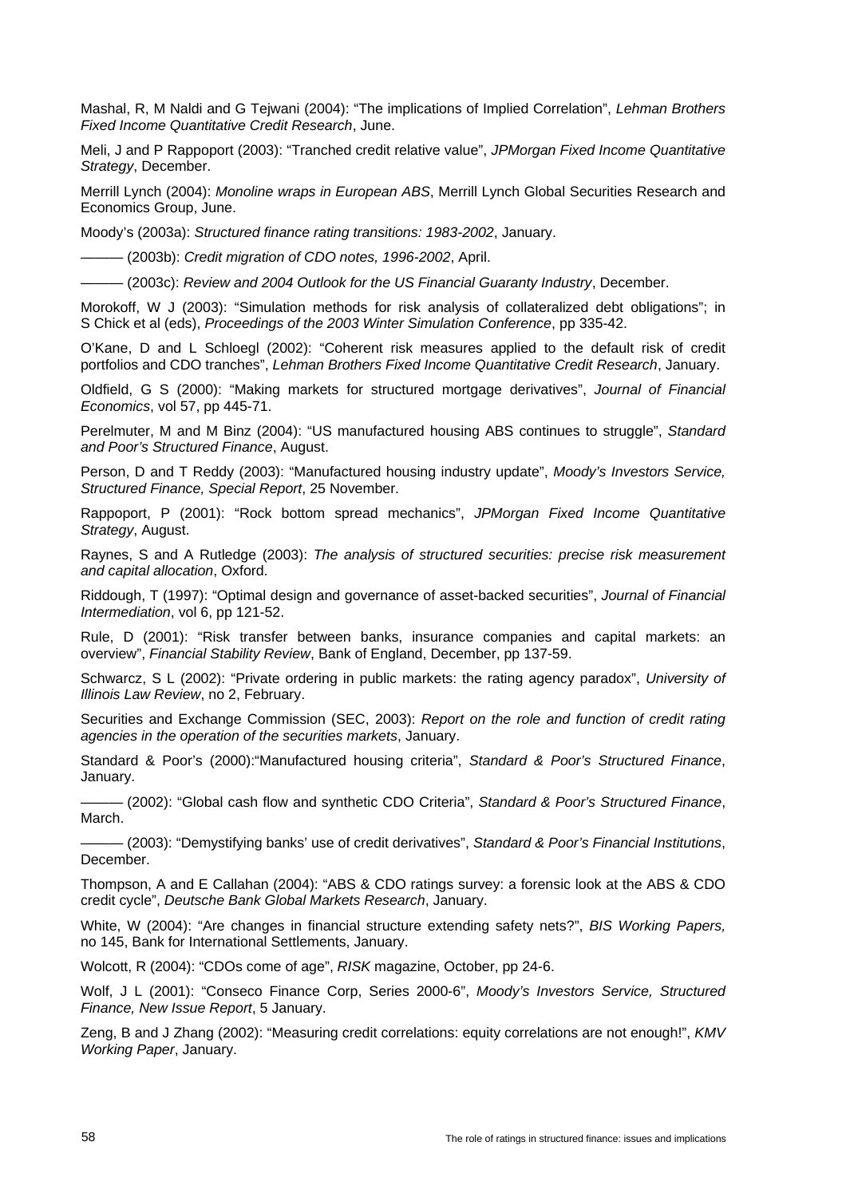Mashal, R, M Naldi and G Tejwani (2004): "The implications of Implied Correlation", *Lehman Brothers Fixed Income Quantitative Credit Research*, June.

Meli, J and P Rappoport (2003): "Tranched credit relative value", *JPMorgan Fixed Income Quantitative Strategy*, December.

Merrill Lynch (2004): *Monoline wraps in European ABS*, Merrill Lynch Global Securities Research and Economics Group, June.

Moody's (2003a): *Structured finance rating transitions: 1983-2002*, January.

——— (2003b): *Credit migration of CDO notes, 1996-2002*, April.

——— (2003c): *Review and 2004 Outlook for the US Financial Guaranty Industry*, December.

Morokoff, W J (2003): "Simulation methods for risk analysis of collateralized debt obligations"; in S Chick et al (eds), *Proceedings of the 2003 Winter Simulation Conference*, pp 335-42.

O'Kane, D and L Schloegl (2002): "Coherent risk measures applied to the default risk of credit portfolios and CDO tranches", *Lehman Brothers Fixed Income Quantitative Credit Research*, January.

Oldfield, G S (2000): "Making markets for structured mortgage derivatives", *Journal of Financial Economics*, vol 57, pp 445-71.

Perelmuter, M and M Binz (2004): "US manufactured housing ABS continues to struggle", *Standard and Poor's Structured Finance*, August.

Person, D and T Reddy (2003): "Manufactured housing industry update", *Moody's Investors Service, Structured Finance, Special Report*, 25 November.

Rappoport, P (2001): "Rock bottom spread mechanics", *JPMorgan Fixed Income Quantitative Strategy*, August.

Raynes, S and A Rutledge (2003): *The analysis of structured securities: precise risk measurement and capital allocation*, Oxford.

Riddough, T (1997): "Optimal design and governance of asset-backed securities", *Journal of Financial Intermediation*, vol 6, pp 121-52.

Rule, D (2001): "Risk transfer between banks, insurance companies and capital markets: an overview", *Financial Stability Review*, Bank of England, December, pp 137-59.

Schwarcz, S L (2002): "Private ordering in public markets: the rating agency paradox", *University of Illinois Law Review*, no 2, February.

Securities and Exchange Commission (SEC, 2003): *Report on the role and function of credit rating agencies in the operation of the securities markets*, January.

Standard & Poor's (2000):"Manufactured housing criteria", *Standard & Poor's Structured Finance*, January.

——— (2002): "Global cash flow and synthetic CDO Criteria", *Standard & Poor's Structured Finance*, March.

——— (2003): "Demystifying banks' use of credit derivatives", *Standard & Poor's Financial Institutions*, December.

Thompson, A and E Callahan (2004): "ABS & CDO ratings survey: a forensic look at the ABS & CDO credit cycle", *Deutsche Bank Global Markets Research*, January.

White, W (2004): "Are changes in financial structure extending safety nets?", *BIS Working Papers,* no 145, Bank for International Settlements, January.

Wolcott, R (2004): "CDOs come of age", *RISK* magazine, October, pp 24-6.

Wolf, J L (2001): "Conseco Finance Corp, Series 2000-6", *Moody's Investors Service, Structured Finance, New Issue Report*, 5 January.

Zeng, B and J Zhang (2002): "Measuring credit correlations: equity correlations are not enough!", *KMV Working Paper*, January.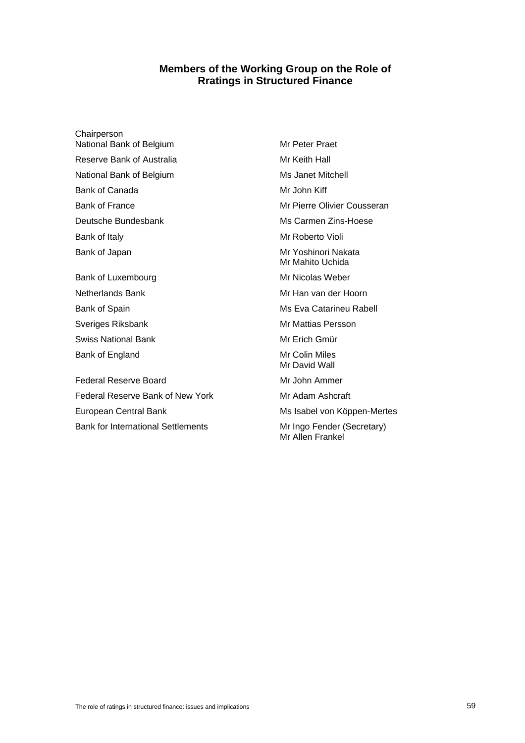# Members of the Working Group on the Role of Rratings in Structured Finance

| | |
|---|---|
| Chairperson<br>National Bank of Belgium | Mr Peter Praet |
| Reserve Bank of Australia | Mr Keith Hall |
| National Bank of Belgium | Ms Janet Mitchell |
| Bank of Canada | Mr John Kiff |
| Bank of France | Mr Pierre Olivier Cousseran |
| Deutsche Bundesbank | Ms Carmen Zins-Hoese |
| Bank of Italy | Mr Roberto Violi |
| Bank of Japan | Mr Yoshinori Nakata<br>Mr Mahito Uchida |
| Bank of Luxembourg | Mr Nicolas Weber |
| Netherlands Bank | Mr Han van der Hoorn |
| Bank of Spain | Ms Eva Catarineu Rabell |
| Sveriges Riksbank | Mr Mattias Persson |
| Swiss National Bank | Mr Erich Gmür |
| Bank of England | Mr Colin Miles<br>Mr David Wall |
| Federal Reserve Board | Mr John Ammer |
| Federal Reserve Bank of New York | Mr Adam Ashcraft |
| European Central Bank | Ms Isabel von Köppen-Mertes |
| Bank for International Settlements | Mr Ingo Fender (Secretary)<br>Mr Allen Frankel |